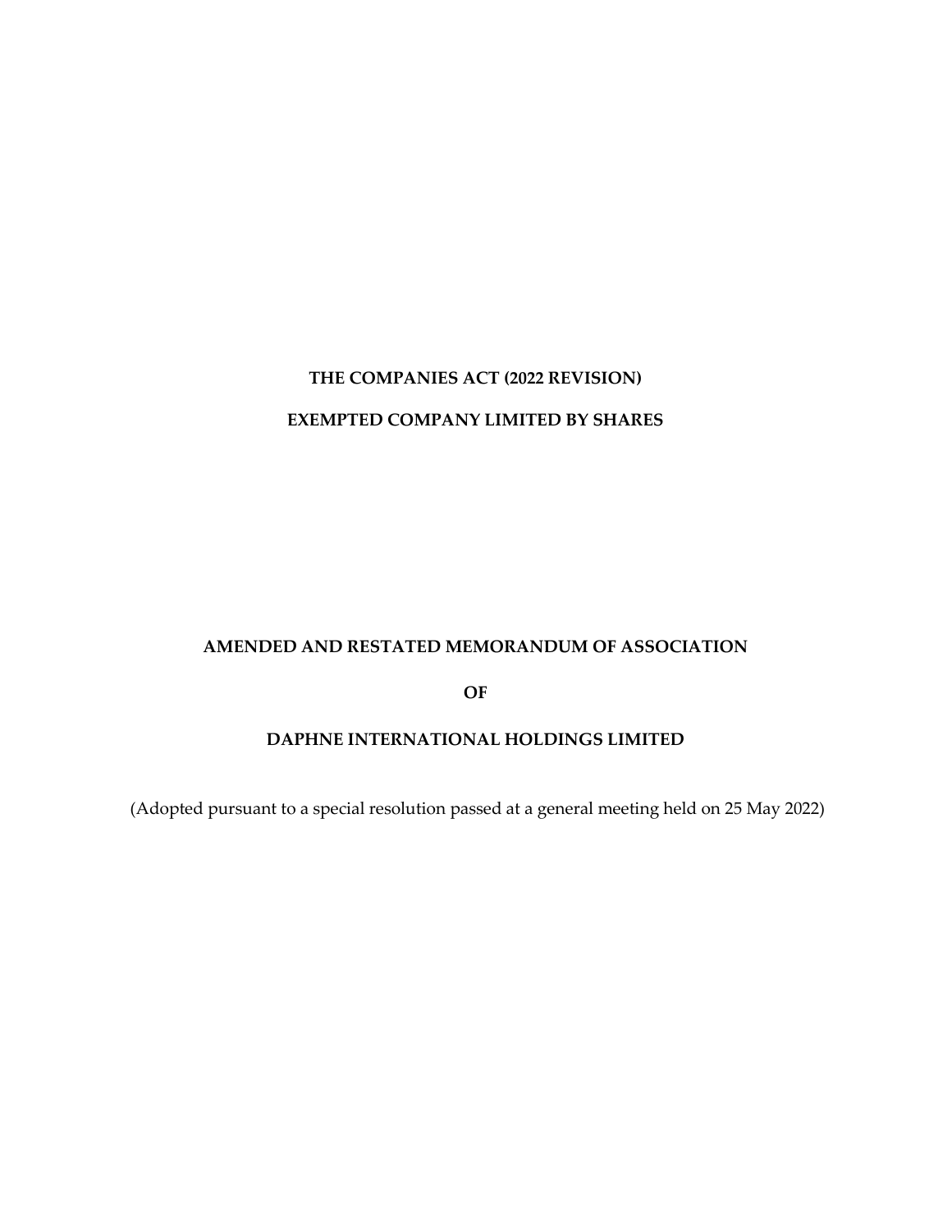**THE COMPANIES ACT (2022 REVISION)**

**EXEMPTED COMPANY LIMITED BY SHARES**

# AMENDED AND RESTATED MEMORANDUM OF ASSOCIATION

# OF

# DAPHNE INTERNATIONAL HOLDINGS LIMITED

(Adopted pursuant to a special resolution passed at a general meeting held on 25 May 2022)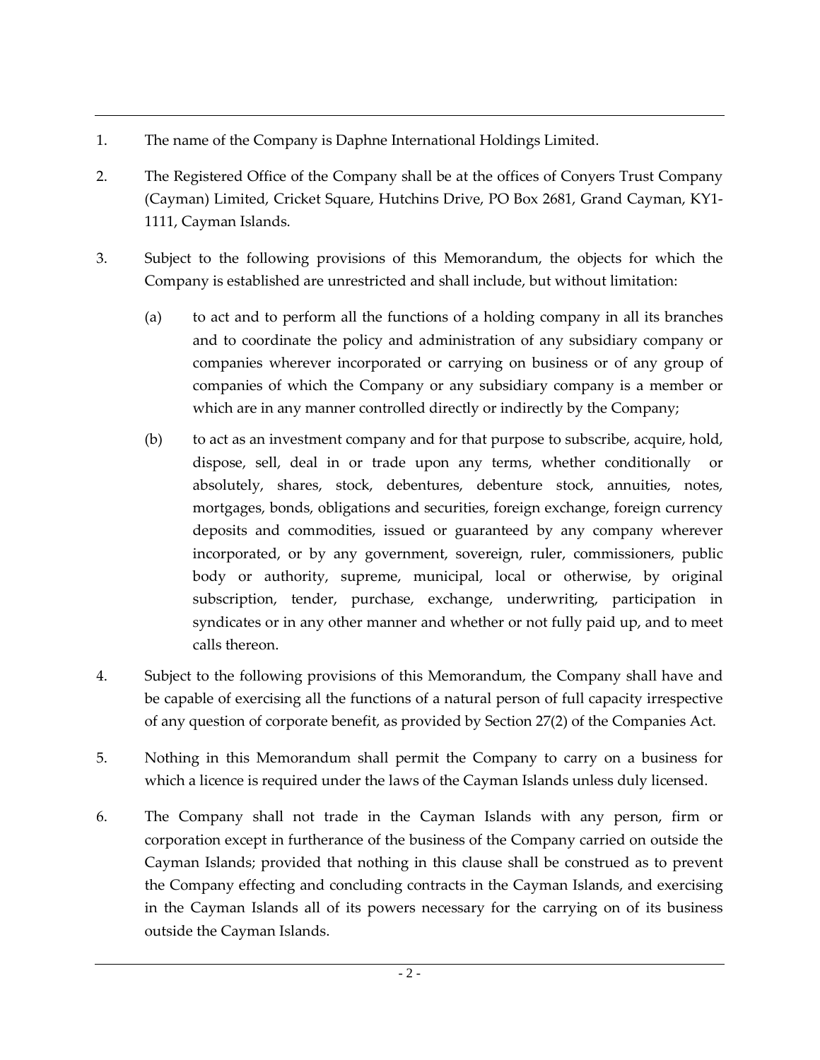1. The name of the Company is Daphne International Holdings Limited.

2. The Registered Office of the Company shall be at the offices of Conyers Trust Company (Cayman) Limited, Cricket Square, Hutchins Drive, PO Box 2681, Grand Cayman, KY1-1111, Cayman Islands.

3. Subject to the following provisions of this Memorandum, the objects for which the Company is established are unrestricted and shall include, but without limitation:

   (a) to act and to perform all the functions of a holding company in all its branches and to coordinate the policy and administration of any subsidiary company or companies wherever incorporated or carrying on business or of any group of companies of which the Company or any subsidiary company is a member or which are in any manner controlled directly or indirectly by the Company;

   (b) to act as an investment company and for that purpose to subscribe, acquire, hold, dispose, sell, deal in or trade upon any terms, whether conditionally or absolutely, shares, stock, debentures, debenture stock, annuities, notes, mortgages, bonds, obligations and securities, foreign exchange, foreign currency deposits and commodities, issued or guaranteed by any company wherever incorporated, or by any government, sovereign, ruler, commissioners, public body or authority, supreme, municipal, local or otherwise, by original subscription, tender, purchase, exchange, underwriting, participation in syndicates or in any other manner and whether or not fully paid up, and to meet calls thereon.

4. Subject to the following provisions of this Memorandum, the Company shall have and be capable of exercising all the functions of a natural person of full capacity irrespective of any question of corporate benefit, as provided by Section 27(2) of the Companies Act.

5. Nothing in this Memorandum shall permit the Company to carry on a business for which a licence is required under the laws of the Cayman Islands unless duly licensed.

6. The Company shall not trade in the Cayman Islands with any person, firm or corporation except in furtherance of the business of the Company carried on outside the Cayman Islands; provided that nothing in this clause shall be construed as to prevent the Company effecting and concluding contracts in the Cayman Islands, and exercising in the Cayman Islands all of its powers necessary for the carrying on of its business outside the Cayman Islands.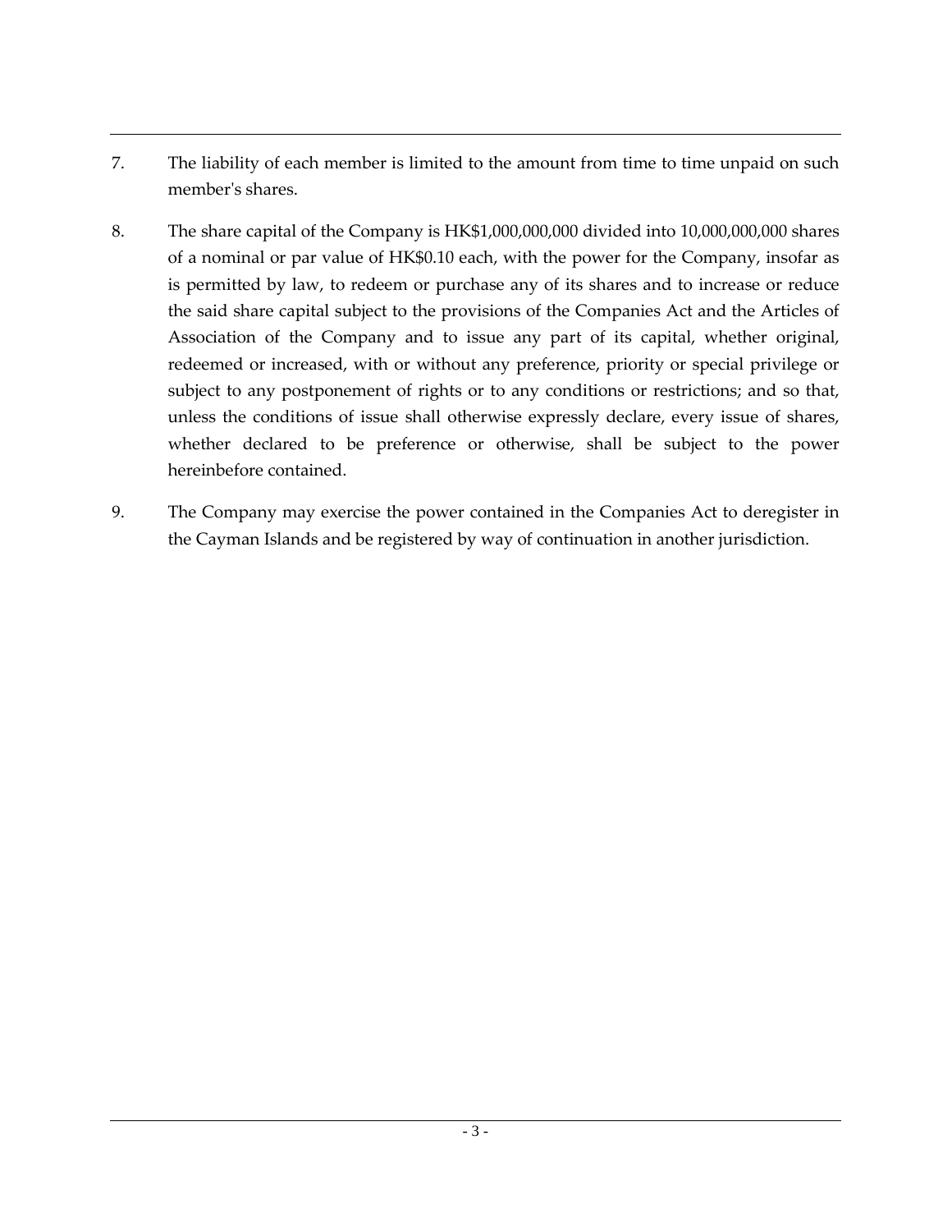7. The liability of each member is limited to the amount from time to time unpaid on such member's shares.

8. The share capital of the Company is HK$1,000,000,000 divided into 10,000,000,000 shares of a nominal or par value of HK$0.10 each, with the power for the Company, insofar as is permitted by law, to redeem or purchase any of its shares and to increase or reduce the said share capital subject to the provisions of the Companies Act and the Articles of Association of the Company and to issue any part of its capital, whether original, redeemed or increased, with or without any preference, priority or special privilege or subject to any postponement of rights or to any conditions or restrictions; and so that, unless the conditions of issue shall otherwise expressly declare, every issue of shares, whether declared to be preference or otherwise, shall be subject to the power hereinbefore contained.

9. The Company may exercise the power contained in the Companies Act to deregister in the Cayman Islands and be registered by way of continuation in another jurisdiction.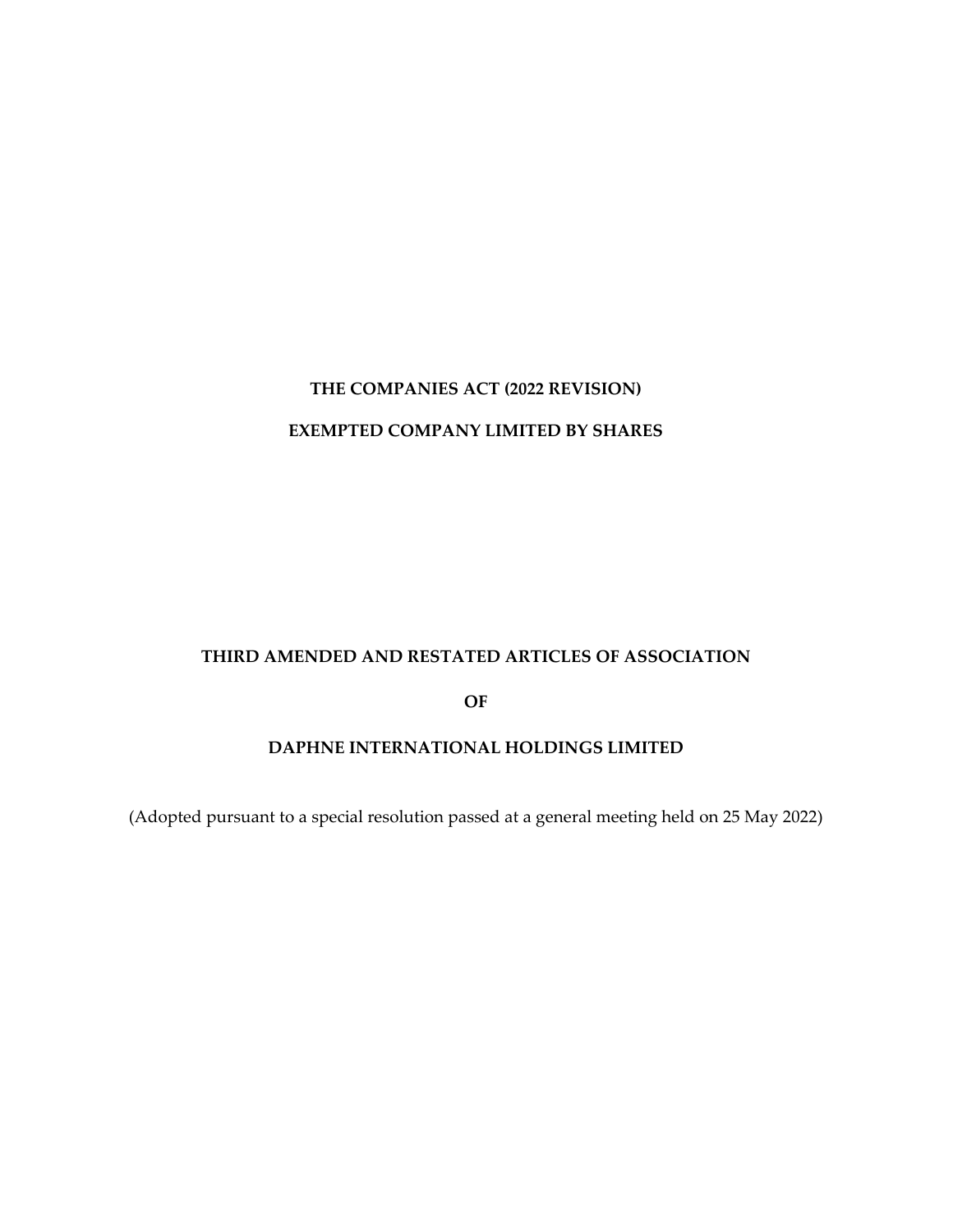**THE COMPANIES ACT (2022 REVISION)**

**EXEMPTED COMPANY LIMITED BY SHARES**

**THIRD AMENDED AND RESTATED ARTICLES OF ASSOCIATION**

**OF**

**DAPHNE INTERNATIONAL HOLDINGS LIMITED**

(Adopted pursuant to a special resolution passed at a general meeting held on 25 May 2022)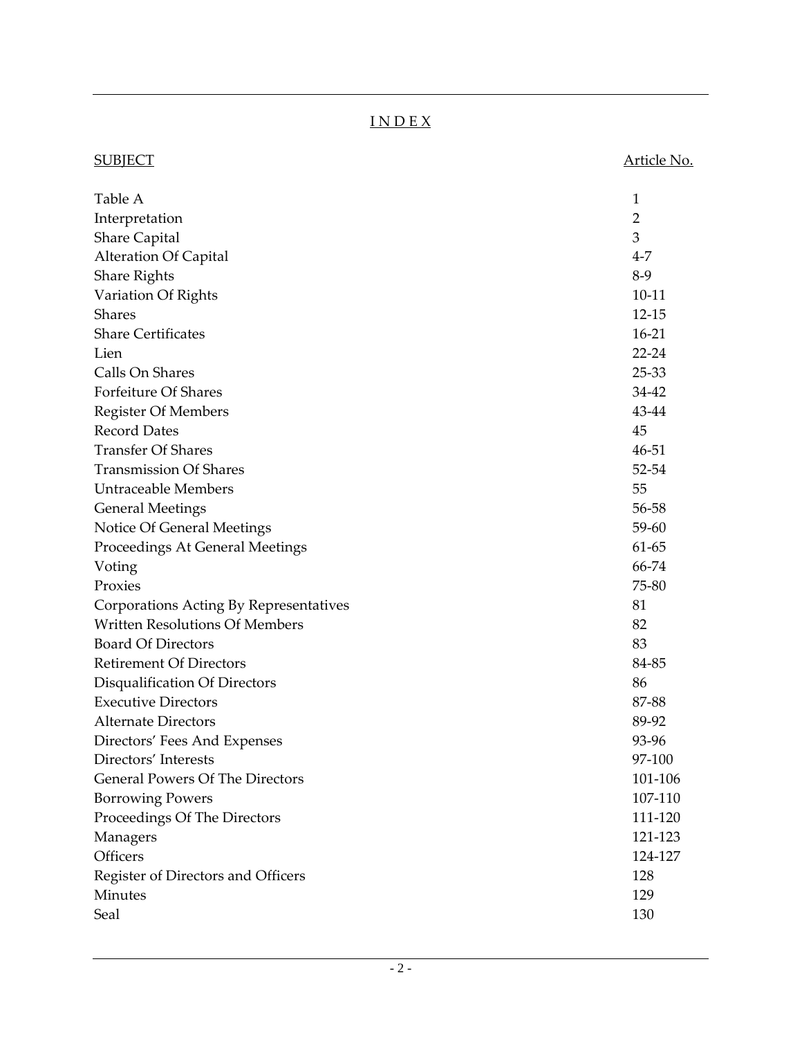# INDEX

| SUBJECT | Article No. |
| --- | --- |
| Table A | 1 |
| Interpretation | 2 |
| Share Capital | 3 |
| Alteration Of Capital | 4-7 |
| Share Rights | 8-9 |
| Variation Of Rights | 10-11 |
| Shares | 12-15 |
| Share Certificates | 16-21 |
| Lien | 22-24 |
| Calls On Shares | 25-33 |
| Forfeiture Of Shares | 34-42 |
| Register Of Members | 43-44 |
| Record Dates | 45 |
| Transfer Of Shares | 46-51 |
| Transmission Of Shares | 52-54 |
| Untraceable Members | 55 |
| General Meetings | 56-58 |
| Notice Of General Meetings | 59-60 |
| Proceedings At General Meetings | 61-65 |
| Voting | 66-74 |
| Proxies | 75-80 |
| Corporations Acting By Representatives | 81 |
| Written Resolutions Of Members | 82 |
| Board Of Directors | 83 |
| Retirement Of Directors | 84-85 |
| Disqualification Of Directors | 86 |
| Executive Directors | 87-88 |
| Alternate Directors | 89-92 |
| Directors' Fees And Expenses | 93-96 |
| Directors' Interests | 97-100 |
| General Powers Of The Directors | 101-106 |
| Borrowing Powers | 107-110 |
| Proceedings Of The Directors | 111-120 |
| Managers | 121-123 |
| Officers | 124-127 |
| Register of Directors and Officers | 128 |
| Minutes | 129 |
| Seal | 130 |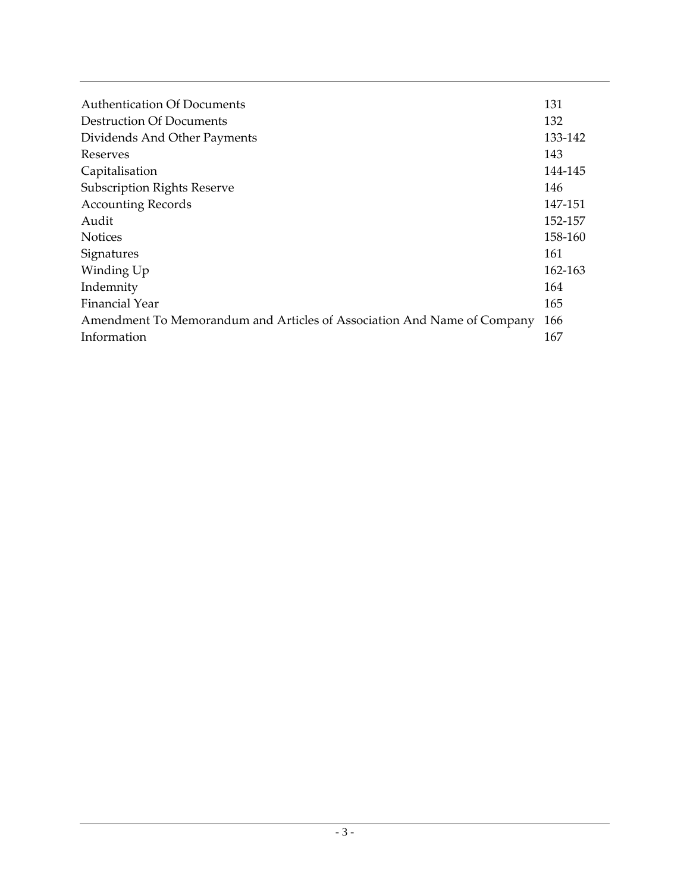| | |
|---|---|
| Authentication Of Documents | 131 |
| Destruction Of Documents | 132 |
| Dividends And Other Payments | 133-142 |
| Reserves | 143 |
| Capitalisation | 144-145 |
| Subscription Rights Reserve | 146 |
| Accounting Records | 147-151 |
| Audit | 152-157 |
| Notices | 158-160 |
| Signatures | 161 |
| Winding Up | 162-163 |
| Indemnity | 164 |
| Financial Year | 165 |
| Amendment To Memorandum and Articles of Association And Name of Company | 166 |
| Information | 167 |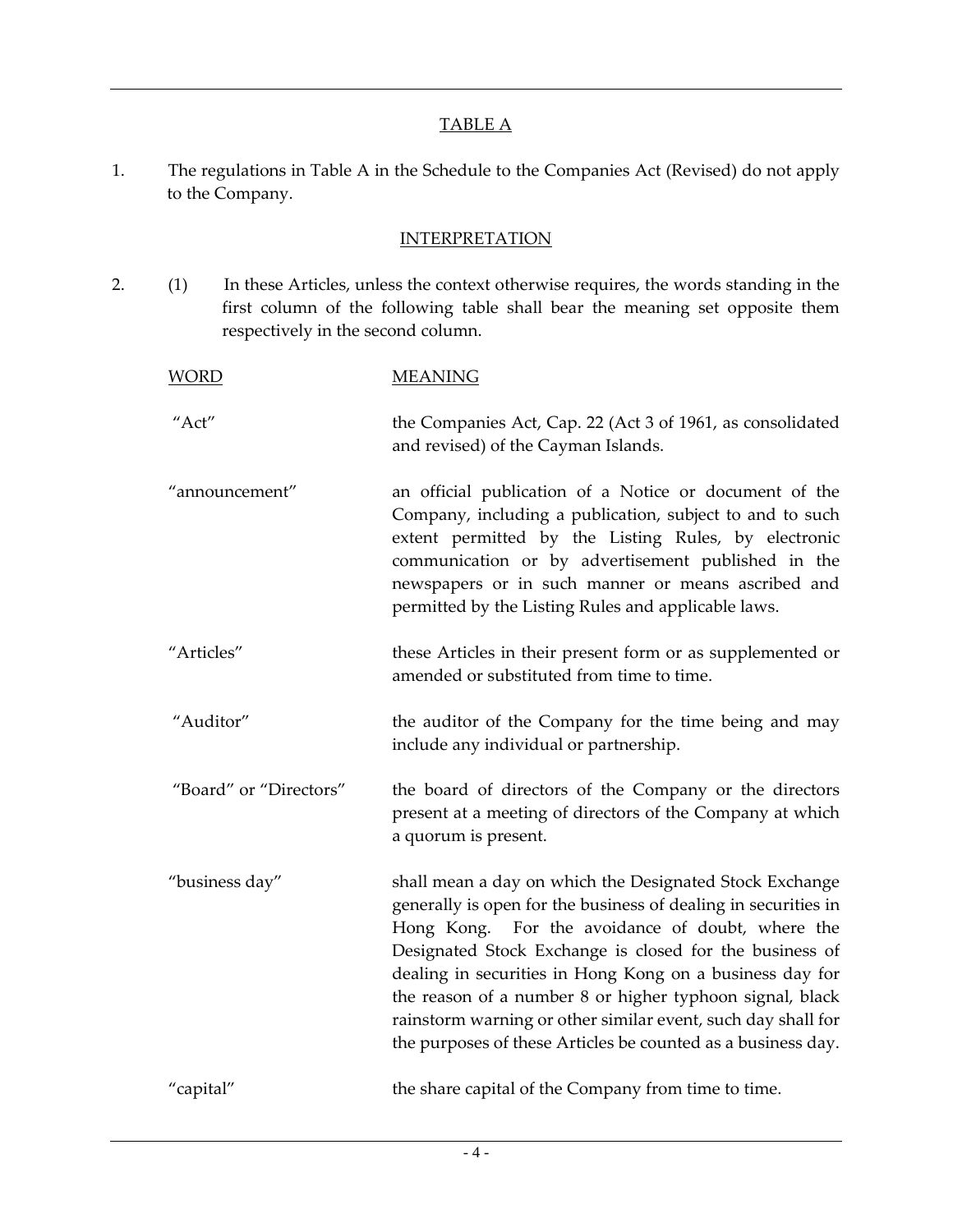## TABLE A

1. The regulations in Table A in the Schedule to the Companies Act (Revised) do not apply to the Company.

## INTERPRETATION

2. (1) In these Articles, unless the context otherwise requires, the words standing in the first column of the following table shall bear the meaning set opposite them respectively in the second column.

| WORD | MEANING |
|---|---|
| "Act" | the Companies Act, Cap. 22 (Act 3 of 1961, as consolidated and revised) of the Cayman Islands. |
| "announcement" | an official publication of a Notice or document of the Company, including a publication, subject to and to such extent permitted by the Listing Rules, by electronic communication or by advertisement published in the newspapers or in such manner or means ascribed and permitted by the Listing Rules and applicable laws. |
| "Articles" | these Articles in their present form or as supplemented or amended or substituted from time to time. |
| "Auditor" | the auditor of the Company for the time being and may include any individual or partnership. |
| "Board" or "Directors" | the board of directors of the Company or the directors present at a meeting of directors of the Company at which a quorum is present. |
| "business day" | shall mean a day on which the Designated Stock Exchange generally is open for the business of dealing in securities in Hong Kong. For the avoidance of doubt, where the Designated Stock Exchange is closed for the business of dealing in securities in Hong Kong on a business day for the reason of a number 8 or higher typhoon signal, black rainstorm warning or other similar event, such day shall for the purposes of these Articles be counted as a business day. |
| "capital" | the share capital of the Company from time to time. |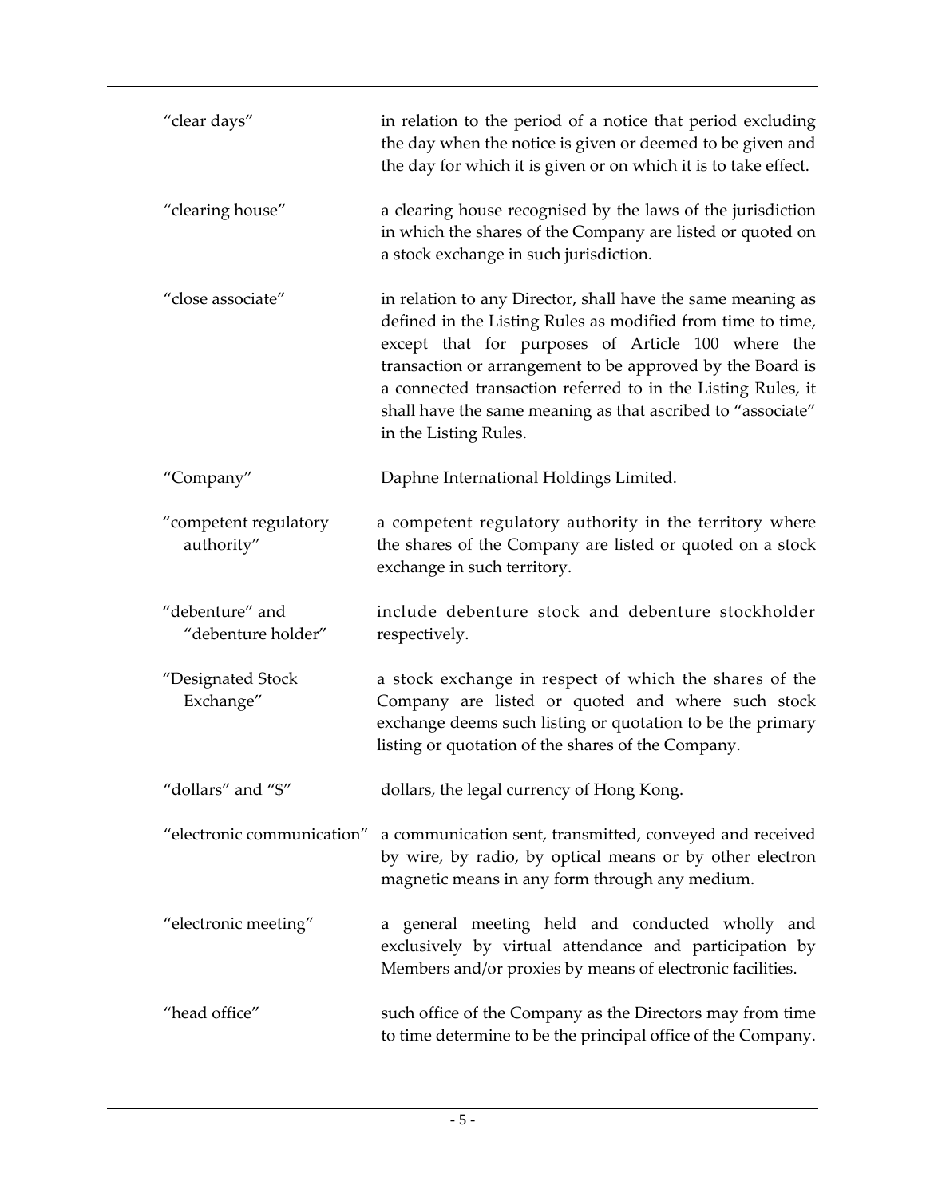| | |
|---|---|
| "clear days" | in relation to the period of a notice that period excluding the day when the notice is given or deemed to be given and the day for which it is given or on which it is to take effect. |
| "clearing house" | a clearing house recognised by the laws of the jurisdiction in which the shares of the Company are listed or quoted on a stock exchange in such jurisdiction. |
| "close associate" | in relation to any Director, shall have the same meaning as defined in the Listing Rules as modified from time to time, except that for purposes of Article 100 where the transaction or arrangement to be approved by the Board is a connected transaction referred to in the Listing Rules, it shall have the same meaning as that ascribed to "associate" in the Listing Rules. |
| "Company" | Daphne International Holdings Limited. |
| "competent regulatory authority" | a competent regulatory authority in the territory where the shares of the Company are listed or quoted on a stock exchange in such territory. |
| "debenture" and "debenture holder" | include debenture stock and debenture stockholder respectively. |
| "Designated Stock Exchange" | a stock exchange in respect of which the shares of the Company are listed or quoted and where such stock exchange deems such listing or quotation to be the primary listing or quotation of the shares of the Company. |
| "dollars" and "$" | dollars, the legal currency of Hong Kong. |
| "electronic communication" | a communication sent, transmitted, conveyed and received by wire, by radio, by optical means or by other electron magnetic means in any form through any medium. |
| "electronic meeting" | a general meeting held and conducted wholly and exclusively by virtual attendance and participation by Members and/or proxies by means of electronic facilities. |
| "head office" | such office of the Company as the Directors may from time to time determine to be the principal office of the Company. |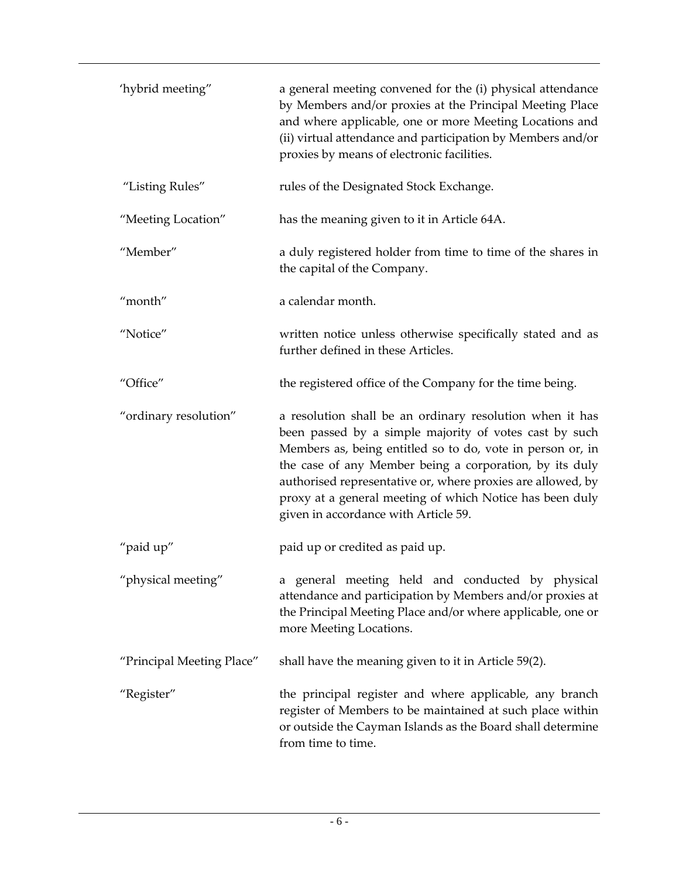| | |
|---|---|
| 'hybrid meeting" | a general meeting convened for the (i) physical attendance by Members and/or proxies at the Principal Meeting Place and where applicable, one or more Meeting Locations and (ii) virtual attendance and participation by Members and/or proxies by means of electronic facilities. |
| "Listing Rules" | rules of the Designated Stock Exchange. |
| "Meeting Location" | has the meaning given to it in Article 64A. |
| "Member" | a duly registered holder from time to time of the shares in the capital of the Company. |
| "month" | a calendar month. |
| "Notice" | written notice unless otherwise specifically stated and as further defined in these Articles. |
| "Office" | the registered office of the Company for the time being. |
| "ordinary resolution" | a resolution shall be an ordinary resolution when it has been passed by a simple majority of votes cast by such Members as, being entitled so to do, vote in person or, in the case of any Member being a corporation, by its duly authorised representative or, where proxies are allowed, by proxy at a general meeting of which Notice has been duly given in accordance with Article 59. |
| "paid up" | paid up or credited as paid up. |
| "physical meeting" | a general meeting held and conducted by physical attendance and participation by Members and/or proxies at the Principal Meeting Place and/or where applicable, one or more Meeting Locations. |
| "Principal Meeting Place" | shall have the meaning given to it in Article 59(2). |
| "Register" | the principal register and where applicable, any branch register of Members to be maintained at such place within or outside the Cayman Islands as the Board shall determine from time to time. |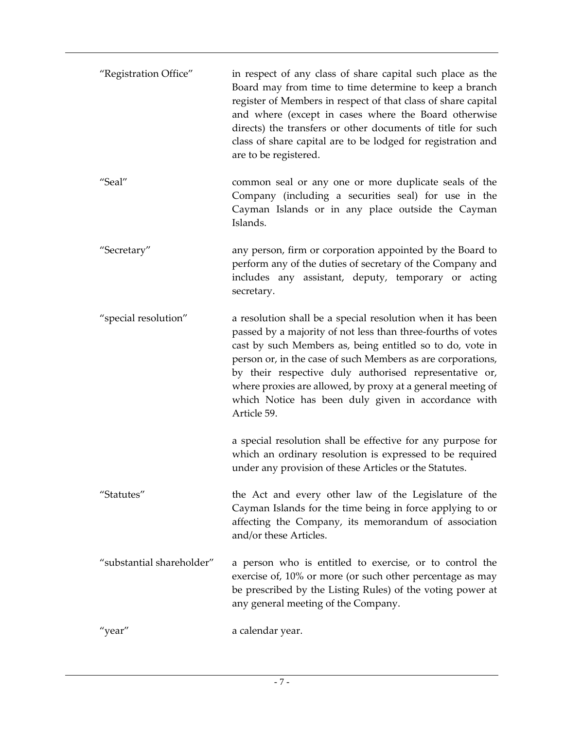| | |
|---|---|
| "Registration Office" | in respect of any class of share capital such place as the Board may from time to time determine to keep a branch register of Members in respect of that class of share capital and where (except in cases where the Board otherwise directs) the transfers or other documents of title for such class of share capital are to be lodged for registration and are to be registered. |
| "Seal" | common seal or any one or more duplicate seals of the Company (including a securities seal) for use in the Cayman Islands or in any place outside the Cayman Islands. |
| "Secretary" | any person, firm or corporation appointed by the Board to perform any of the duties of secretary of the Company and includes any assistant, deputy, temporary or acting secretary. |
| "special resolution" | a resolution shall be a special resolution when it has been passed by a majority of not less than three-fourths of votes cast by such Members as, being entitled so to do, vote in person or, in the case of such Members as are corporations, by their respective duly authorised representative or, where proxies are allowed, by proxy at a general meeting of which Notice has been duly given in accordance with Article 59.<br><br>a special resolution shall be effective for any purpose for which an ordinary resolution is expressed to be required under any provision of these Articles or the Statutes. |
| "Statutes" | the Act and every other law of the Legislature of the Cayman Islands for the time being in force applying to or affecting the Company, its memorandum of association and/or these Articles. |
| "substantial shareholder" | a person who is entitled to exercise, or to control the exercise of, 10% or more (or such other percentage as may be prescribed by the Listing Rules) of the voting power at any general meeting of the Company. |
| "year" | a calendar year. |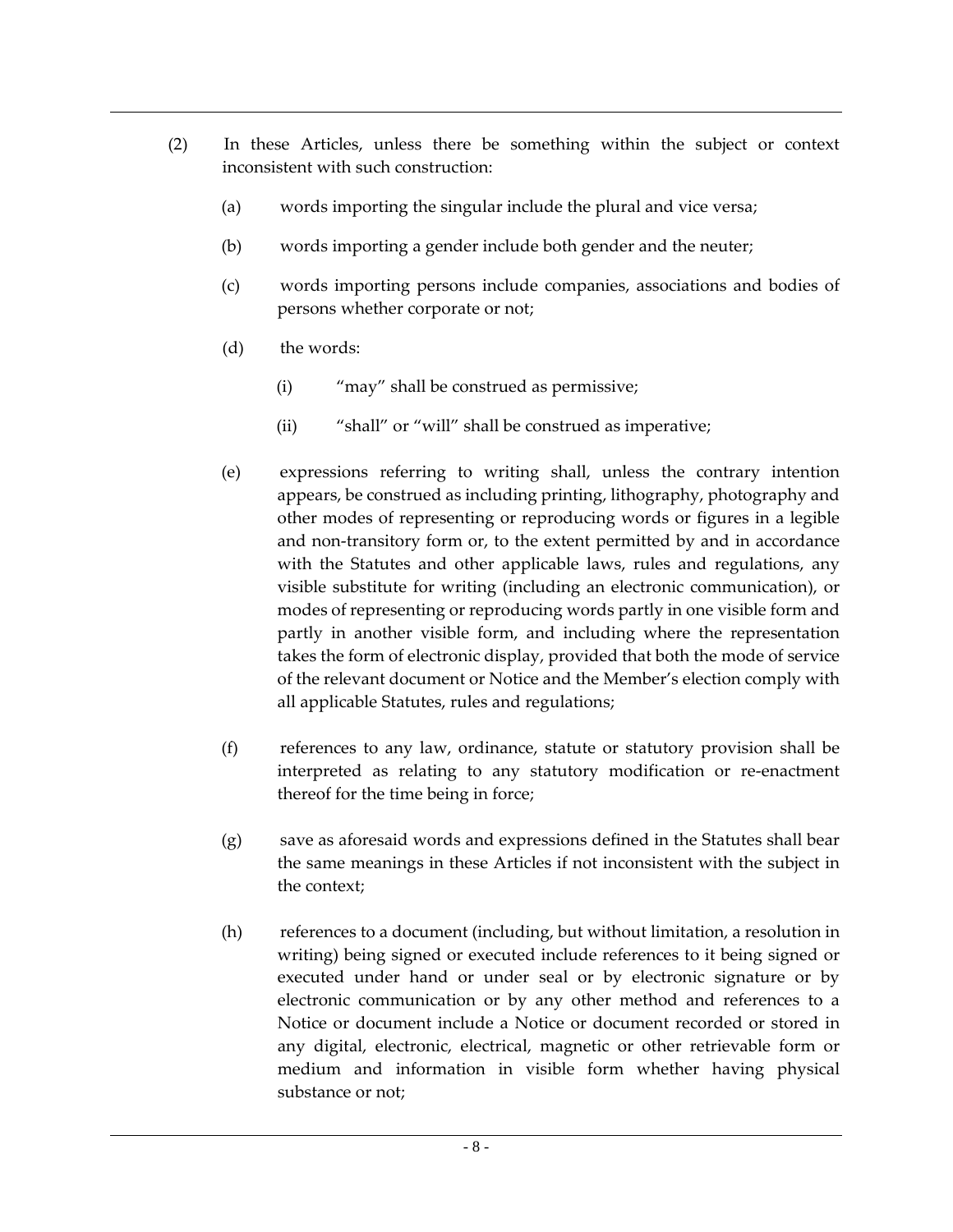(2) In these Articles, unless there be something within the subject or context inconsistent with such construction:

(a) words importing the singular include the plural and vice versa;

(b) words importing a gender include both gender and the neuter;

(c) words importing persons include companies, associations and bodies of persons whether corporate or not;

(d) the words:

(i) "may" shall be construed as permissive;

(ii) "shall" or "will" shall be construed as imperative;

(e) expressions referring to writing shall, unless the contrary intention appears, be construed as including printing, lithography, photography and other modes of representing or reproducing words or figures in a legible and non-transitory form or, to the extent permitted by and in accordance with the Statutes and other applicable laws, rules and regulations, any visible substitute for writing (including an electronic communication), or modes of representing or reproducing words partly in one visible form and partly in another visible form, and including where the representation takes the form of electronic display, provided that both the mode of service of the relevant document or Notice and the Member's election comply with all applicable Statutes, rules and regulations;

(f) references to any law, ordinance, statute or statutory provision shall be interpreted as relating to any statutory modification or re-enactment thereof for the time being in force;

(g) save as aforesaid words and expressions defined in the Statutes shall bear the same meanings in these Articles if not inconsistent with the subject in the context;

(h) references to a document (including, but without limitation, a resolution in writing) being signed or executed include references to it being signed or executed under hand or under seal or by electronic signature or by electronic communication or by any other method and references to a Notice or document include a Notice or document recorded or stored in any digital, electronic, electrical, magnetic or other retrievable form or medium and information in visible form whether having physical substance or not;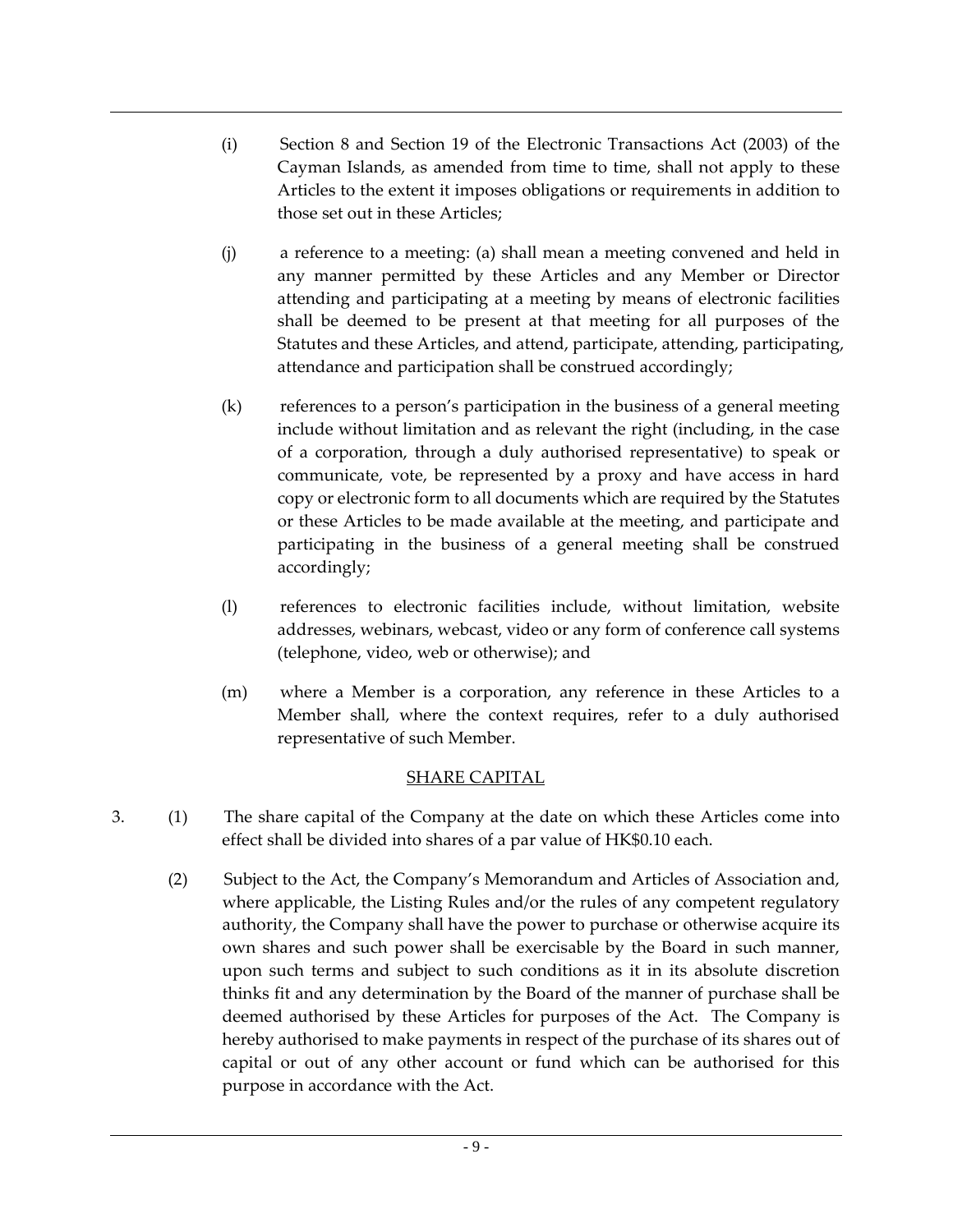(i) Section 8 and Section 19 of the Electronic Transactions Act (2003) of the Cayman Islands, as amended from time to time, shall not apply to these Articles to the extent it imposes obligations or requirements in addition to those set out in these Articles;

(j) a reference to a meeting: (a) shall mean a meeting convened and held in any manner permitted by these Articles and any Member or Director attending and participating at a meeting by means of electronic facilities shall be deemed to be present at that meeting for all purposes of the Statutes and these Articles, and attend, participate, attending, participating, attendance and participation shall be construed accordingly;

(k) references to a person's participation in the business of a general meeting include without limitation and as relevant the right (including, in the case of a corporation, through a duly authorised representative) to speak or communicate, vote, be represented by a proxy and have access in hard copy or electronic form to all documents which are required by the Statutes or these Articles to be made available at the meeting, and participate and participating in the business of a general meeting shall be construed accordingly;

(l) references to electronic facilities include, without limitation, website addresses, webinars, webcast, video or any form of conference call systems (telephone, video, web or otherwise); and

(m) where a Member is a corporation, any reference in these Articles to a Member shall, where the context requires, refer to a duly authorised representative of such Member.

## SHARE CAPITAL

3. (1) The share capital of the Company at the date on which these Articles come into effect shall be divided into shares of a par value of HK$0.10 each.

(2) Subject to the Act, the Company's Memorandum and Articles of Association and, where applicable, the Listing Rules and/or the rules of any competent regulatory authority, the Company shall have the power to purchase or otherwise acquire its own shares and such power shall be exercisable by the Board in such manner, upon such terms and subject to such conditions as it in its absolute discretion thinks fit and any determination by the Board of the manner of purchase shall be deemed authorised by these Articles for purposes of the Act. The Company is hereby authorised to make payments in respect of the purchase of its shares out of capital or out of any other account or fund which can be authorised for this purpose in accordance with the Act.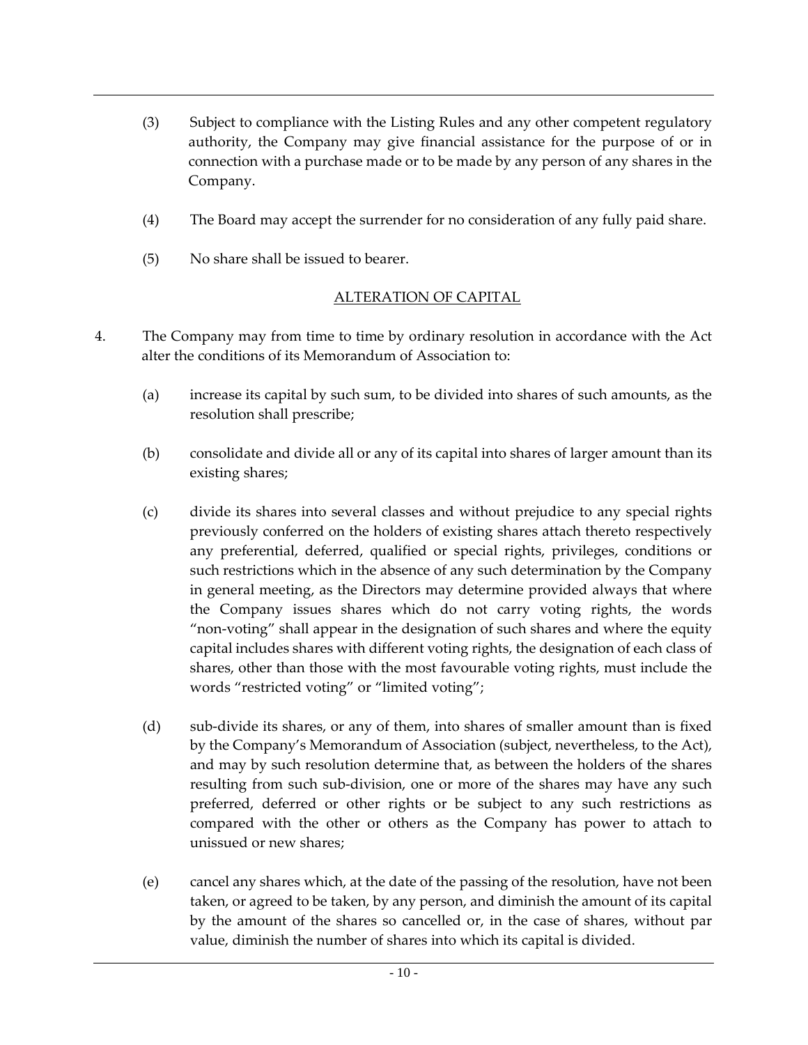(3) Subject to compliance with the Listing Rules and any other competent regulatory authority, the Company may give financial assistance for the purpose of or in connection with a purchase made or to be made by any person of any shares in the Company.

(4) The Board may accept the surrender for no consideration of any fully paid share.

(5) No share shall be issued to bearer.

## ALTERATION OF CAPITAL

4. The Company may from time to time by ordinary resolution in accordance with the Act alter the conditions of its Memorandum of Association to:

   (a) increase its capital by such sum, to be divided into shares of such amounts, as the resolution shall prescribe;

   (b) consolidate and divide all or any of its capital into shares of larger amount than its existing shares;

   (c) divide its shares into several classes and without prejudice to any special rights previously conferred on the holders of existing shares attach thereto respectively any preferential, deferred, qualified or special rights, privileges, conditions or such restrictions which in the absence of any such determination by the Company in general meeting, as the Directors may determine provided always that where the Company issues shares which do not carry voting rights, the words "non-voting" shall appear in the designation of such shares and where the equity capital includes shares with different voting rights, the designation of each class of shares, other than those with the most favourable voting rights, must include the words "restricted voting" or "limited voting";

   (d) sub-divide its shares, or any of them, into shares of smaller amount than is fixed by the Company's Memorandum of Association (subject, nevertheless, to the Act), and may by such resolution determine that, as between the holders of the shares resulting from such sub-division, one or more of the shares may have any such preferred, deferred or other rights or be subject to any such restrictions as compared with the other or others as the Company has power to attach to unissued or new shares;

   (e) cancel any shares which, at the date of the passing of the resolution, have not been taken, or agreed to be taken, by any person, and diminish the amount of its capital by the amount of the shares so cancelled or, in the case of shares, without par value, diminish the number of shares into which its capital is divided.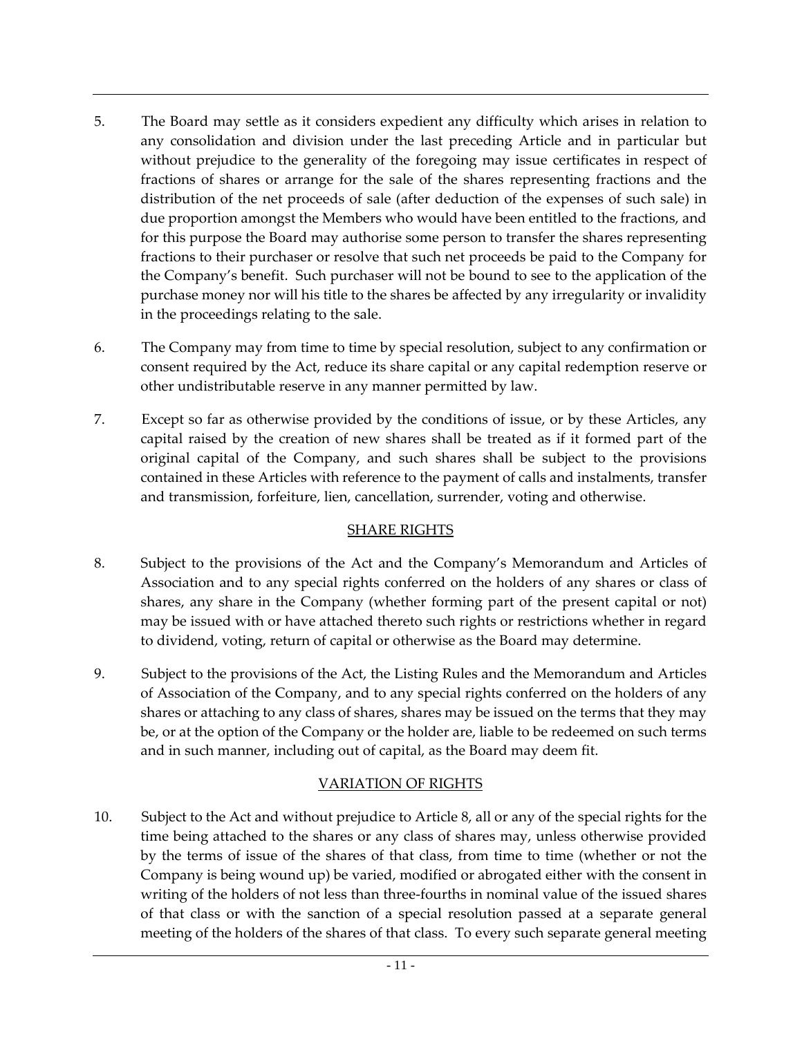5. The Board may settle as it considers expedient any difficulty which arises in relation to any consolidation and division under the last preceding Article and in particular but without prejudice to the generality of the foregoing may issue certificates in respect of fractions of shares or arrange for the sale of the shares representing fractions and the distribution of the net proceeds of sale (after deduction of the expenses of such sale) in due proportion amongst the Members who would have been entitled to the fractions, and for this purpose the Board may authorise some person to transfer the shares representing fractions to their purchaser or resolve that such net proceeds be paid to the Company for the Company's benefit. Such purchaser will not be bound to see to the application of the purchase money nor will his title to the shares be affected by any irregularity or invalidity in the proceedings relating to the sale.

6. The Company may from time to time by special resolution, subject to any confirmation or consent required by the Act, reduce its share capital or any capital redemption reserve or other undistributable reserve in any manner permitted by law.

7. Except so far as otherwise provided by the conditions of issue, or by these Articles, any capital raised by the creation of new shares shall be treated as if it formed part of the original capital of the Company, and such shares shall be subject to the provisions contained in these Articles with reference to the payment of calls and instalments, transfer and transmission, forfeiture, lien, cancellation, surrender, voting and otherwise.

## SHARE RIGHTS

8. Subject to the provisions of the Act and the Company's Memorandum and Articles of Association and to any special rights conferred on the holders of any shares or class of shares, any share in the Company (whether forming part of the present capital or not) may be issued with or have attached thereto such rights or restrictions whether in regard to dividend, voting, return of capital or otherwise as the Board may determine.

9. Subject to the provisions of the Act, the Listing Rules and the Memorandum and Articles of Association of the Company, and to any special rights conferred on the holders of any shares or attaching to any class of shares, shares may be issued on the terms that they may be, or at the option of the Company or the holder are, liable to be redeemed on such terms and in such manner, including out of capital, as the Board may deem fit.

## VARIATION OF RIGHTS

10. Subject to the Act and without prejudice to Article 8, all or any of the special rights for the time being attached to the shares or any class of shares may, unless otherwise provided by the terms of issue of the shares of that class, from time to time (whether or not the Company is being wound up) be varied, modified or abrogated either with the consent in writing of the holders of not less than three-fourths in nominal value of the issued shares of that class or with the sanction of a special resolution passed at a separate general meeting of the holders of the shares of that class. To every such separate general meeting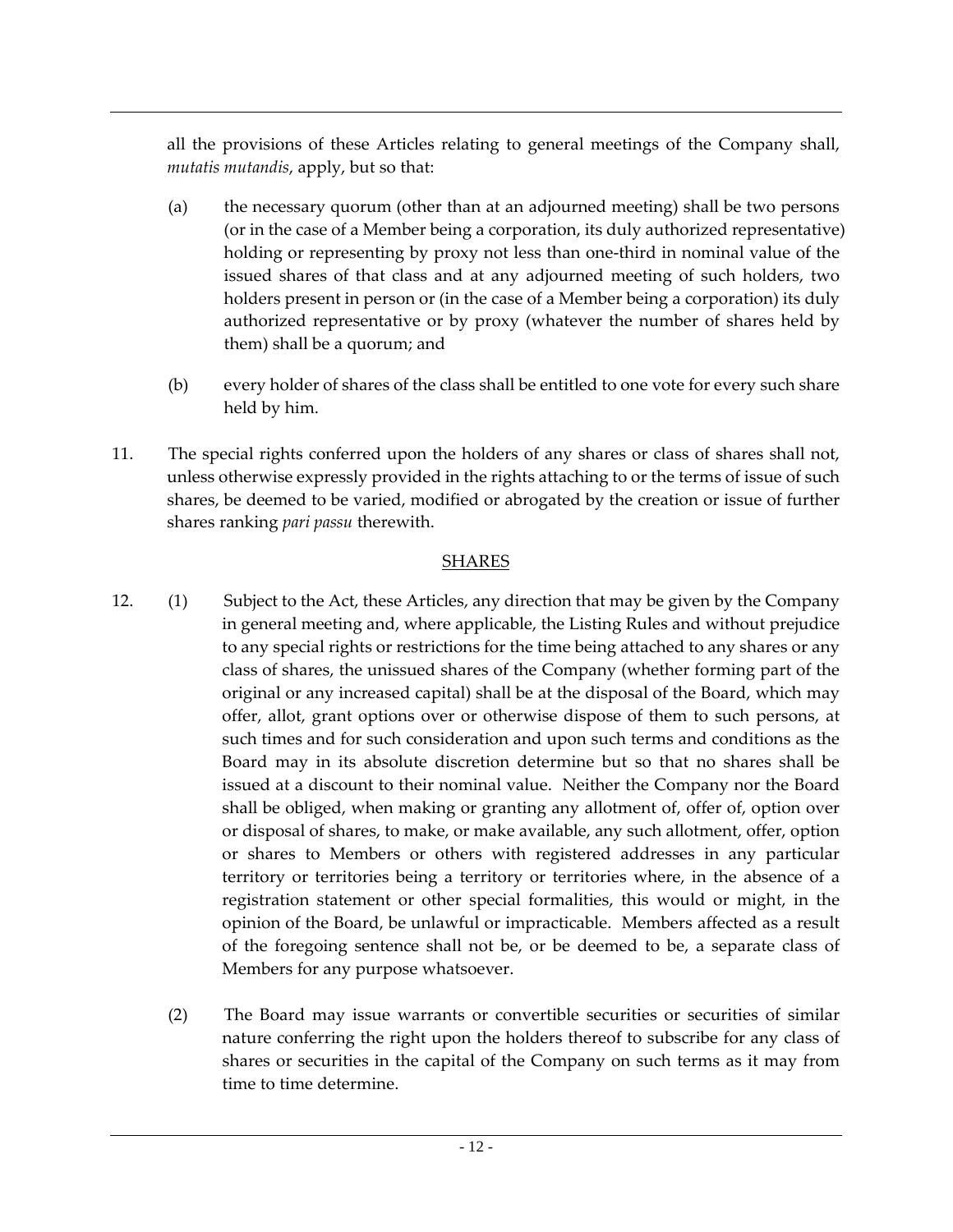all the provisions of these Articles relating to general meetings of the Company shall, *mutatis mutandis*, apply, but so that:

(a) the necessary quorum (other than at an adjourned meeting) shall be two persons (or in the case of a Member being a corporation, its duly authorized representative) holding or representing by proxy not less than one-third in nominal value of the issued shares of that class and at any adjourned meeting of such holders, two holders present in person or (in the case of a Member being a corporation) its duly authorized representative or by proxy (whatever the number of shares held by them) shall be a quorum; and

(b) every holder of shares of the class shall be entitled to one vote for every such share held by him.

11. The special rights conferred upon the holders of any shares or class of shares shall not, unless otherwise expressly provided in the rights attaching to or the terms of issue of such shares, be deemed to be varied, modified or abrogated by the creation or issue of further shares ranking *pari passu* therewith.

## SHARES

12. (1) Subject to the Act, these Articles, any direction that may be given by the Company in general meeting and, where applicable, the Listing Rules and without prejudice to any special rights or restrictions for the time being attached to any shares or any class of shares, the unissued shares of the Company (whether forming part of the original or any increased capital) shall be at the disposal of the Board, which may offer, allot, grant options over or otherwise dispose of them to such persons, at such times and for such consideration and upon such terms and conditions as the Board may in its absolute discretion determine but so that no shares shall be issued at a discount to their nominal value. Neither the Company nor the Board shall be obliged, when making or granting any allotment of, offer of, option over or disposal of shares, to make, or make available, any such allotment, offer, option or shares to Members or others with registered addresses in any particular territory or territories being a territory or territories where, in the absence of a registration statement or other special formalities, this would or might, in the opinion of the Board, be unlawful or impracticable. Members affected as a result of the foregoing sentence shall not be, or be deemed to be, a separate class of Members for any purpose whatsoever.

(2) The Board may issue warrants or convertible securities or securities of similar nature conferring the right upon the holders thereof to subscribe for any class of shares or securities in the capital of the Company on such terms as it may from time to time determine.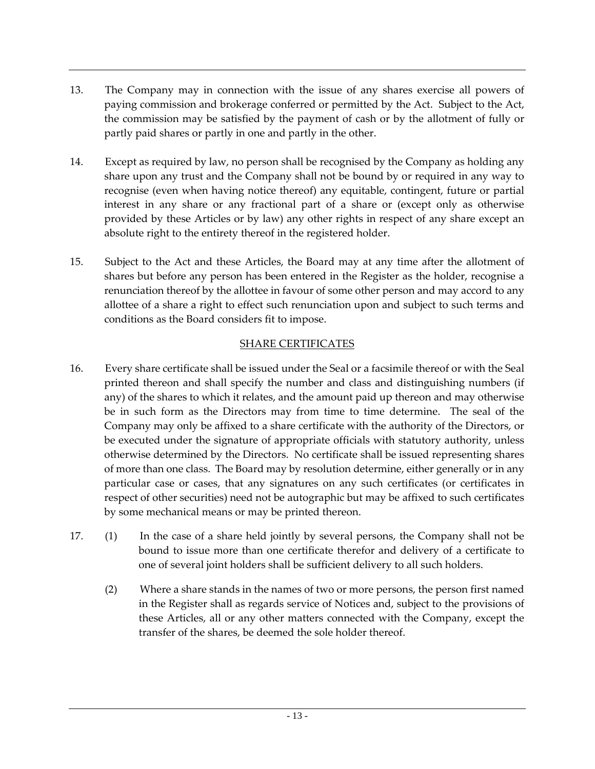13. The Company may in connection with the issue of any shares exercise all powers of paying commission and brokerage conferred or permitted by the Act. Subject to the Act, the commission may be satisfied by the payment of cash or by the allotment of fully or partly paid shares or partly in one and partly in the other.

14. Except as required by law, no person shall be recognised by the Company as holding any share upon any trust and the Company shall not be bound by or required in any way to recognise (even when having notice thereof) any equitable, contingent, future or partial interest in any share or any fractional part of a share or (except only as otherwise provided by these Articles or by law) any other rights in respect of any share except an absolute right to the entirety thereof in the registered holder.

15. Subject to the Act and these Articles, the Board may at any time after the allotment of shares but before any person has been entered in the Register as the holder, recognise a renunciation thereof by the allottee in favour of some other person and may accord to any allottee of a share a right to effect such renunciation upon and subject to such terms and conditions as the Board considers fit to impose.

## SHARE CERTIFICATES

16. Every share certificate shall be issued under the Seal or a facsimile thereof or with the Seal printed thereon and shall specify the number and class and distinguishing numbers (if any) of the shares to which it relates, and the amount paid up thereon and may otherwise be in such form as the Directors may from time to time determine. The seal of the Company may only be affixed to a share certificate with the authority of the Directors, or be executed under the signature of appropriate officials with statutory authority, unless otherwise determined by the Directors. No certificate shall be issued representing shares of more than one class. The Board may by resolution determine, either generally or in any particular case or cases, that any signatures on any such certificates (or certificates in respect of other securities) need not be autographic but may be affixed to such certificates by some mechanical means or may be printed thereon.

17. (1) In the case of a share held jointly by several persons, the Company shall not be bound to issue more than one certificate therefor and delivery of a certificate to one of several joint holders shall be sufficient delivery to all such holders.

    (2) Where a share stands in the names of two or more persons, the person first named in the Register shall as regards service of Notices and, subject to the provisions of these Articles, all or any other matters connected with the Company, except the transfer of the shares, be deemed the sole holder thereof.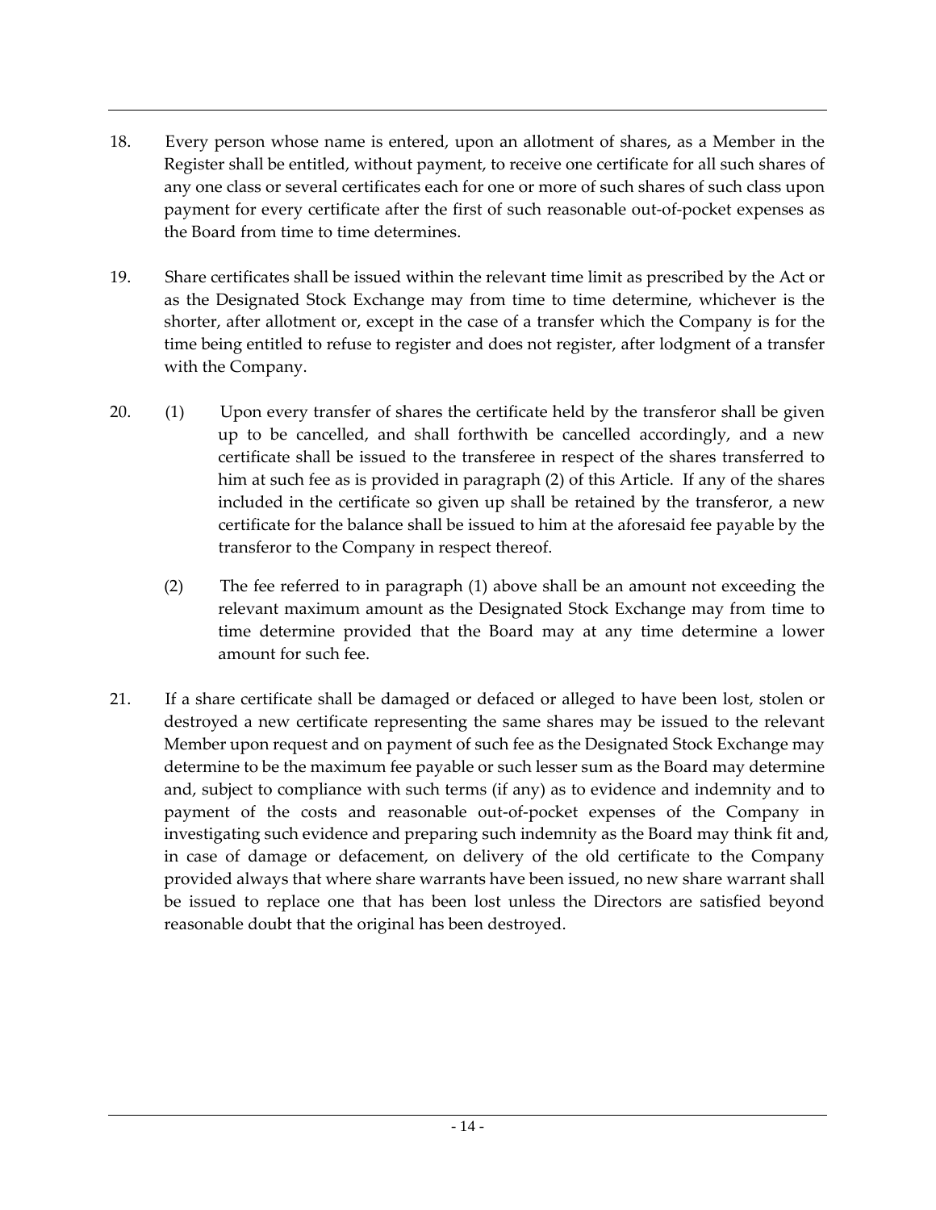18. Every person whose name is entered, upon an allotment of shares, as a Member in the Register shall be entitled, without payment, to receive one certificate for all such shares of any one class or several certificates each for one or more of such shares of such class upon payment for every certificate after the first of such reasonable out-of-pocket expenses as the Board from time to time determines.

19. Share certificates shall be issued within the relevant time limit as prescribed by the Act or as the Designated Stock Exchange may from time to time determine, whichever is the shorter, after allotment or, except in the case of a transfer which the Company is for the time being entitled to refuse to register and does not register, after lodgment of a transfer with the Company.

20. (1) Upon every transfer of shares the certificate held by the transferor shall be given up to be cancelled, and shall forthwith be cancelled accordingly, and a new certificate shall be issued to the transferee in respect of the shares transferred to him at such fee as is provided in paragraph (2) of this Article. If any of the shares included in the certificate so given up shall be retained by the transferor, a new certificate for the balance shall be issued to him at the aforesaid fee payable by the transferor to the Company in respect thereof.

    (2) The fee referred to in paragraph (1) above shall be an amount not exceeding the relevant maximum amount as the Designated Stock Exchange may from time to time determine provided that the Board may at any time determine a lower amount for such fee.

21. If a share certificate shall be damaged or defaced or alleged to have been lost, stolen or destroyed a new certificate representing the same shares may be issued to the relevant Member upon request and on payment of such fee as the Designated Stock Exchange may determine to be the maximum fee payable or such lesser sum as the Board may determine and, subject to compliance with such terms (if any) as to evidence and indemnity and to payment of the costs and reasonable out-of-pocket expenses of the Company in investigating such evidence and preparing such indemnity as the Board may think fit and, in case of damage or defacement, on delivery of the old certificate to the Company provided always that where share warrants have been issued, no new share warrant shall be issued to replace one that has been lost unless the Directors are satisfied beyond reasonable doubt that the original has been destroyed.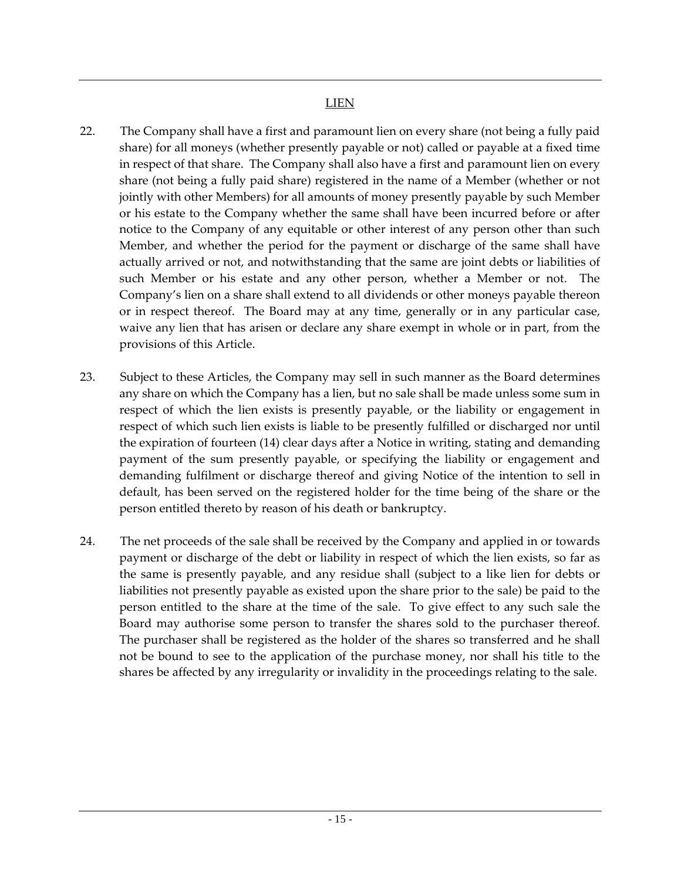## LIEN

22. The Company shall have a first and paramount lien on every share (not being a fully paid share) for all moneys (whether presently payable or not) called or payable at a fixed time in respect of that share. The Company shall also have a first and paramount lien on every share (not being a fully paid share) registered in the name of a Member (whether or not jointly with other Members) for all amounts of money presently payable by such Member or his estate to the Company whether the same shall have been incurred before or after notice to the Company of any equitable or other interest of any person other than such Member, and whether the period for the payment or discharge of the same shall have actually arrived or not, and notwithstanding that the same are joint debts or liabilities of such Member or his estate and any other person, whether a Member or not. The Company's lien on a share shall extend to all dividends or other moneys payable thereon or in respect thereof. The Board may at any time, generally or in any particular case, waive any lien that has arisen or declare any share exempt in whole or in part, from the provisions of this Article.

23. Subject to these Articles, the Company may sell in such manner as the Board determines any share on which the Company has a lien, but no sale shall be made unless some sum in respect of which the lien exists is presently payable, or the liability or engagement in respect of which such lien exists is liable to be presently fulfilled or discharged nor until the expiration of fourteen (14) clear days after a Notice in writing, stating and demanding payment of the sum presently payable, or specifying the liability or engagement and demanding fulfilment or discharge thereof and giving Notice of the intention to sell in default, has been served on the registered holder for the time being of the share or the person entitled thereto by reason of his death or bankruptcy.

24. The net proceeds of the sale shall be received by the Company and applied in or towards payment or discharge of the debt or liability in respect of which the lien exists, so far as the same is presently payable, and any residue shall (subject to a like lien for debts or liabilities not presently payable as existed upon the share prior to the sale) be paid to the person entitled to the share at the time of the sale. To give effect to any such sale the Board may authorise some person to transfer the shares sold to the purchaser thereof. The purchaser shall be registered as the holder of the shares so transferred and he shall not be bound to see to the application of the purchase money, nor shall his title to the shares be affected by any irregularity or invalidity in the proceedings relating to the sale.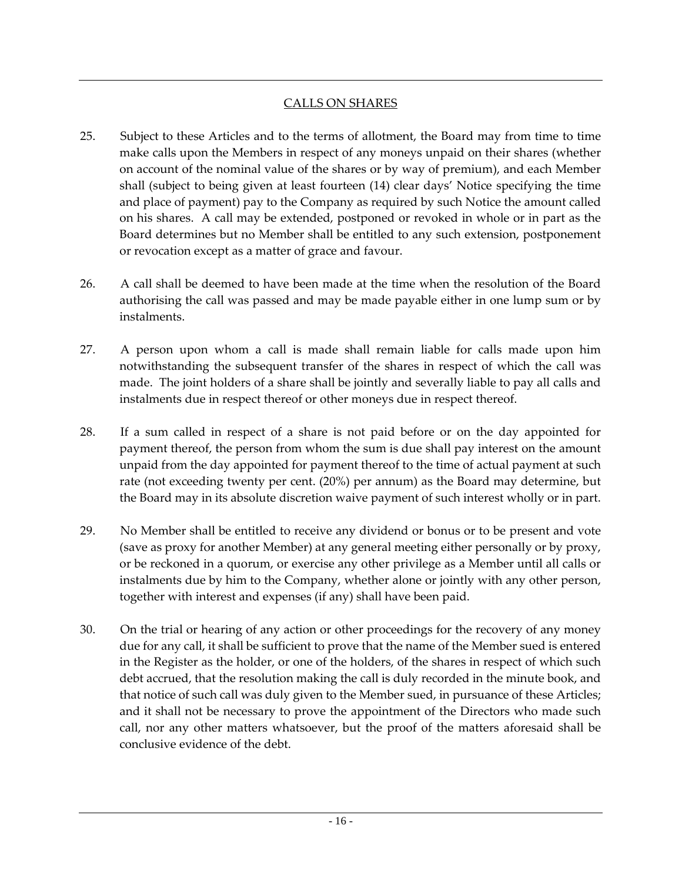## CALLS ON SHARES

25. Subject to these Articles and to the terms of allotment, the Board may from time to time make calls upon the Members in respect of any moneys unpaid on their shares (whether on account of the nominal value of the shares or by way of premium), and each Member shall (subject to being given at least fourteen (14) clear days' Notice specifying the time and place of payment) pay to the Company as required by such Notice the amount called on his shares. A call may be extended, postponed or revoked in whole or in part as the Board determines but no Member shall be entitled to any such extension, postponement or revocation except as a matter of grace and favour.

26. A call shall be deemed to have been made at the time when the resolution of the Board authorising the call was passed and may be made payable either in one lump sum or by instalments.

27. A person upon whom a call is made shall remain liable for calls made upon him notwithstanding the subsequent transfer of the shares in respect of which the call was made. The joint holders of a share shall be jointly and severally liable to pay all calls and instalments due in respect thereof or other moneys due in respect thereof.

28. If a sum called in respect of a share is not paid before or on the day appointed for payment thereof, the person from whom the sum is due shall pay interest on the amount unpaid from the day appointed for payment thereof to the time of actual payment at such rate (not exceeding twenty per cent. (20%) per annum) as the Board may determine, but the Board may in its absolute discretion waive payment of such interest wholly or in part.

29. No Member shall be entitled to receive any dividend or bonus or to be present and vote (save as proxy for another Member) at any general meeting either personally or by proxy, or be reckoned in a quorum, or exercise any other privilege as a Member until all calls or instalments due by him to the Company, whether alone or jointly with any other person, together with interest and expenses (if any) shall have been paid.

30. On the trial or hearing of any action or other proceedings for the recovery of any money due for any call, it shall be sufficient to prove that the name of the Member sued is entered in the Register as the holder, or one of the holders, of the shares in respect of which such debt accrued, that the resolution making the call is duly recorded in the minute book, and that notice of such call was duly given to the Member sued, in pursuance of these Articles; and it shall not be necessary to prove the appointment of the Directors who made such call, nor any other matters whatsoever, but the proof of the matters aforesaid shall be conclusive evidence of the debt.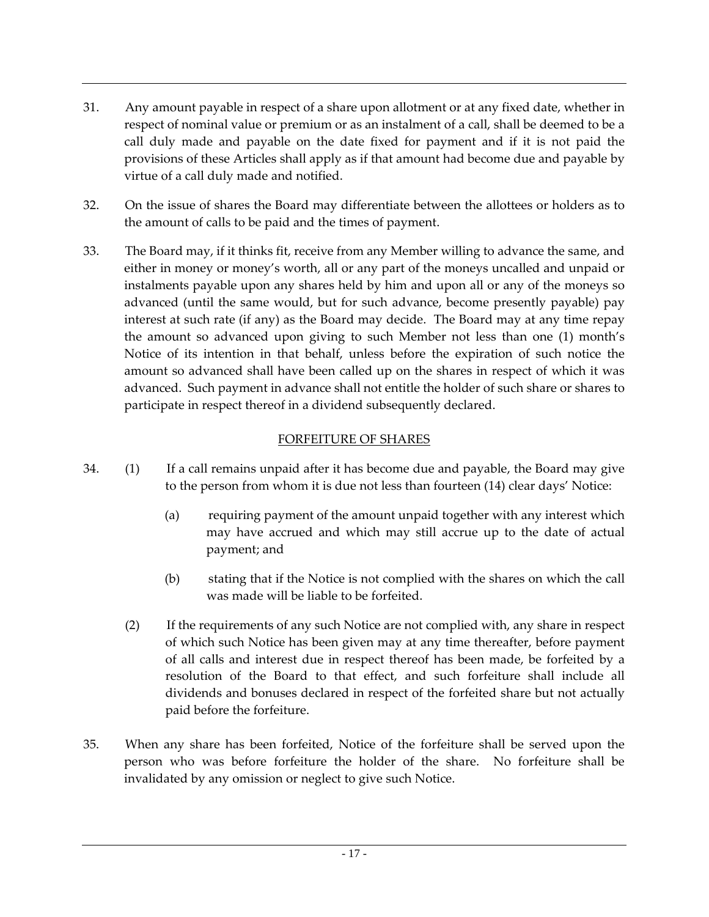31. Any amount payable in respect of a share upon allotment or at any fixed date, whether in respect of nominal value or premium or as an instalment of a call, shall be deemed to be a call duly made and payable on the date fixed for payment and if it is not paid the provisions of these Articles shall apply as if that amount had become due and payable by virtue of a call duly made and notified.

32. On the issue of shares the Board may differentiate between the allottees or holders as to the amount of calls to be paid and the times of payment.

33. The Board may, if it thinks fit, receive from any Member willing to advance the same, and either in money or money's worth, all or any part of the moneys uncalled and unpaid or instalments payable upon any shares held by him and upon all or any of the moneys so advanced (until the same would, but for such advance, become presently payable) pay interest at such rate (if any) as the Board may decide. The Board may at any time repay the amount so advanced upon giving to such Member not less than one (1) month's Notice of its intention in that behalf, unless before the expiration of such notice the amount so advanced shall have been called up on the shares in respect of which it was advanced. Such payment in advance shall not entitle the holder of such share or shares to participate in respect thereof in a dividend subsequently declared.

## FORFEITURE OF SHARES

34. (1) If a call remains unpaid after it has become due and payable, the Board may give to the person from whom it is due not less than fourteen (14) clear days' Notice:

    (a) requiring payment of the amount unpaid together with any interest which may have accrued and which may still accrue up to the date of actual payment; and

    (b) stating that if the Notice is not complied with the shares on which the call was made will be liable to be forfeited.

    (2) If the requirements of any such Notice are not complied with, any share in respect of which such Notice has been given may at any time thereafter, before payment of all calls and interest due in respect thereof has been made, be forfeited by a resolution of the Board to that effect, and such forfeiture shall include all dividends and bonuses declared in respect of the forfeited share but not actually paid before the forfeiture.

35. When any share has been forfeited, Notice of the forfeiture shall be served upon the person who was before forfeiture the holder of the share. No forfeiture shall be invalidated by any omission or neglect to give such Notice.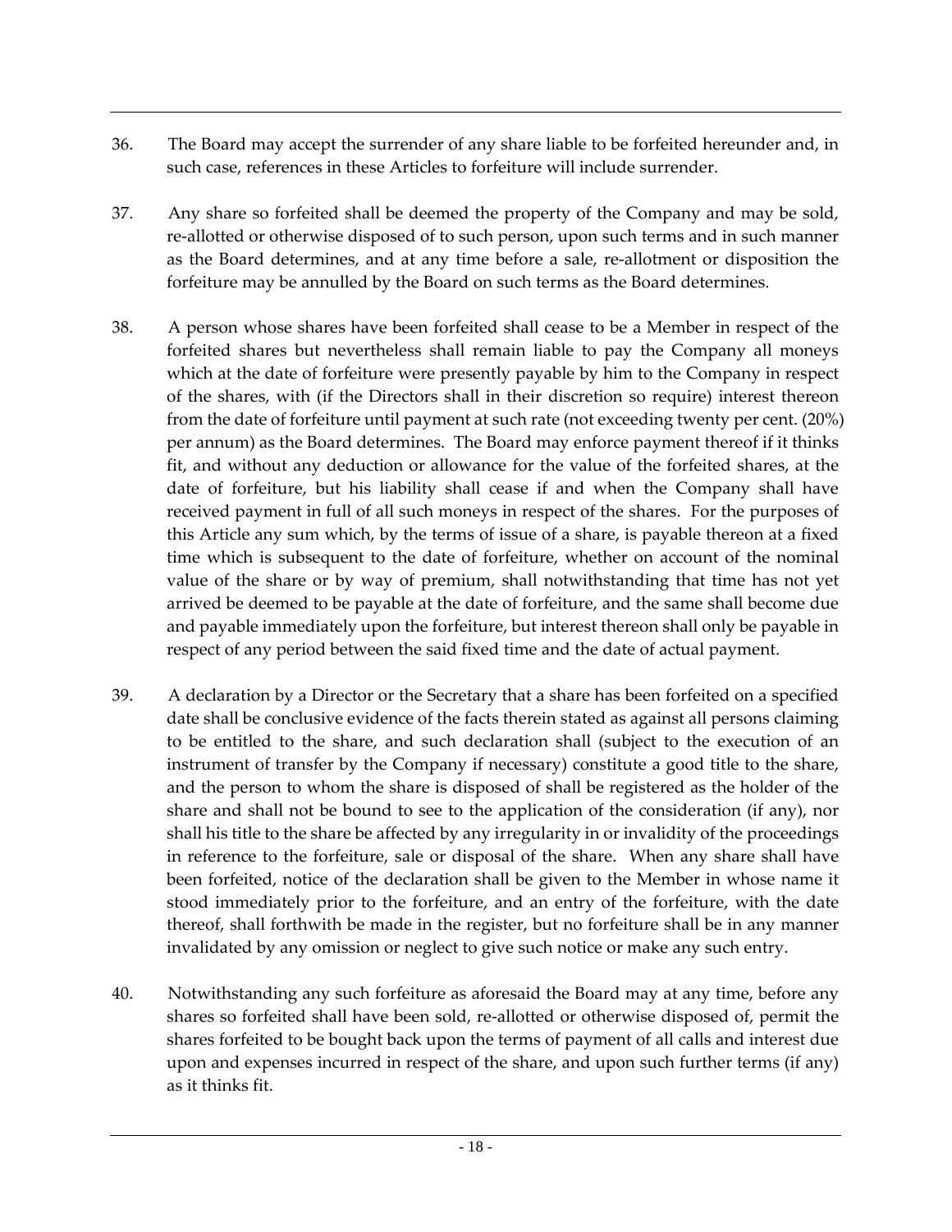36. The Board may accept the surrender of any share liable to be forfeited hereunder and, in such case, references in these Articles to forfeiture will include surrender.

37. Any share so forfeited shall be deemed the property of the Company and may be sold, re-allotted or otherwise disposed of to such person, upon such terms and in such manner as the Board determines, and at any time before a sale, re-allotment or disposition the forfeiture may be annulled by the Board on such terms as the Board determines.

38. A person whose shares have been forfeited shall cease to be a Member in respect of the forfeited shares but nevertheless shall remain liable to pay the Company all moneys which at the date of forfeiture were presently payable by him to the Company in respect of the shares, with (if the Directors shall in their discretion so require) interest thereon from the date of forfeiture until payment at such rate (not exceeding twenty per cent. (20%) per annum) as the Board determines. The Board may enforce payment thereof if it thinks fit, and without any deduction or allowance for the value of the forfeited shares, at the date of forfeiture, but his liability shall cease if and when the Company shall have received payment in full of all such moneys in respect of the shares. For the purposes of this Article any sum which, by the terms of issue of a share, is payable thereon at a fixed time which is subsequent to the date of forfeiture, whether on account of the nominal value of the share or by way of premium, shall notwithstanding that time has not yet arrived be deemed to be payable at the date of forfeiture, and the same shall become due and payable immediately upon the forfeiture, but interest thereon shall only be payable in respect of any period between the said fixed time and the date of actual payment.

39. A declaration by a Director or the Secretary that a share has been forfeited on a specified date shall be conclusive evidence of the facts therein stated as against all persons claiming to be entitled to the share, and such declaration shall (subject to the execution of an instrument of transfer by the Company if necessary) constitute a good title to the share, and the person to whom the share is disposed of shall be registered as the holder of the share and shall not be bound to see to the application of the consideration (if any), nor shall his title to the share be affected by any irregularity in or invalidity of the proceedings in reference to the forfeiture, sale or disposal of the share. When any share shall have been forfeited, notice of the declaration shall be given to the Member in whose name it stood immediately prior to the forfeiture, and an entry of the forfeiture, with the date thereof, shall forthwith be made in the register, but no forfeiture shall be in any manner invalidated by any omission or neglect to give such notice or make any such entry.

40. Notwithstanding any such forfeiture as aforesaid the Board may at any time, before any shares so forfeited shall have been sold, re-allotted or otherwise disposed of, permit the shares forfeited to be bought back upon the terms of payment of all calls and interest due upon and expenses incurred in respect of the share, and upon such further terms (if any) as it thinks fit.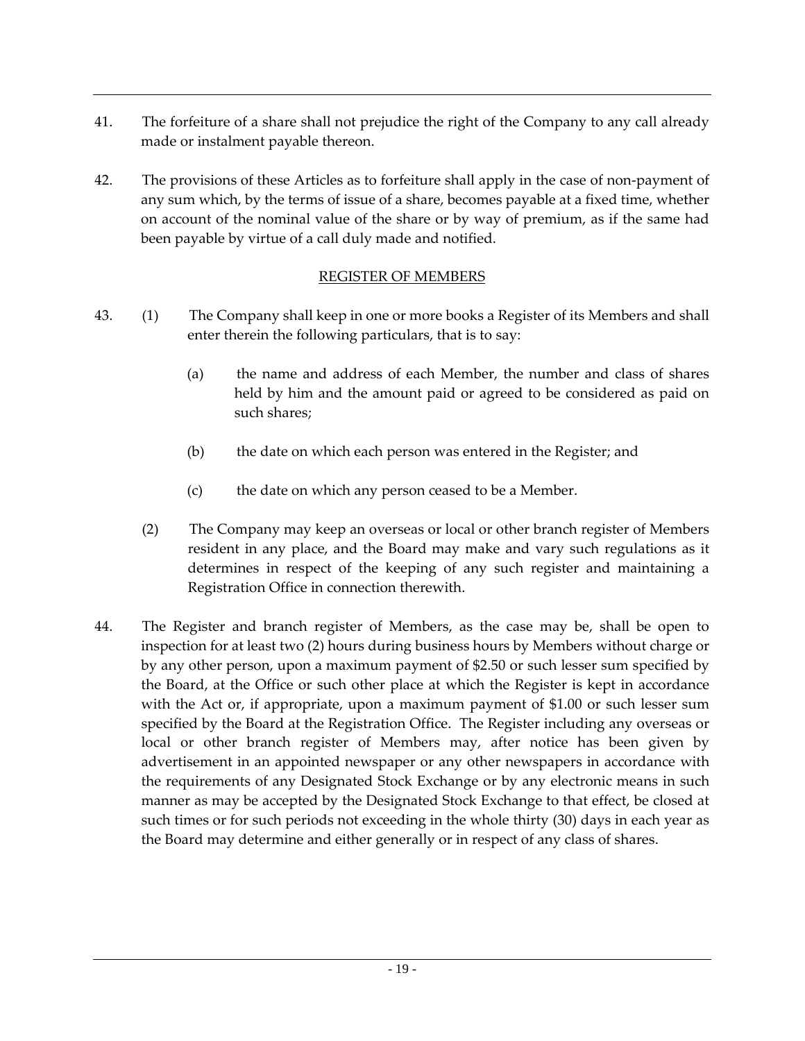41. The forfeiture of a share shall not prejudice the right of the Company to any call already made or instalment payable thereon.

42. The provisions of these Articles as to forfeiture shall apply in the case of non-payment of any sum which, by the terms of issue of a share, becomes payable at a fixed time, whether on account of the nominal value of the share or by way of premium, as if the same had been payable by virtue of a call duly made and notified.

## REGISTER OF MEMBERS

43. (1) The Company shall keep in one or more books a Register of its Members and shall enter therein the following particulars, that is to say:

    (a) the name and address of each Member, the number and class of shares held by him and the amount paid or agreed to be considered as paid on such shares;

    (b) the date on which each person was entered in the Register; and

    (c) the date on which any person ceased to be a Member.

    (2) The Company may keep an overseas or local or other branch register of Members resident in any place, and the Board may make and vary such regulations as it determines in respect of the keeping of any such register and maintaining a Registration Office in connection therewith.

44. The Register and branch register of Members, as the case may be, shall be open to inspection for at least two (2) hours during business hours by Members without charge or by any other person, upon a maximum payment of $2.50 or such lesser sum specified by the Board, at the Office or such other place at which the Register is kept in accordance with the Act or, if appropriate, upon a maximum payment of $1.00 or such lesser sum specified by the Board at the Registration Office. The Register including any overseas or local or other branch register of Members may, after notice has been given by advertisement in an appointed newspaper or any other newspapers in accordance with the requirements of any Designated Stock Exchange or by any electronic means in such manner as may be accepted by the Designated Stock Exchange to that effect, be closed at such times or for such periods not exceeding in the whole thirty (30) days in each year as the Board may determine and either generally or in respect of any class of shares.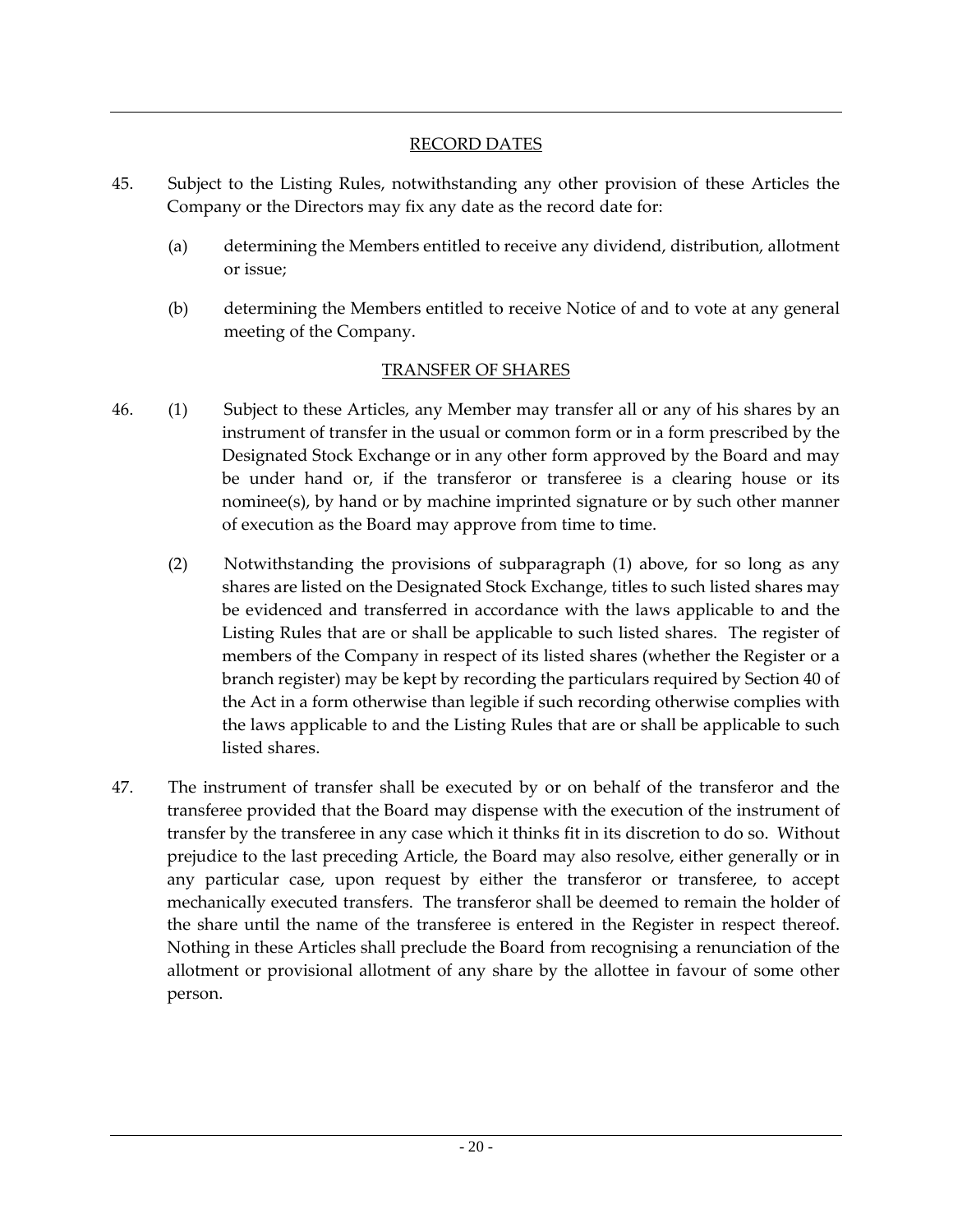## RECORD DATES

45. Subject to the Listing Rules, notwithstanding any other provision of these Articles the Company or the Directors may fix any date as the record date for:

    (a) determining the Members entitled to receive any dividend, distribution, allotment or issue;

    (b) determining the Members entitled to receive Notice of and to vote at any general meeting of the Company.

## TRANSFER OF SHARES

46. (1) Subject to these Articles, any Member may transfer all or any of his shares by an instrument of transfer in the usual or common form or in a form prescribed by the Designated Stock Exchange or in any other form approved by the Board and may be under hand or, if the transferor or transferee is a clearing house or its nominee(s), by hand or by machine imprinted signature or by such other manner of execution as the Board may approve from time to time.

    (2) Notwithstanding the provisions of subparagraph (1) above, for so long as any shares are listed on the Designated Stock Exchange, titles to such listed shares may be evidenced and transferred in accordance with the laws applicable to and the Listing Rules that are or shall be applicable to such listed shares. The register of members of the Company in respect of its listed shares (whether the Register or a branch register) may be kept by recording the particulars required by Section 40 of the Act in a form otherwise than legible if such recording otherwise complies with the laws applicable to and the Listing Rules that are or shall be applicable to such listed shares.

47. The instrument of transfer shall be executed by or on behalf of the transferor and the transferee provided that the Board may dispense with the execution of the instrument of transfer by the transferee in any case which it thinks fit in its discretion to do so. Without prejudice to the last preceding Article, the Board may also resolve, either generally or in any particular case, upon request by either the transferor or transferee, to accept mechanically executed transfers. The transferor shall be deemed to remain the holder of the share until the name of the transferee is entered in the Register in respect thereof. Nothing in these Articles shall preclude the Board from recognising a renunciation of the allotment or provisional allotment of any share by the allottee in favour of some other person.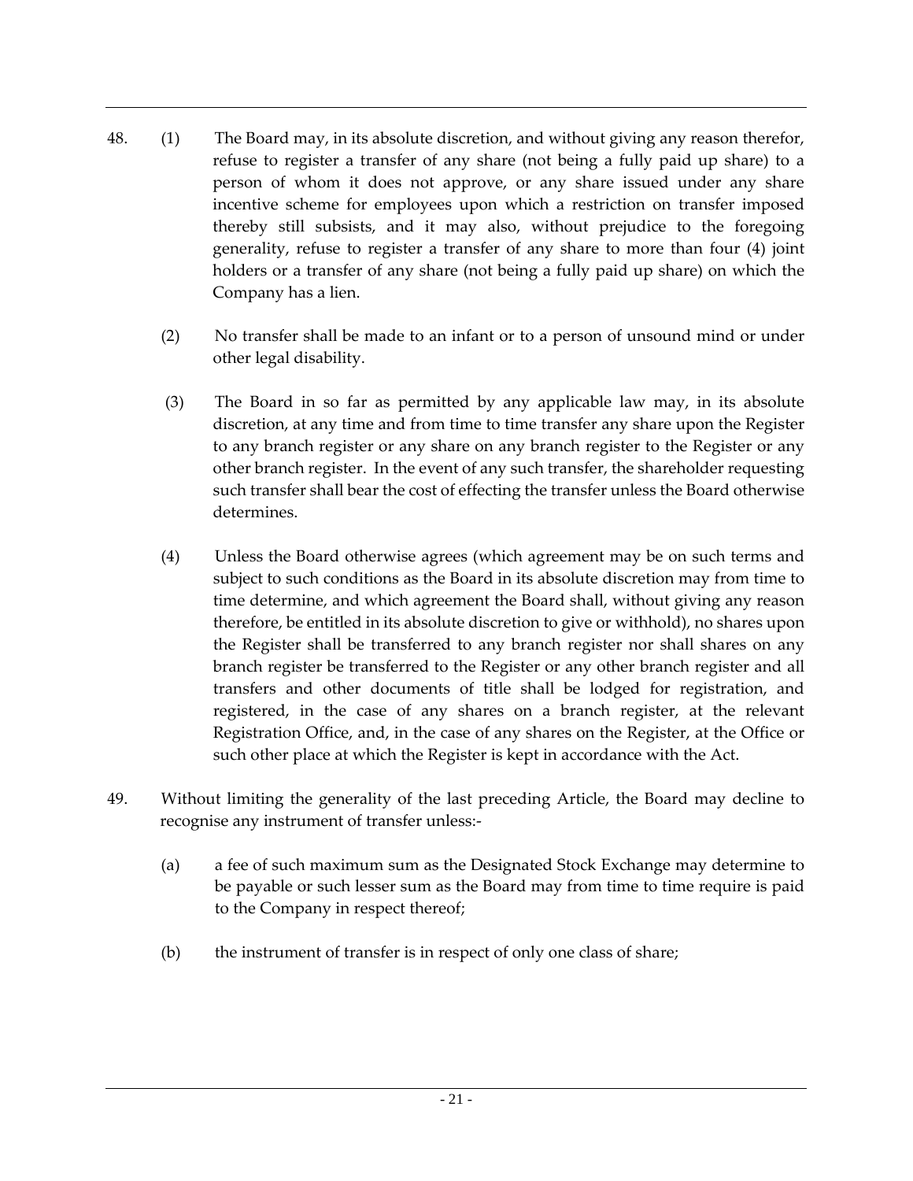48. (1) The Board may, in its absolute discretion, and without giving any reason therefor, refuse to register a transfer of any share (not being a fully paid up share) to a person of whom it does not approve, or any share issued under any share incentive scheme for employees upon which a restriction on transfer imposed thereby still subsists, and it may also, without prejudice to the foregoing generality, refuse to register a transfer of any share to more than four (4) joint holders or a transfer of any share (not being a fully paid up share) on which the Company has a lien.

(2) No transfer shall be made to an infant or to a person of unsound mind or under other legal disability.

(3) The Board in so far as permitted by any applicable law may, in its absolute discretion, at any time and from time to time transfer any share upon the Register to any branch register or any share on any branch register to the Register or any other branch register. In the event of any such transfer, the shareholder requesting such transfer shall bear the cost of effecting the transfer unless the Board otherwise determines.

(4) Unless the Board otherwise agrees (which agreement may be on such terms and subject to such conditions as the Board in its absolute discretion may from time to time determine, and which agreement the Board shall, without giving any reason therefore, be entitled in its absolute discretion to give or withhold), no shares upon the Register shall be transferred to any branch register nor shall shares on any branch register be transferred to the Register or any other branch register and all transfers and other documents of title shall be lodged for registration, and registered, in the case of any shares on a branch register, at the relevant Registration Office, and, in the case of any shares on the Register, at the Office or such other place at which the Register is kept in accordance with the Act.

49. Without limiting the generality of the last preceding Article, the Board may decline to recognise any instrument of transfer unless:-

(a) a fee of such maximum sum as the Designated Stock Exchange may determine to be payable or such lesser sum as the Board may from time to time require is paid to the Company in respect thereof;

(b) the instrument of transfer is in respect of only one class of share;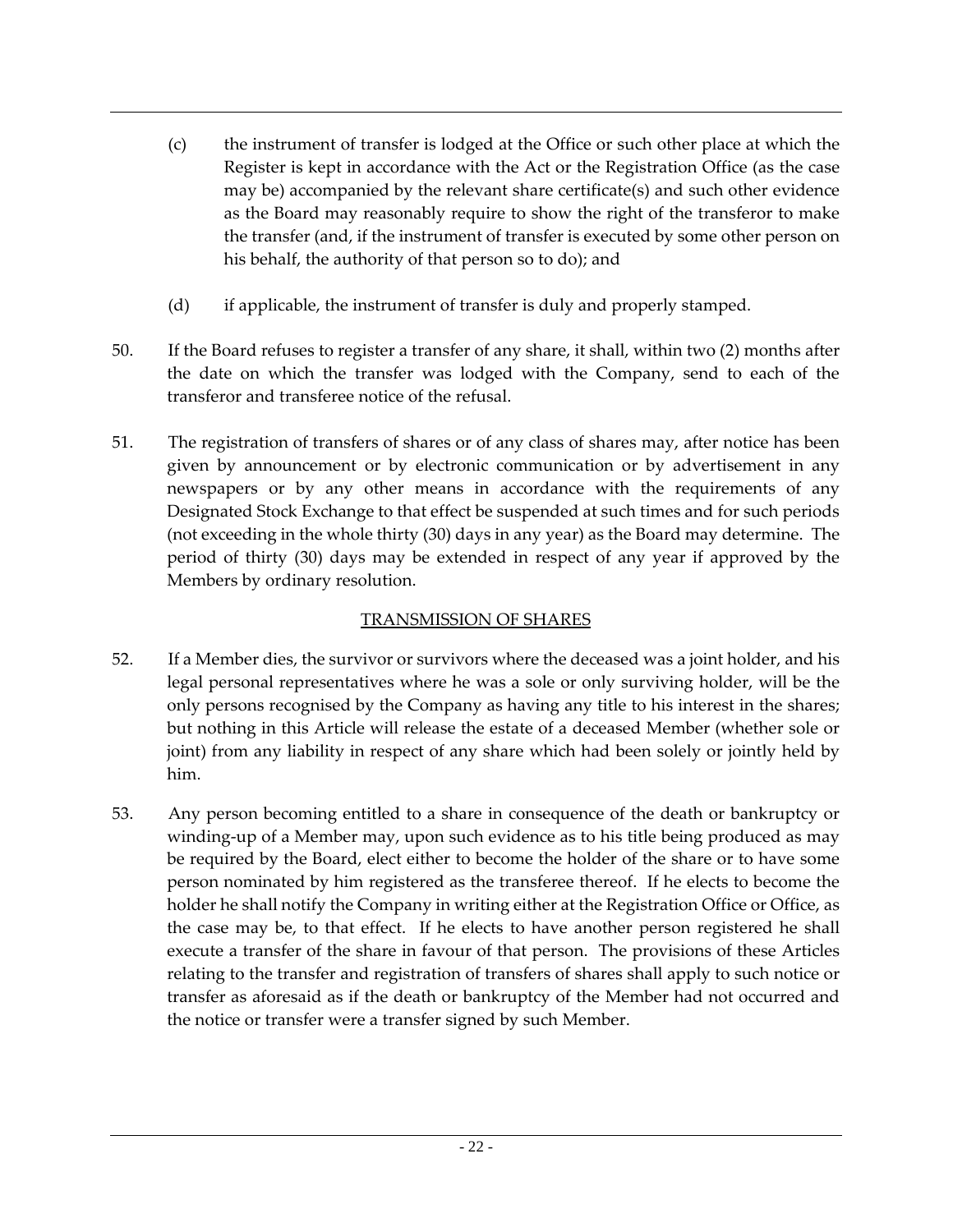(c) the instrument of transfer is lodged at the Office or such other place at which the Register is kept in accordance with the Act or the Registration Office (as the case may be) accompanied by the relevant share certificate(s) and such other evidence as the Board may reasonably require to show the right of the transferor to make the transfer (and, if the instrument of transfer is executed by some other person on his behalf, the authority of that person so to do); and

(d) if applicable, the instrument of transfer is duly and properly stamped.

50. If the Board refuses to register a transfer of any share, it shall, within two (2) months after the date on which the transfer was lodged with the Company, send to each of the transferor and transferee notice of the refusal.

51. The registration of transfers of shares or of any class of shares may, after notice has been given by announcement or by electronic communication or by advertisement in any newspapers or by any other means in accordance with the requirements of any Designated Stock Exchange to that effect be suspended at such times and for such periods (not exceeding in the whole thirty (30) days in any year) as the Board may determine. The period of thirty (30) days may be extended in respect of any year if approved by the Members by ordinary resolution.

## TRANSMISSION OF SHARES

52. If a Member dies, the survivor or survivors where the deceased was a joint holder, and his legal personal representatives where he was a sole or only surviving holder, will be the only persons recognised by the Company as having any title to his interest in the shares; but nothing in this Article will release the estate of a deceased Member (whether sole or joint) from any liability in respect of any share which had been solely or jointly held by him.

53. Any person becoming entitled to a share in consequence of the death or bankruptcy or winding-up of a Member may, upon such evidence as to his title being produced as may be required by the Board, elect either to become the holder of the share or to have some person nominated by him registered as the transferee thereof. If he elects to become the holder he shall notify the Company in writing either at the Registration Office or Office, as the case may be, to that effect. If he elects to have another person registered he shall execute a transfer of the share in favour of that person. The provisions of these Articles relating to the transfer and registration of transfers of shares shall apply to such notice or transfer as aforesaid as if the death or bankruptcy of the Member had not occurred and the notice or transfer were a transfer signed by such Member.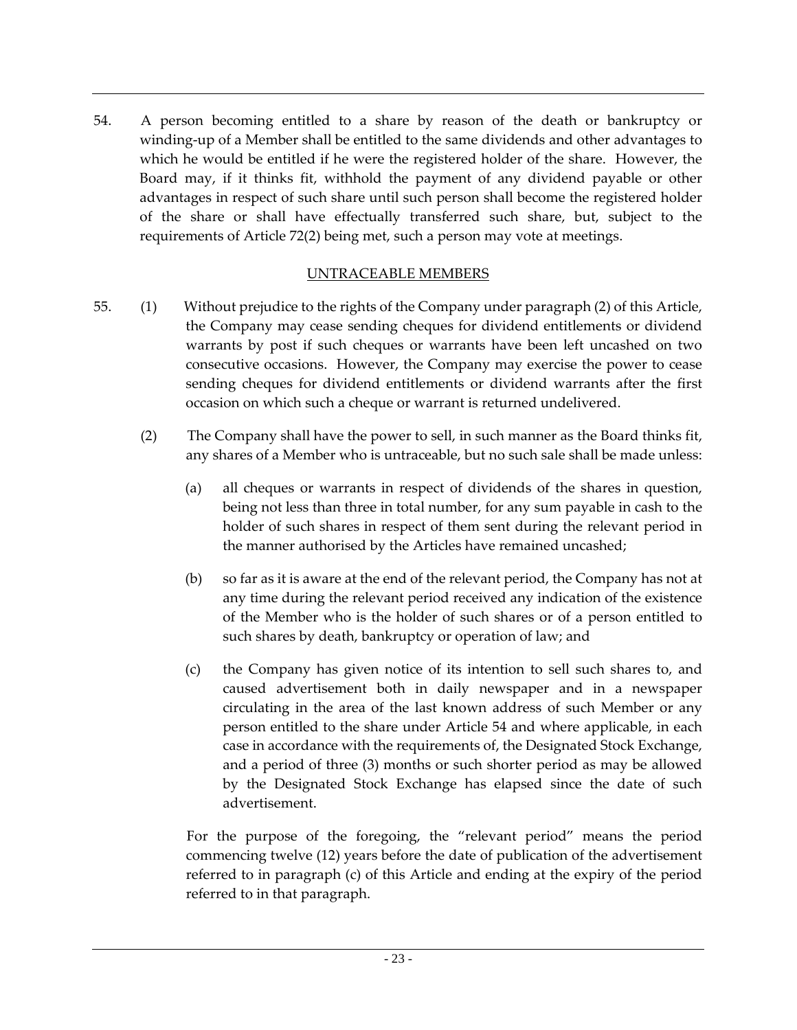54. A person becoming entitled to a share by reason of the death or bankruptcy or winding-up of a Member shall be entitled to the same dividends and other advantages to which he would be entitled if he were the registered holder of the share. However, the Board may, if it thinks fit, withhold the payment of any dividend payable or other advantages in respect of such share until such person shall become the registered holder of the share or shall have effectually transferred such share, but, subject to the requirements of Article 72(2) being met, such a person may vote at meetings.

## UNTRACEABLE MEMBERS

55. (1) Without prejudice to the rights of the Company under paragraph (2) of this Article, the Company may cease sending cheques for dividend entitlements or dividend warrants by post if such cheques or warrants have been left uncashed on two consecutive occasions. However, the Company may exercise the power to cease sending cheques for dividend entitlements or dividend warrants after the first occasion on which such a cheque or warrant is returned undelivered.

(2) The Company shall have the power to sell, in such manner as the Board thinks fit, any shares of a Member who is untraceable, but no such sale shall be made unless:

(a) all cheques or warrants in respect of dividends of the shares in question, being not less than three in total number, for any sum payable in cash to the holder of such shares in respect of them sent during the relevant period in the manner authorised by the Articles have remained uncashed;

(b) so far as it is aware at the end of the relevant period, the Company has not at any time during the relevant period received any indication of the existence of the Member who is the holder of such shares or of a person entitled to such shares by death, bankruptcy or operation of law; and

(c) the Company has given notice of its intention to sell such shares to, and caused advertisement both in daily newspaper and in a newspaper circulating in the area of the last known address of such Member or any person entitled to the share under Article 54 and where applicable, in each case in accordance with the requirements of, the Designated Stock Exchange, and a period of three (3) months or such shorter period as may be allowed by the Designated Stock Exchange has elapsed since the date of such advertisement.

For the purpose of the foregoing, the "relevant period" means the period commencing twelve (12) years before the date of publication of the advertisement referred to in paragraph (c) of this Article and ending at the expiry of the period referred to in that paragraph.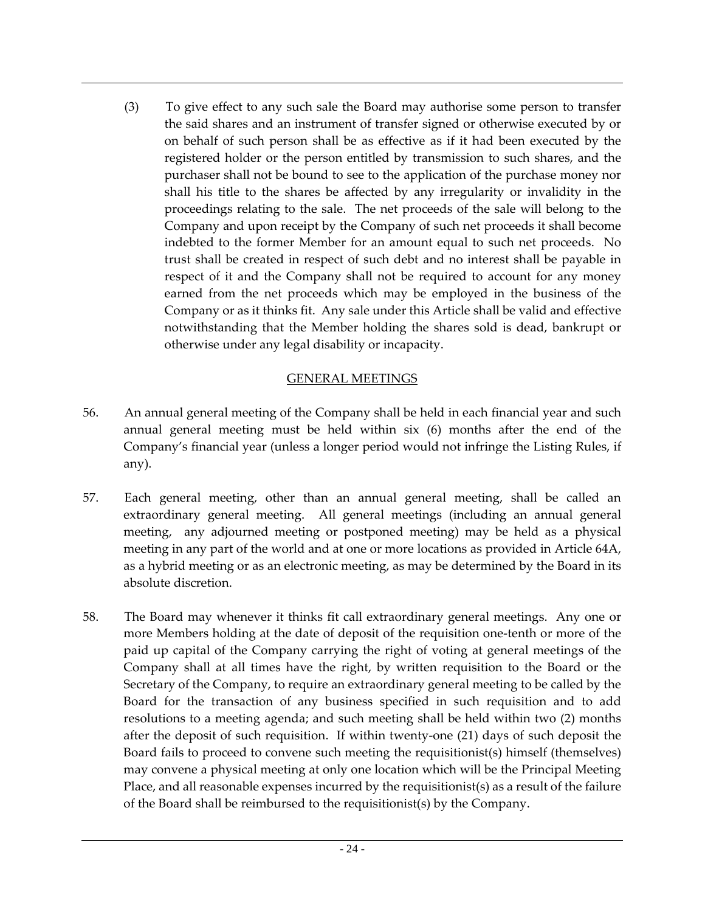(3) To give effect to any such sale the Board may authorise some person to transfer the said shares and an instrument of transfer signed or otherwise executed by or on behalf of such person shall be as effective as if it had been executed by the registered holder or the person entitled by transmission to such shares, and the purchaser shall not be bound to see to the application of the purchase money nor shall his title to the shares be affected by any irregularity or invalidity in the proceedings relating to the sale. The net proceeds of the sale will belong to the Company and upon receipt by the Company of such net proceeds it shall become indebted to the former Member for an amount equal to such net proceeds. No trust shall be created in respect of such debt and no interest shall be payable in respect of it and the Company shall not be required to account for any money earned from the net proceeds which may be employed in the business of the Company or as it thinks fit. Any sale under this Article shall be valid and effective notwithstanding that the Member holding the shares sold is dead, bankrupt or otherwise under any legal disability or incapacity.

## GENERAL MEETINGS

56. An annual general meeting of the Company shall be held in each financial year and such annual general meeting must be held within six (6) months after the end of the Company's financial year (unless a longer period would not infringe the Listing Rules, if any).

57. Each general meeting, other than an annual general meeting, shall be called an extraordinary general meeting. All general meetings (including an annual general meeting, any adjourned meeting or postponed meeting) may be held as a physical meeting in any part of the world and at one or more locations as provided in Article 64A, as a hybrid meeting or as an electronic meeting, as may be determined by the Board in its absolute discretion.

58. The Board may whenever it thinks fit call extraordinary general meetings. Any one or more Members holding at the date of deposit of the requisition one-tenth or more of the paid up capital of the Company carrying the right of voting at general meetings of the Company shall at all times have the right, by written requisition to the Board or the Secretary of the Company, to require an extraordinary general meeting to be called by the Board for the transaction of any business specified in such requisition and to add resolutions to a meeting agenda; and such meeting shall be held within two (2) months after the deposit of such requisition. If within twenty-one (21) days of such deposit the Board fails to proceed to convene such meeting the requisitionist(s) himself (themselves) may convene a physical meeting at only one location which will be the Principal Meeting Place, and all reasonable expenses incurred by the requisitionist(s) as a result of the failure of the Board shall be reimbursed to the requisitionist(s) by the Company.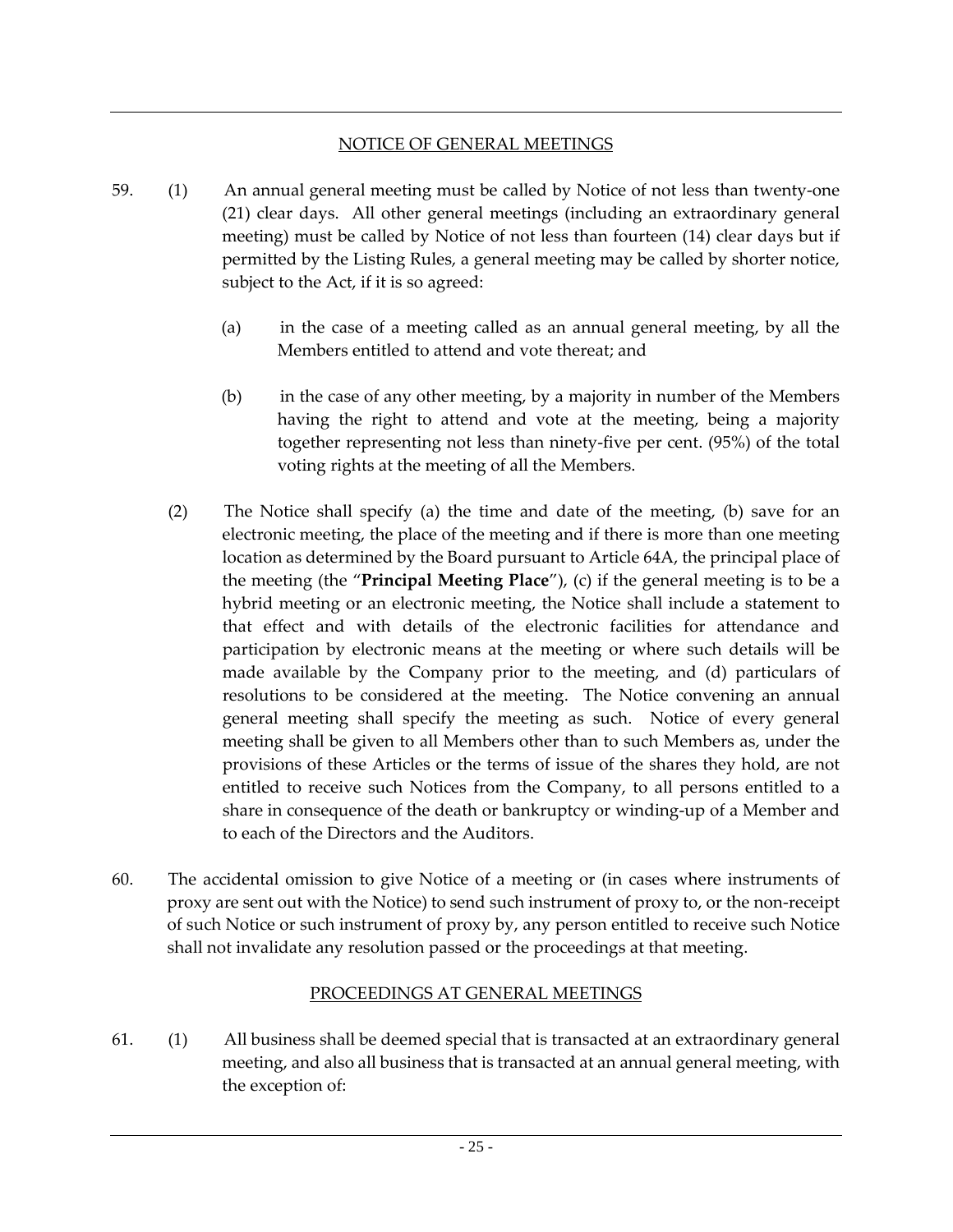## NOTICE OF GENERAL MEETINGS

59. (1) An annual general meeting must be called by Notice of not less than twenty-one (21) clear days. All other general meetings (including an extraordinary general meeting) must be called by Notice of not less than fourteen (14) clear days but if permitted by the Listing Rules, a general meeting may be called by shorter notice, subject to the Act, if it is so agreed:

   (a) in the case of a meeting called as an annual general meeting, by all the Members entitled to attend and vote thereat; and

   (b) in the case of any other meeting, by a majority in number of the Members having the right to attend and vote at the meeting, being a majority together representing not less than ninety-five per cent. (95%) of the total voting rights at the meeting of all the Members.

   (2) The Notice shall specify (a) the time and date of the meeting, (b) save for an electronic meeting, the place of the meeting and if there is more than one meeting location as determined by the Board pursuant to Article 64A, the principal place of the meeting (the "**Principal Meeting Place**"), (c) if the general meeting is to be a hybrid meeting or an electronic meeting, the Notice shall include a statement to that effect and with details of the electronic facilities for attendance and participation by electronic means at the meeting or where such details will be made available by the Company prior to the meeting, and (d) particulars of resolutions to be considered at the meeting. The Notice convening an annual general meeting shall specify the meeting as such. Notice of every general meeting shall be given to all Members other than to such Members as, under the provisions of these Articles or the terms of issue of the shares they hold, are not entitled to receive such Notices from the Company, to all persons entitled to a share in consequence of the death or bankruptcy or winding-up of a Member and to each of the Directors and the Auditors.

60. The accidental omission to give Notice of a meeting or (in cases where instruments of proxy are sent out with the Notice) to send such instrument of proxy to, or the non-receipt of such Notice or such instrument of proxy by, any person entitled to receive such Notice shall not invalidate any resolution passed or the proceedings at that meeting.

## PROCEEDINGS AT GENERAL MEETINGS

61. (1) All business shall be deemed special that is transacted at an extraordinary general meeting, and also all business that is transacted at an annual general meeting, with the exception of: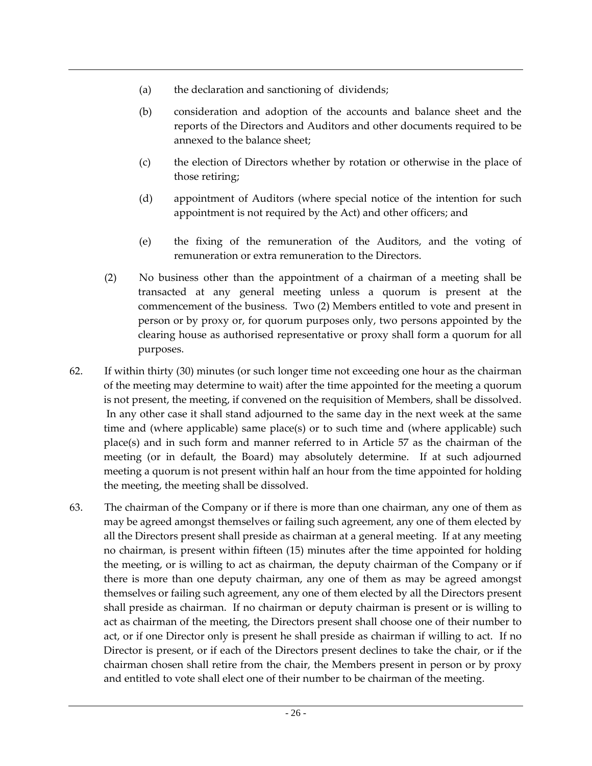(a) the declaration and sanctioning of dividends;

(b) consideration and adoption of the accounts and balance sheet and the reports of the Directors and Auditors and other documents required to be annexed to the balance sheet;

(c) the election of Directors whether by rotation or otherwise in the place of those retiring;

(d) appointment of Auditors (where special notice of the intention for such appointment is not required by the Act) and other officers; and

(e) the fixing of the remuneration of the Auditors, and the voting of remuneration or extra remuneration to the Directors.

(2) No business other than the appointment of a chairman of a meeting shall be transacted at any general meeting unless a quorum is present at the commencement of the business. Two (2) Members entitled to vote and present in person or by proxy or, for quorum purposes only, two persons appointed by the clearing house as authorised representative or proxy shall form a quorum for all purposes.

62. If within thirty (30) minutes (or such longer time not exceeding one hour as the chairman of the meeting may determine to wait) after the time appointed for the meeting a quorum is not present, the meeting, if convened on the requisition of Members, shall be dissolved. In any other case it shall stand adjourned to the same day in the next week at the same time and (where applicable) same place(s) or to such time and (where applicable) such place(s) and in such form and manner referred to in Article 57 as the chairman of the meeting (or in default, the Board) may absolutely determine. If at such adjourned meeting a quorum is not present within half an hour from the time appointed for holding the meeting, the meeting shall be dissolved.

63. The chairman of the Company or if there is more than one chairman, any one of them as may be agreed amongst themselves or failing such agreement, any one of them elected by all the Directors present shall preside as chairman at a general meeting. If at any meeting no chairman, is present within fifteen (15) minutes after the time appointed for holding the meeting, or is willing to act as chairman, the deputy chairman of the Company or if there is more than one deputy chairman, any one of them as may be agreed amongst themselves or failing such agreement, any one of them elected by all the Directors present shall preside as chairman. If no chairman or deputy chairman is present or is willing to act as chairman of the meeting, the Directors present shall choose one of their number to act, or if one Director only is present he shall preside as chairman if willing to act. If no Director is present, or if each of the Directors present declines to take the chair, or if the chairman chosen shall retire from the chair, the Members present in person or by proxy and entitled to vote shall elect one of their number to be chairman of the meeting.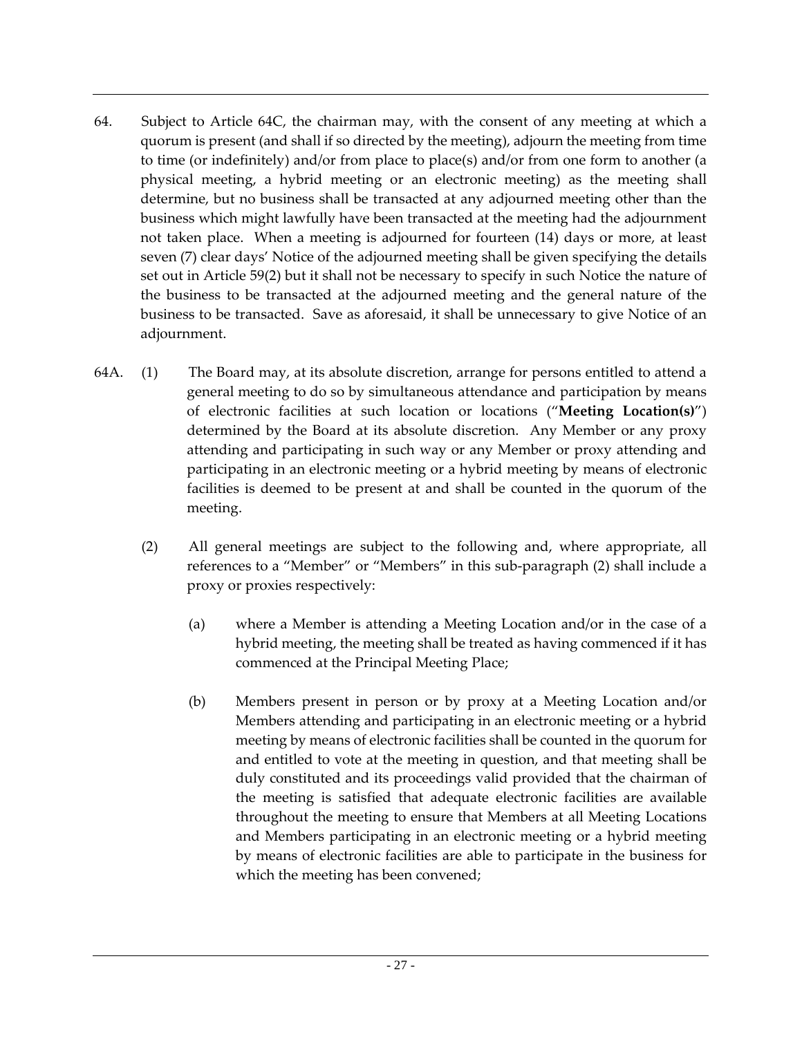64. Subject to Article 64C, the chairman may, with the consent of any meeting at which a quorum is present (and shall if so directed by the meeting), adjourn the meeting from time to time (or indefinitely) and/or from place to place(s) and/or from one form to another (a physical meeting, a hybrid meeting or an electronic meeting) as the meeting shall determine, but no business shall be transacted at any adjourned meeting other than the business which might lawfully have been transacted at the meeting had the adjournment not taken place. When a meeting is adjourned for fourteen (14) days or more, at least seven (7) clear days' Notice of the adjourned meeting shall be given specifying the details set out in Article 59(2) but it shall not be necessary to specify in such Notice the nature of the business to be transacted at the adjourned meeting and the general nature of the business to be transacted. Save as aforesaid, it shall be unnecessary to give Notice of an adjournment.

64A. (1) The Board may, at its absolute discretion, arrange for persons entitled to attend a general meeting to do so by simultaneous attendance and participation by means of electronic facilities at such location or locations ("**Meeting Location(s)**") determined by the Board at its absolute discretion. Any Member or any proxy attending and participating in such way or any Member or proxy attending and participating in an electronic meeting or a hybrid meeting by means of electronic facilities is deemed to be present at and shall be counted in the quorum of the meeting.

(2) All general meetings are subject to the following and, where appropriate, all references to a "Member" or "Members" in this sub-paragraph (2) shall include a proxy or proxies respectively:

(a) where a Member is attending a Meeting Location and/or in the case of a hybrid meeting, the meeting shall be treated as having commenced if it has commenced at the Principal Meeting Place;

(b) Members present in person or by proxy at a Meeting Location and/or Members attending and participating in an electronic meeting or a hybrid meeting by means of electronic facilities shall be counted in the quorum for and entitled to vote at the meeting in question, and that meeting shall be duly constituted and its proceedings valid provided that the chairman of the meeting is satisfied that adequate electronic facilities are available throughout the meeting to ensure that Members at all Meeting Locations and Members participating in an electronic meeting or a hybrid meeting by means of electronic facilities are able to participate in the business for which the meeting has been convened;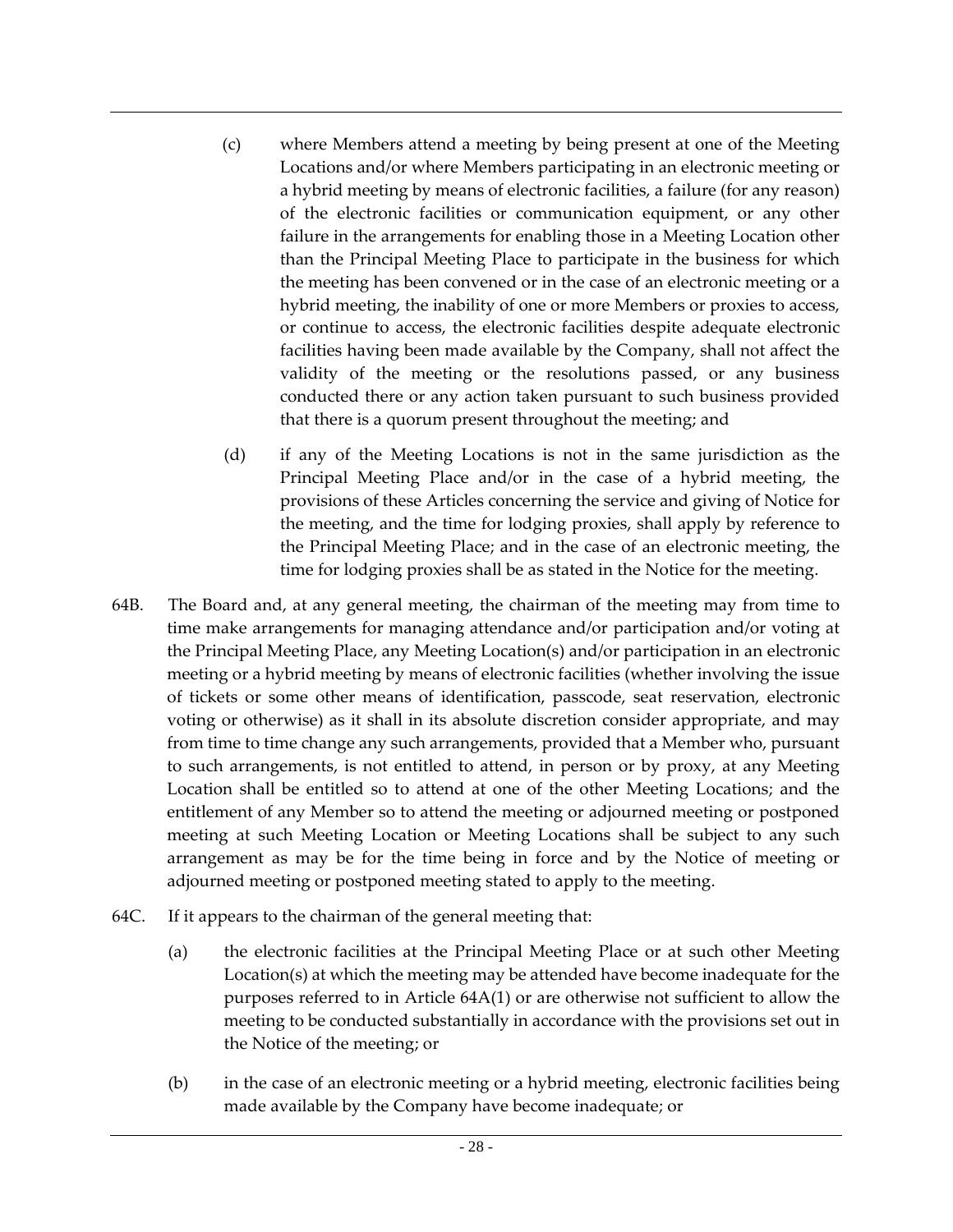(c) where Members attend a meeting by being present at one of the Meeting Locations and/or where Members participating in an electronic meeting or a hybrid meeting by means of electronic facilities, a failure (for any reason) of the electronic facilities or communication equipment, or any other failure in the arrangements for enabling those in a Meeting Location other than the Principal Meeting Place to participate in the business for which the meeting has been convened or in the case of an electronic meeting or a hybrid meeting, the inability of one or more Members or proxies to access, or continue to access, the electronic facilities despite adequate electronic facilities having been made available by the Company, shall not affect the validity of the meeting or the resolutions passed, or any business conducted there or any action taken pursuant to such business provided that there is a quorum present throughout the meeting; and

(d) if any of the Meeting Locations is not in the same jurisdiction as the Principal Meeting Place and/or in the case of a hybrid meeting, the provisions of these Articles concerning the service and giving of Notice for the meeting, and the time for lodging proxies, shall apply by reference to the Principal Meeting Place; and in the case of an electronic meeting, the time for lodging proxies shall be as stated in the Notice for the meeting.

64B. The Board and, at any general meeting, the chairman of the meeting may from time to time make arrangements for managing attendance and/or participation and/or voting at the Principal Meeting Place, any Meeting Location(s) and/or participation in an electronic meeting or a hybrid meeting by means of electronic facilities (whether involving the issue of tickets or some other means of identification, passcode, seat reservation, electronic voting or otherwise) as it shall in its absolute discretion consider appropriate, and may from time to time change any such arrangements, provided that a Member who, pursuant to such arrangements, is not entitled to attend, in person or by proxy, at any Meeting Location shall be entitled so to attend at one of the other Meeting Locations; and the entitlement of any Member so to attend the meeting or adjourned meeting or postponed meeting at such Meeting Location or Meeting Locations shall be subject to any such arrangement as may be for the time being in force and by the Notice of meeting or adjourned meeting or postponed meeting stated to apply to the meeting.

64C. If it appears to the chairman of the general meeting that:

(a) the electronic facilities at the Principal Meeting Place or at such other Meeting Location(s) at which the meeting may be attended have become inadequate for the purposes referred to in Article 64A(1) or are otherwise not sufficient to allow the meeting to be conducted substantially in accordance with the provisions set out in the Notice of the meeting; or

(b) in the case of an electronic meeting or a hybrid meeting, electronic facilities being made available by the Company have become inadequate; or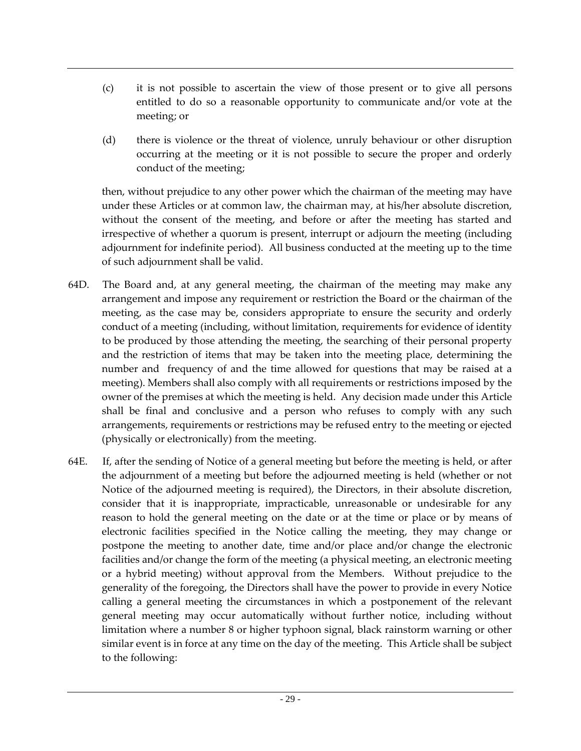(c) it is not possible to ascertain the view of those present or to give all persons entitled to do so a reasonable opportunity to communicate and/or vote at the meeting; or

(d) there is violence or the threat of violence, unruly behaviour or other disruption occurring at the meeting or it is not possible to secure the proper and orderly conduct of the meeting;

then, without prejudice to any other power which the chairman of the meeting may have under these Articles or at common law, the chairman may, at his/her absolute discretion, without the consent of the meeting, and before or after the meeting has started and irrespective of whether a quorum is present, interrupt or adjourn the meeting (including adjournment for indefinite period). All business conducted at the meeting up to the time of such adjournment shall be valid.

64D. The Board and, at any general meeting, the chairman of the meeting may make any arrangement and impose any requirement or restriction the Board or the chairman of the meeting, as the case may be, considers appropriate to ensure the security and orderly conduct of a meeting (including, without limitation, requirements for evidence of identity to be produced by those attending the meeting, the searching of their personal property and the restriction of items that may be taken into the meeting place, determining the number and frequency of and the time allowed for questions that may be raised at a meeting). Members shall also comply with all requirements or restrictions imposed by the owner of the premises at which the meeting is held. Any decision made under this Article shall be final and conclusive and a person who refuses to comply with any such arrangements, requirements or restrictions may be refused entry to the meeting or ejected (physically or electronically) from the meeting.

64E. If, after the sending of Notice of a general meeting but before the meeting is held, or after the adjournment of a meeting but before the adjourned meeting is held (whether or not Notice of the adjourned meeting is required), the Directors, in their absolute discretion, consider that it is inappropriate, impracticable, unreasonable or undesirable for any reason to hold the general meeting on the date or at the time or place or by means of electronic facilities specified in the Notice calling the meeting, they may change or postpone the meeting to another date, time and/or place and/or change the electronic facilities and/or change the form of the meeting (a physical meeting, an electronic meeting or a hybrid meeting) without approval from the Members. Without prejudice to the generality of the foregoing, the Directors shall have the power to provide in every Notice calling a general meeting the circumstances in which a postponement of the relevant general meeting may occur automatically without further notice, including without limitation where a number 8 or higher typhoon signal, black rainstorm warning or other similar event is in force at any time on the day of the meeting. This Article shall be subject to the following: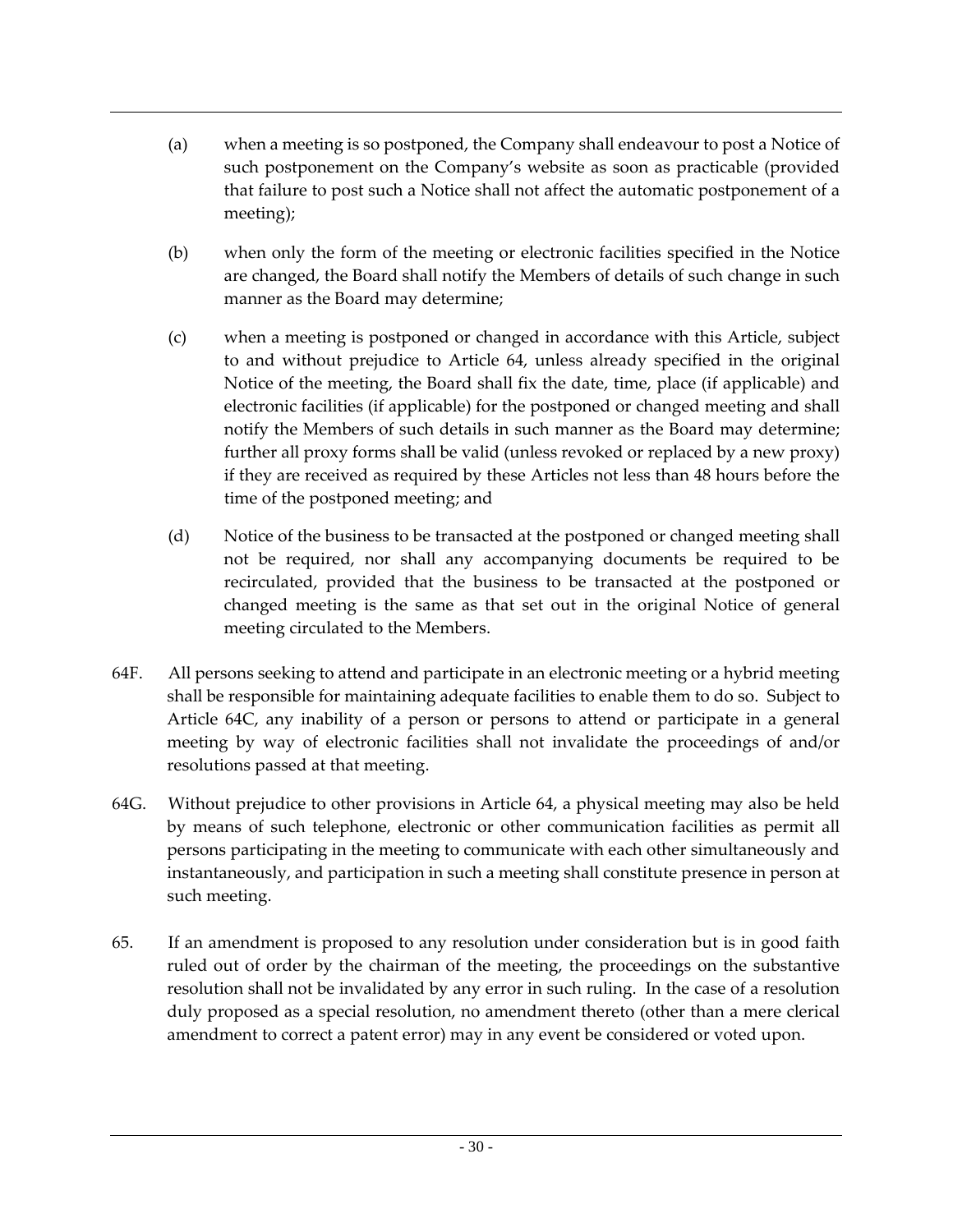(a) when a meeting is so postponed, the Company shall endeavour to post a Notice of such postponement on the Company's website as soon as practicable (provided that failure to post such a Notice shall not affect the automatic postponement of a meeting);

(b) when only the form of the meeting or electronic facilities specified in the Notice are changed, the Board shall notify the Members of details of such change in such manner as the Board may determine;

(c) when a meeting is postponed or changed in accordance with this Article, subject to and without prejudice to Article 64, unless already specified in the original Notice of the meeting, the Board shall fix the date, time, place (if applicable) and electronic facilities (if applicable) for the postponed or changed meeting and shall notify the Members of such details in such manner as the Board may determine; further all proxy forms shall be valid (unless revoked or replaced by a new proxy) if they are received as required by these Articles not less than 48 hours before the time of the postponed meeting; and

(d) Notice of the business to be transacted at the postponed or changed meeting shall not be required, nor shall any accompanying documents be required to be recirculated, provided that the business to be transacted at the postponed or changed meeting is the same as that set out in the original Notice of general meeting circulated to the Members.

64F. All persons seeking to attend and participate in an electronic meeting or a hybrid meeting shall be responsible for maintaining adequate facilities to enable them to do so. Subject to Article 64C, any inability of a person or persons to attend or participate in a general meeting by way of electronic facilities shall not invalidate the proceedings of and/or resolutions passed at that meeting.

64G. Without prejudice to other provisions in Article 64, a physical meeting may also be held by means of such telephone, electronic or other communication facilities as permit all persons participating in the meeting to communicate with each other simultaneously and instantaneously, and participation in such a meeting shall constitute presence in person at such meeting.

65. If an amendment is proposed to any resolution under consideration but is in good faith ruled out of order by the chairman of the meeting, the proceedings on the substantive resolution shall not be invalidated by any error in such ruling. In the case of a resolution duly proposed as a special resolution, no amendment thereto (other than a mere clerical amendment to correct a patent error) may in any event be considered or voted upon.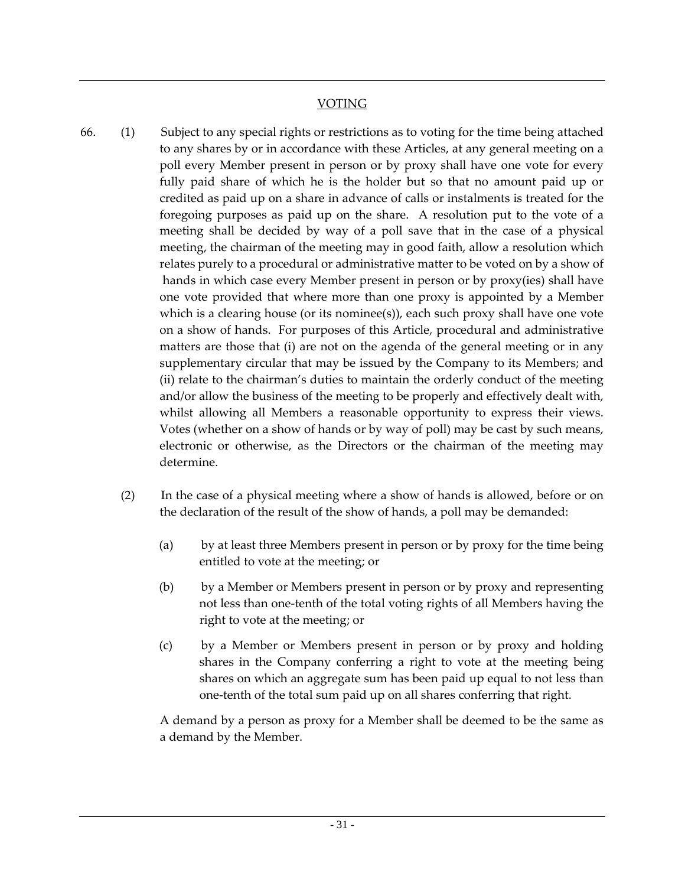## VOTING

66. (1) Subject to any special rights or restrictions as to voting for the time being attached to any shares by or in accordance with these Articles, at any general meeting on a poll every Member present in person or by proxy shall have one vote for every fully paid share of which he is the holder but so that no amount paid up or credited as paid up on a share in advance of calls or instalments is treated for the foregoing purposes as paid up on the share. A resolution put to the vote of a meeting shall be decided by way of a poll save that in the case of a physical meeting, the chairman of the meeting may in good faith, allow a resolution which relates purely to a procedural or administrative matter to be voted on by a show of hands in which case every Member present in person or by proxy(ies) shall have one vote provided that where more than one proxy is appointed by a Member which is a clearing house (or its nominee(s)), each such proxy shall have one vote on a show of hands. For purposes of this Article, procedural and administrative matters are those that (i) are not on the agenda of the general meeting or in any supplementary circular that may be issued by the Company to its Members; and (ii) relate to the chairman's duties to maintain the orderly conduct of the meeting and/or allow the business of the meeting to be properly and effectively dealt with, whilst allowing all Members a reasonable opportunity to express their views. Votes (whether on a show of hands or by way of poll) may be cast by such means, electronic or otherwise, as the Directors or the chairman of the meeting may determine.

(2) In the case of a physical meeting where a show of hands is allowed, before or on the declaration of the result of the show of hands, a poll may be demanded:

(a) by at least three Members present in person or by proxy for the time being entitled to vote at the meeting; or

(b) by a Member or Members present in person or by proxy and representing not less than one-tenth of the total voting rights of all Members having the right to vote at the meeting; or

(c) by a Member or Members present in person or by proxy and holding shares in the Company conferring a right to vote at the meeting being shares on which an aggregate sum has been paid up equal to not less than one-tenth of the total sum paid up on all shares conferring that right.

A demand by a person as proxy for a Member shall be deemed to be the same as a demand by the Member.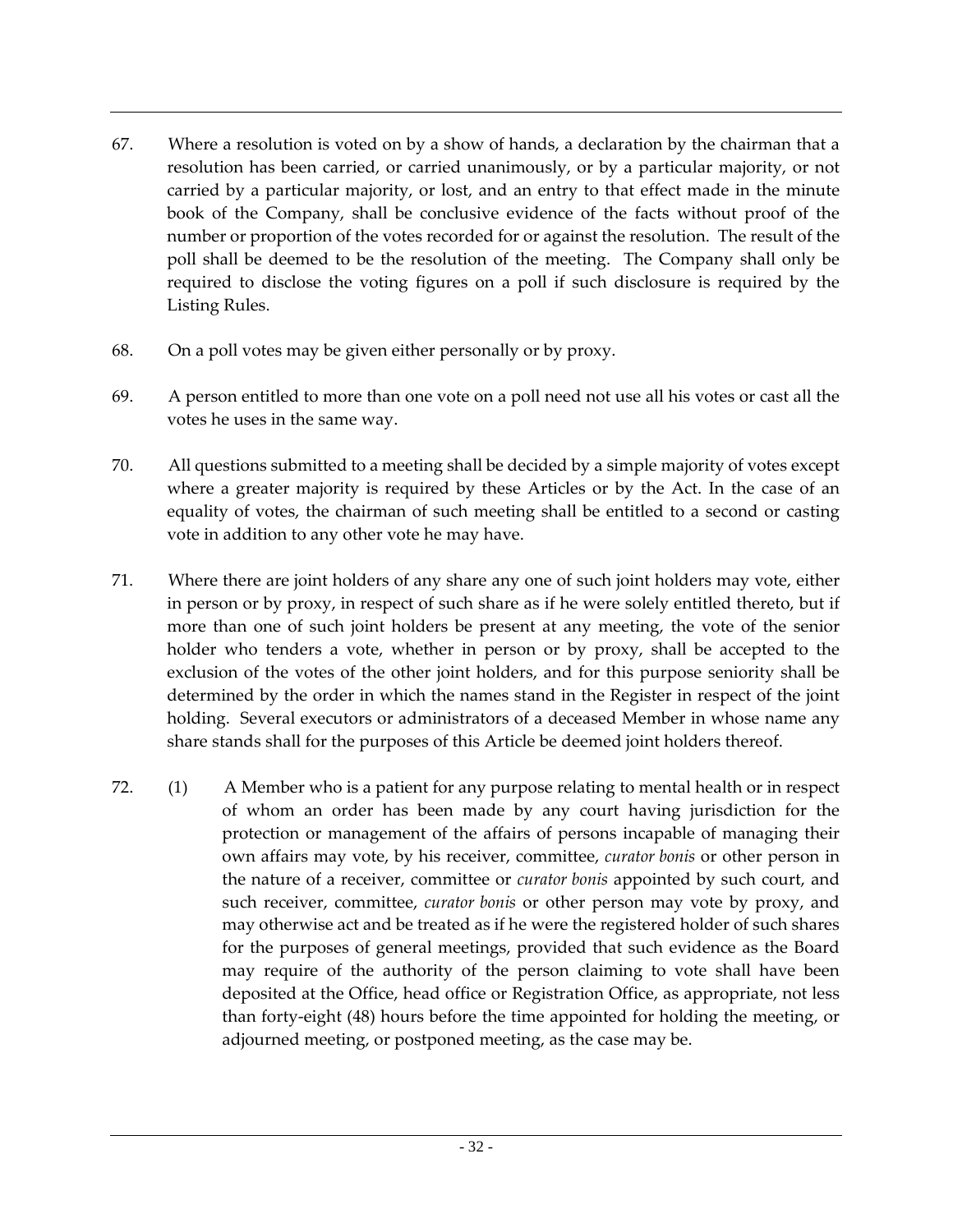67. Where a resolution is voted on by a show of hands, a declaration by the chairman that a resolution has been carried, or carried unanimously, or by a particular majority, or not carried by a particular majority, or lost, and an entry to that effect made in the minute book of the Company, shall be conclusive evidence of the facts without proof of the number or proportion of the votes recorded for or against the resolution. The result of the poll shall be deemed to be the resolution of the meeting. The Company shall only be required to disclose the voting figures on a poll if such disclosure is required by the Listing Rules.

68. On a poll votes may be given either personally or by proxy.

69. A person entitled to more than one vote on a poll need not use all his votes or cast all the votes he uses in the same way.

70. All questions submitted to a meeting shall be decided by a simple majority of votes except where a greater majority is required by these Articles or by the Act. In the case of an equality of votes, the chairman of such meeting shall be entitled to a second or casting vote in addition to any other vote he may have.

71. Where there are joint holders of any share any one of such joint holders may vote, either in person or by proxy, in respect of such share as if he were solely entitled thereto, but if more than one of such joint holders be present at any meeting, the vote of the senior holder who tenders a vote, whether in person or by proxy, shall be accepted to the exclusion of the votes of the other joint holders, and for this purpose seniority shall be determined by the order in which the names stand in the Register in respect of the joint holding. Several executors or administrators of a deceased Member in whose name any share stands shall for the purposes of this Article be deemed joint holders thereof.

72. (1) A Member who is a patient for any purpose relating to mental health or in respect of whom an order has been made by any court having jurisdiction for the protection or management of the affairs of persons incapable of managing their own affairs may vote, by his receiver, committee, *curator bonis* or other person in the nature of a receiver, committee or *curator bonis* appointed by such court, and such receiver, committee, *curator bonis* or other person may vote by proxy, and may otherwise act and be treated as if he were the registered holder of such shares for the purposes of general meetings, provided that such evidence as the Board may require of the authority of the person claiming to vote shall have been deposited at the Office, head office or Registration Office, as appropriate, not less than forty-eight (48) hours before the time appointed for holding the meeting, or adjourned meeting, or postponed meeting, as the case may be.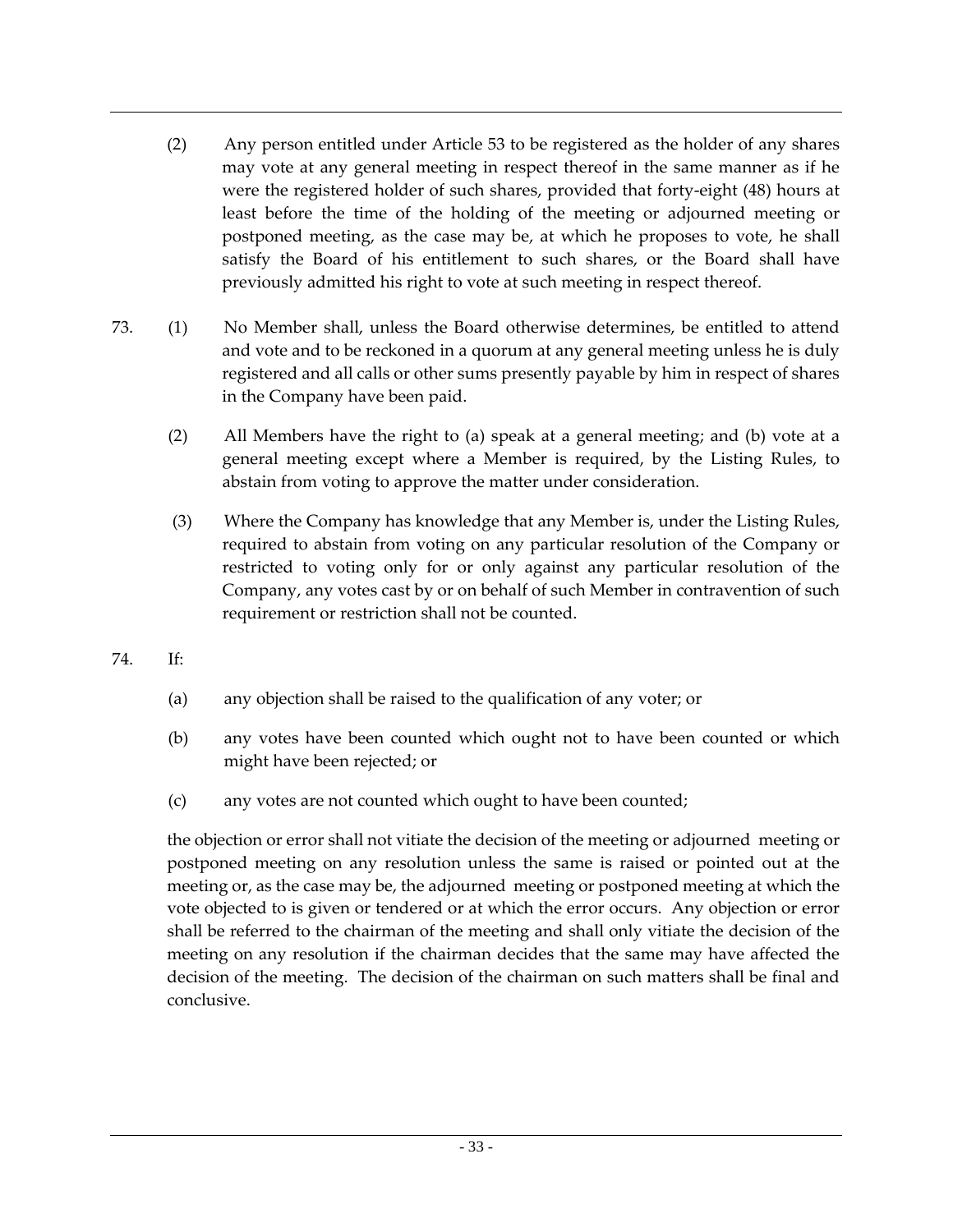(2) Any person entitled under Article 53 to be registered as the holder of any shares may vote at any general meeting in respect thereof in the same manner as if he were the registered holder of such shares, provided that forty-eight (48) hours at least before the time of the holding of the meeting or adjourned meeting or postponed meeting, as the case may be, at which he proposes to vote, he shall satisfy the Board of his entitlement to such shares, or the Board shall have previously admitted his right to vote at such meeting in respect thereof.

73. (1) No Member shall, unless the Board otherwise determines, be entitled to attend and vote and to be reckoned in a quorum at any general meeting unless he is duly registered and all calls or other sums presently payable by him in respect of shares in the Company have been paid.

(2) All Members have the right to (a) speak at a general meeting; and (b) vote at a general meeting except where a Member is required, by the Listing Rules, to abstain from voting to approve the matter under consideration.

(3) Where the Company has knowledge that any Member is, under the Listing Rules, required to abstain from voting on any particular resolution of the Company or restricted to voting only for or only against any particular resolution of the Company, any votes cast by or on behalf of such Member in contravention of such requirement or restriction shall not be counted.

74. If:

(a) any objection shall be raised to the qualification of any voter; or

(b) any votes have been counted which ought not to have been counted or which might have been rejected; or

(c) any votes are not counted which ought to have been counted;

the objection or error shall not vitiate the decision of the meeting or adjourned meeting or postponed meeting on any resolution unless the same is raised or pointed out at the meeting or, as the case may be, the adjourned meeting or postponed meeting at which the vote objected to is given or tendered or at which the error occurs. Any objection or error shall be referred to the chairman of the meeting and shall only vitiate the decision of the meeting on any resolution if the chairman decides that the same may have affected the decision of the meeting. The decision of the chairman on such matters shall be final and conclusive.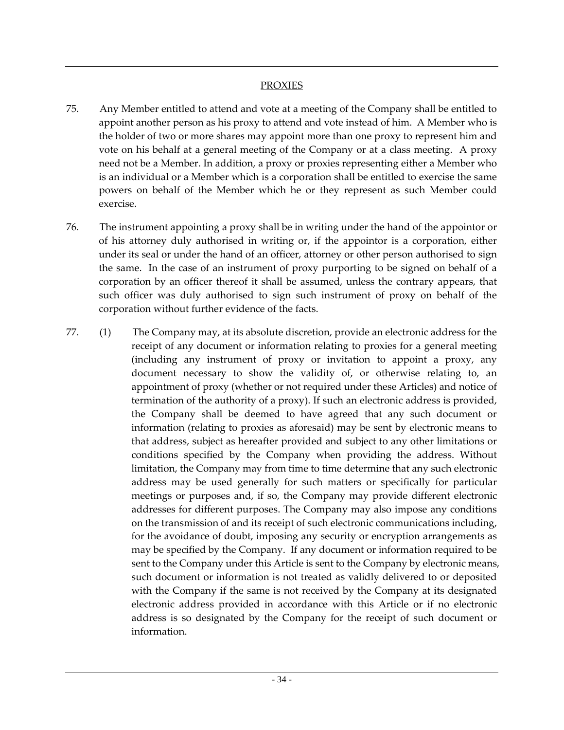## PROXIES

75. Any Member entitled to attend and vote at a meeting of the Company shall be entitled to appoint another person as his proxy to attend and vote instead of him. A Member who is the holder of two or more shares may appoint more than one proxy to represent him and vote on his behalf at a general meeting of the Company or at a class meeting. A proxy need not be a Member. In addition, a proxy or proxies representing either a Member who is an individual or a Member which is a corporation shall be entitled to exercise the same powers on behalf of the Member which he or they represent as such Member could exercise.

76. The instrument appointing a proxy shall be in writing under the hand of the appointor or of his attorney duly authorised in writing or, if the appointor is a corporation, either under its seal or under the hand of an officer, attorney or other person authorised to sign the same. In the case of an instrument of proxy purporting to be signed on behalf of a corporation by an officer thereof it shall be assumed, unless the contrary appears, that such officer was duly authorised to sign such instrument of proxy on behalf of the corporation without further evidence of the facts.

77. (1) The Company may, at its absolute discretion, provide an electronic address for the receipt of any document or information relating to proxies for a general meeting (including any instrument of proxy or invitation to appoint a proxy, any document necessary to show the validity of, or otherwise relating to, an appointment of proxy (whether or not required under these Articles) and notice of termination of the authority of a proxy). If such an electronic address is provided, the Company shall be deemed to have agreed that any such document or information (relating to proxies as aforesaid) may be sent by electronic means to that address, subject as hereafter provided and subject to any other limitations or conditions specified by the Company when providing the address. Without limitation, the Company may from time to time determine that any such electronic address may be used generally for such matters or specifically for particular meetings or purposes and, if so, the Company may provide different electronic addresses for different purposes. The Company may also impose any conditions on the transmission of and its receipt of such electronic communications including, for the avoidance of doubt, imposing any security or encryption arrangements as may be specified by the Company. If any document or information required to be sent to the Company under this Article is sent to the Company by electronic means, such document or information is not treated as validly delivered to or deposited with the Company if the same is not received by the Company at its designated electronic address provided in accordance with this Article or if no electronic address is so designated by the Company for the receipt of such document or information.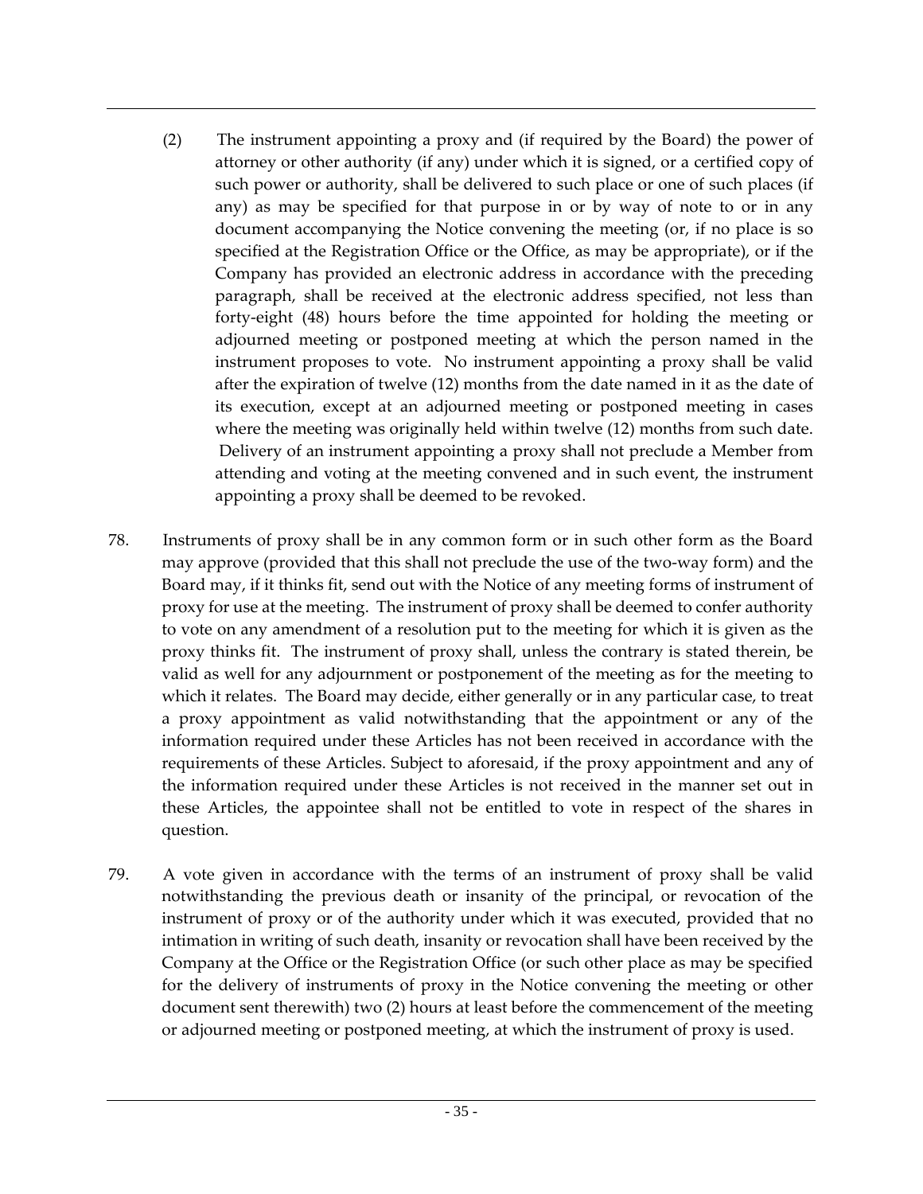(2) The instrument appointing a proxy and (if required by the Board) the power of attorney or other authority (if any) under which it is signed, or a certified copy of such power or authority, shall be delivered to such place or one of such places (if any) as may be specified for that purpose in or by way of note to or in any document accompanying the Notice convening the meeting (or, if no place is so specified at the Registration Office or the Office, as may be appropriate), or if the Company has provided an electronic address in accordance with the preceding paragraph, shall be received at the electronic address specified, not less than forty-eight (48) hours before the time appointed for holding the meeting or adjourned meeting or postponed meeting at which the person named in the instrument proposes to vote. No instrument appointing a proxy shall be valid after the expiration of twelve (12) months from the date named in it as the date of its execution, except at an adjourned meeting or postponed meeting in cases where the meeting was originally held within twelve (12) months from such date. Delivery of an instrument appointing a proxy shall not preclude a Member from attending and voting at the meeting convened and in such event, the instrument appointing a proxy shall be deemed to be revoked.

78. Instruments of proxy shall be in any common form or in such other form as the Board may approve (provided that this shall not preclude the use of the two-way form) and the Board may, if it thinks fit, send out with the Notice of any meeting forms of instrument of proxy for use at the meeting. The instrument of proxy shall be deemed to confer authority to vote on any amendment of a resolution put to the meeting for which it is given as the proxy thinks fit. The instrument of proxy shall, unless the contrary is stated therein, be valid as well for any adjournment or postponement of the meeting as for the meeting to which it relates. The Board may decide, either generally or in any particular case, to treat a proxy appointment as valid notwithstanding that the appointment or any of the information required under these Articles has not been received in accordance with the requirements of these Articles. Subject to aforesaid, if the proxy appointment and any of the information required under these Articles is not received in the manner set out in these Articles, the appointee shall not be entitled to vote in respect of the shares in question.

79. A vote given in accordance with the terms of an instrument of proxy shall be valid notwithstanding the previous death or insanity of the principal, or revocation of the instrument of proxy or of the authority under which it was executed, provided that no intimation in writing of such death, insanity or revocation shall have been received by the Company at the Office or the Registration Office (or such other place as may be specified for the delivery of instruments of proxy in the Notice convening the meeting or other document sent therewith) two (2) hours at least before the commencement of the meeting or adjourned meeting or postponed meeting, at which the instrument of proxy is used.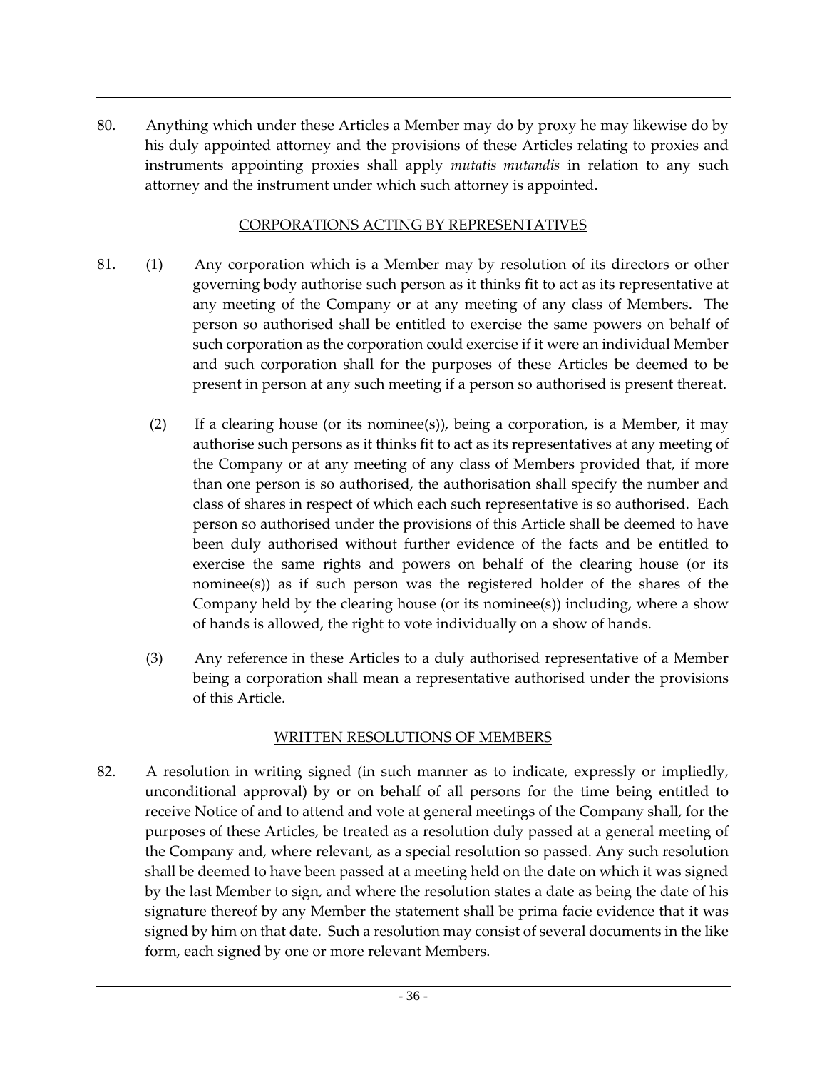80. Anything which under these Articles a Member may do by proxy he may likewise do by his duly appointed attorney and the provisions of these Articles relating to proxies and instruments appointing proxies shall apply *mutatis mutandis* in relation to any such attorney and the instrument under which such attorney is appointed.

## CORPORATIONS ACTING BY REPRESENTATIVES

81. (1) Any corporation which is a Member may by resolution of its directors or other governing body authorise such person as it thinks fit to act as its representative at any meeting of the Company or at any meeting of any class of Members. The person so authorised shall be entitled to exercise the same powers on behalf of such corporation as the corporation could exercise if it were an individual Member and such corporation shall for the purposes of these Articles be deemed to be present in person at any such meeting if a person so authorised is present thereat.

(2) If a clearing house (or its nominee(s)), being a corporation, is a Member, it may authorise such persons as it thinks fit to act as its representatives at any meeting of the Company or at any meeting of any class of Members provided that, if more than one person is so authorised, the authorisation shall specify the number and class of shares in respect of which each such representative is so authorised. Each person so authorised under the provisions of this Article shall be deemed to have been duly authorised without further evidence of the facts and be entitled to exercise the same rights and powers on behalf of the clearing house (or its nominee(s)) as if such person was the registered holder of the shares of the Company held by the clearing house (or its nominee(s)) including, where a show of hands is allowed, the right to vote individually on a show of hands.

(3) Any reference in these Articles to a duly authorised representative of a Member being a corporation shall mean a representative authorised under the provisions of this Article.

## WRITTEN RESOLUTIONS OF MEMBERS

82. A resolution in writing signed (in such manner as to indicate, expressly or impliedly, unconditional approval) by or on behalf of all persons for the time being entitled to receive Notice of and to attend and vote at general meetings of the Company shall, for the purposes of these Articles, be treated as a resolution duly passed at a general meeting of the Company and, where relevant, as a special resolution so passed. Any such resolution shall be deemed to have been passed at a meeting held on the date on which it was signed by the last Member to sign, and where the resolution states a date as being the date of his signature thereof by any Member the statement shall be prima facie evidence that it was signed by him on that date. Such a resolution may consist of several documents in the like form, each signed by one or more relevant Members.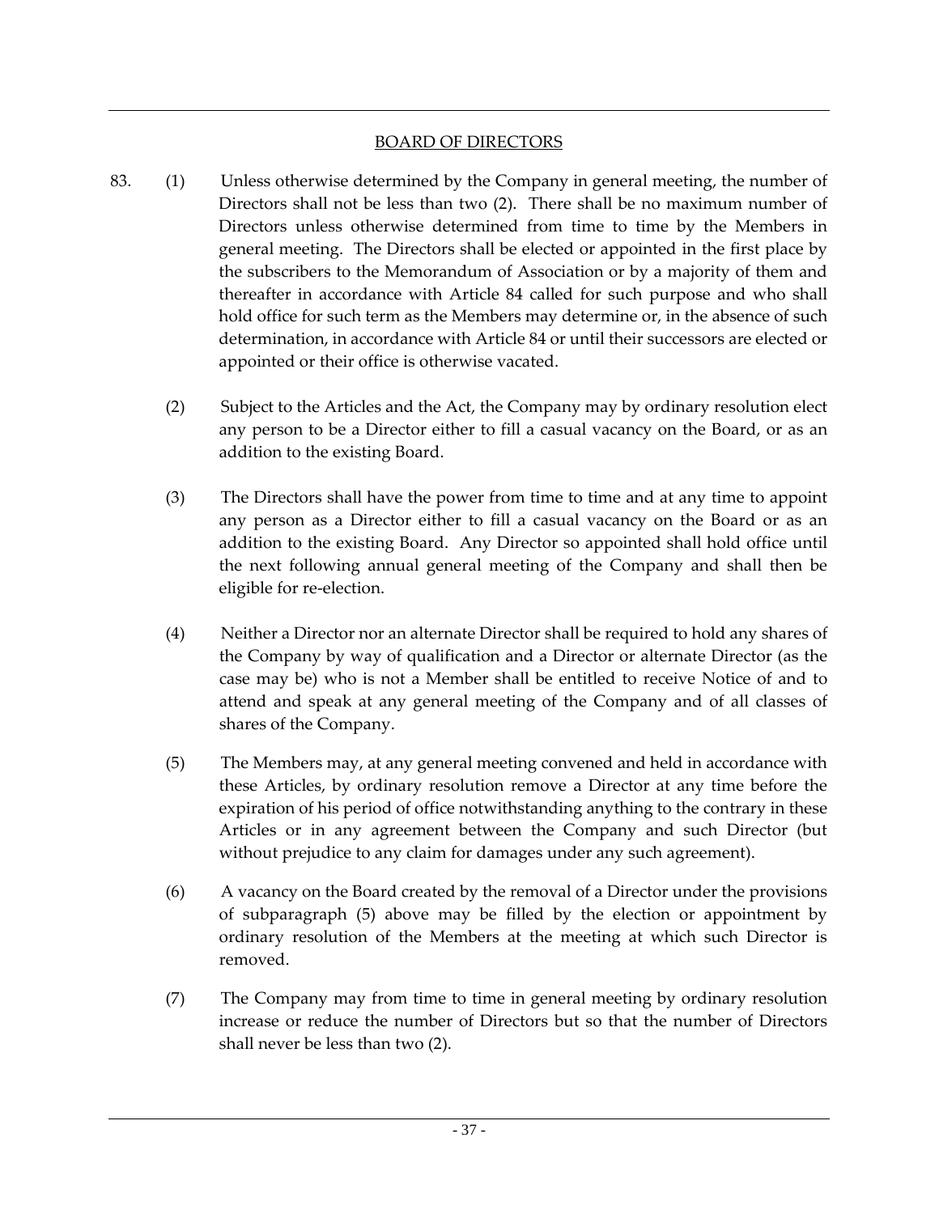## BOARD OF DIRECTORS

83. (1) Unless otherwise determined by the Company in general meeting, the number of Directors shall not be less than two (2). There shall be no maximum number of Directors unless otherwise determined from time to time by the Members in general meeting. The Directors shall be elected or appointed in the first place by the subscribers to the Memorandum of Association or by a majority of them and thereafter in accordance with Article 84 called for such purpose and who shall hold office for such term as the Members may determine or, in the absence of such determination, in accordance with Article 84 or until their successors are elected or appointed or their office is otherwise vacated.

(2) Subject to the Articles and the Act, the Company may by ordinary resolution elect any person to be a Director either to fill a casual vacancy on the Board, or as an addition to the existing Board.

(3) The Directors shall have the power from time to time and at any time to appoint any person as a Director either to fill a casual vacancy on the Board or as an addition to the existing Board. Any Director so appointed shall hold office until the next following annual general meeting of the Company and shall then be eligible for re-election.

(4) Neither a Director nor an alternate Director shall be required to hold any shares of the Company by way of qualification and a Director or alternate Director (as the case may be) who is not a Member shall be entitled to receive Notice of and to attend and speak at any general meeting of the Company and of all classes of shares of the Company.

(5) The Members may, at any general meeting convened and held in accordance with these Articles, by ordinary resolution remove a Director at any time before the expiration of his period of office notwithstanding anything to the contrary in these Articles or in any agreement between the Company and such Director (but without prejudice to any claim for damages under any such agreement).

(6) A vacancy on the Board created by the removal of a Director under the provisions of subparagraph (5) above may be filled by the election or appointment by ordinary resolution of the Members at the meeting at which such Director is removed.

(7) The Company may from time to time in general meeting by ordinary resolution increase or reduce the number of Directors but so that the number of Directors shall never be less than two (2).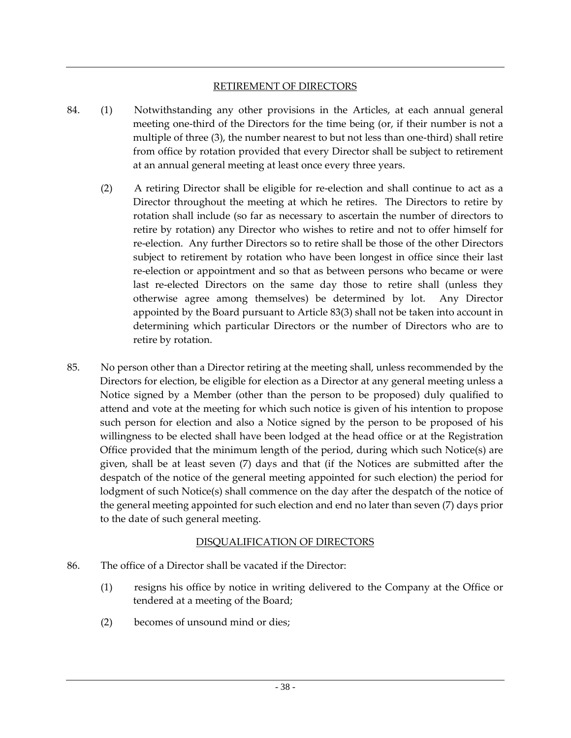## RETIREMENT OF DIRECTORS

84. (1) Notwithstanding any other provisions in the Articles, at each annual general meeting one-third of the Directors for the time being (or, if their number is not a multiple of three (3), the number nearest to but not less than one-third) shall retire from office by rotation provided that every Director shall be subject to retirement at an annual general meeting at least once every three years.

(2) A retiring Director shall be eligible for re-election and shall continue to act as a Director throughout the meeting at which he retires. The Directors to retire by rotation shall include (so far as necessary to ascertain the number of directors to retire by rotation) any Director who wishes to retire and not to offer himself for re-election. Any further Directors so to retire shall be those of the other Directors subject to retirement by rotation who have been longest in office since their last re-election or appointment and so that as between persons who became or were last re-elected Directors on the same day those to retire shall (unless they otherwise agree among themselves) be determined by lot. Any Director appointed by the Board pursuant to Article 83(3) shall not be taken into account in determining which particular Directors or the number of Directors who are to retire by rotation.

85. No person other than a Director retiring at the meeting shall, unless recommended by the Directors for election, be eligible for election as a Director at any general meeting unless a Notice signed by a Member (other than the person to be proposed) duly qualified to attend and vote at the meeting for which such notice is given of his intention to propose such person for election and also a Notice signed by the person to be proposed of his willingness to be elected shall have been lodged at the head office or at the Registration Office provided that the minimum length of the period, during which such Notice(s) are given, shall be at least seven (7) days and that (if the Notices are submitted after the despatch of the notice of the general meeting appointed for such election) the period for lodgment of such Notice(s) shall commence on the day after the despatch of the notice of the general meeting appointed for such election and end no later than seven (7) days prior to the date of such general meeting.

## DISQUALIFICATION OF DIRECTORS

86. The office of a Director shall be vacated if the Director:

(1) resigns his office by notice in writing delivered to the Company at the Office or tendered at a meeting of the Board;

(2) becomes of unsound mind or dies;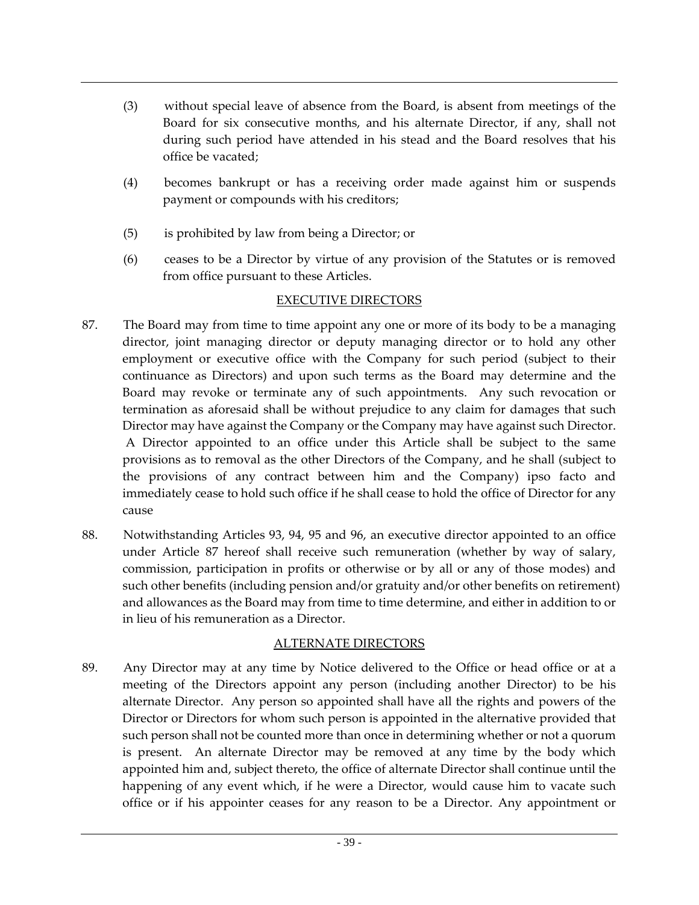(3) without special leave of absence from the Board, is absent from meetings of the Board for six consecutive months, and his alternate Director, if any, shall not during such period have attended in his stead and the Board resolves that his office be vacated;

(4) becomes bankrupt or has a receiving order made against him or suspends payment or compounds with his creditors;

(5) is prohibited by law from being a Director; or

(6) ceases to be a Director by virtue of any provision of the Statutes or is removed from office pursuant to these Articles.

## EXECUTIVE DIRECTORS

87. The Board may from time to time appoint any one or more of its body to be a managing director, joint managing director or deputy managing director or to hold any other employment or executive office with the Company for such period (subject to their continuance as Directors) and upon such terms as the Board may determine and the Board may revoke or terminate any of such appointments. Any such revocation or termination as aforesaid shall be without prejudice to any claim for damages that such Director may have against the Company or the Company may have against such Director. A Director appointed to an office under this Article shall be subject to the same provisions as to removal as the other Directors of the Company, and he shall (subject to the provisions of any contract between him and the Company) ipso facto and immediately cease to hold such office if he shall cease to hold the office of Director for any cause

88. Notwithstanding Articles 93, 94, 95 and 96, an executive director appointed to an office under Article 87 hereof shall receive such remuneration (whether by way of salary, commission, participation in profits or otherwise or by all or any of those modes) and such other benefits (including pension and/or gratuity and/or other benefits on retirement) and allowances as the Board may from time to time determine, and either in addition to or in lieu of his remuneration as a Director.

## ALTERNATE DIRECTORS

89. Any Director may at any time by Notice delivered to the Office or head office or at a meeting of the Directors appoint any person (including another Director) to be his alternate Director. Any person so appointed shall have all the rights and powers of the Director or Directors for whom such person is appointed in the alternative provided that such person shall not be counted more than once in determining whether or not a quorum is present. An alternate Director may be removed at any time by the body which appointed him and, subject thereto, the office of alternate Director shall continue until the happening of any event which, if he were a Director, would cause him to vacate such office or if his appointer ceases for any reason to be a Director. Any appointment or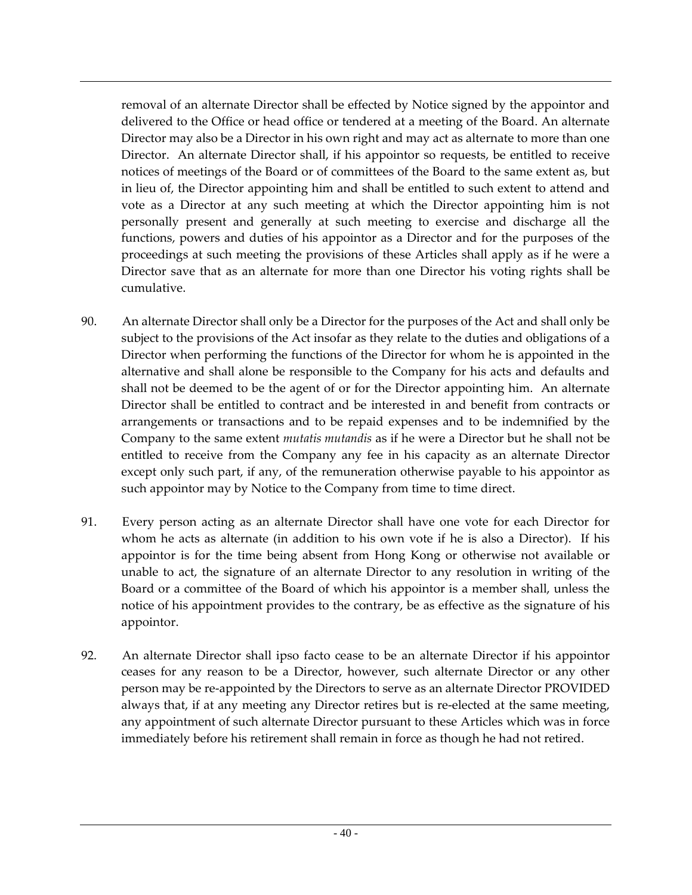removal of an alternate Director shall be effected by Notice signed by the appointor and delivered to the Office or head office or tendered at a meeting of the Board. An alternate Director may also be a Director in his own right and may act as alternate to more than one Director. An alternate Director shall, if his appointor so requests, be entitled to receive notices of meetings of the Board or of committees of the Board to the same extent as, but in lieu of, the Director appointing him and shall be entitled to such extent to attend and vote as a Director at any such meeting at which the Director appointing him is not personally present and generally at such meeting to exercise and discharge all the functions, powers and duties of his appointor as a Director and for the purposes of the proceedings at such meeting the provisions of these Articles shall apply as if he were a Director save that as an alternate for more than one Director his voting rights shall be cumulative.

90. An alternate Director shall only be a Director for the purposes of the Act and shall only be subject to the provisions of the Act insofar as they relate to the duties and obligations of a Director when performing the functions of the Director for whom he is appointed in the alternative and shall alone be responsible to the Company for his acts and defaults and shall not be deemed to be the agent of or for the Director appointing him. An alternate Director shall be entitled to contract and be interested in and benefit from contracts or arrangements or transactions and to be repaid expenses and to be indemnified by the Company to the same extent *mutatis mutandis* as if he were a Director but he shall not be entitled to receive from the Company any fee in his capacity as an alternate Director except only such part, if any, of the remuneration otherwise payable to his appointor as such appointor may by Notice to the Company from time to time direct.

91. Every person acting as an alternate Director shall have one vote for each Director for whom he acts as alternate (in addition to his own vote if he is also a Director). If his appointor is for the time being absent from Hong Kong or otherwise not available or unable to act, the signature of an alternate Director to any resolution in writing of the Board or a committee of the Board of which his appointor is a member shall, unless the notice of his appointment provides to the contrary, be as effective as the signature of his appointor.

92. An alternate Director shall ipso facto cease to be an alternate Director if his appointor ceases for any reason to be a Director, however, such alternate Director or any other person may be re-appointed by the Directors to serve as an alternate Director PROVIDED always that, if at any meeting any Director retires but is re-elected at the same meeting, any appointment of such alternate Director pursuant to these Articles which was in force immediately before his retirement shall remain in force as though he had not retired.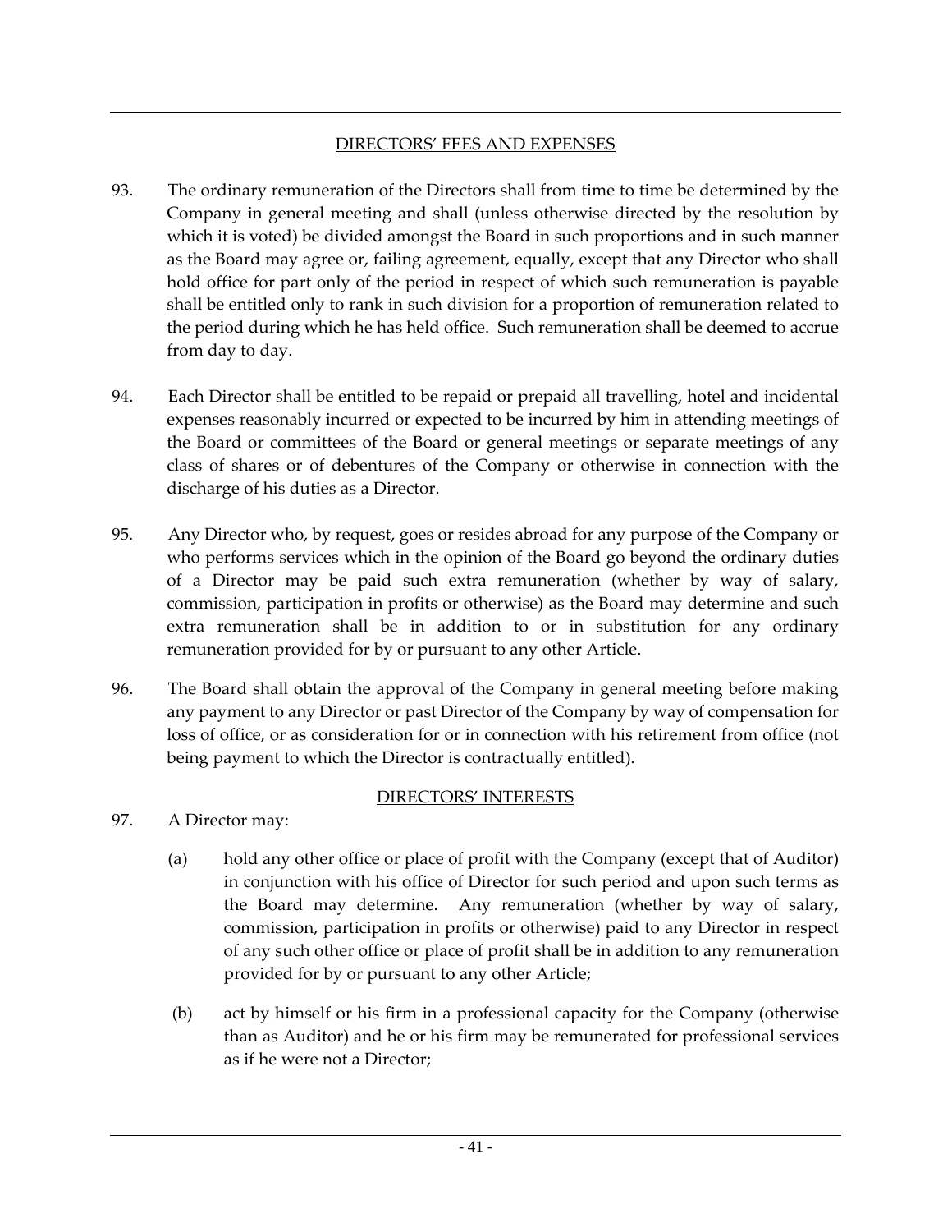## DIRECTORS' FEES AND EXPENSES

93. The ordinary remuneration of the Directors shall from time to time be determined by the Company in general meeting and shall (unless otherwise directed by the resolution by which it is voted) be divided amongst the Board in such proportions and in such manner as the Board may agree or, failing agreement, equally, except that any Director who shall hold office for part only of the period in respect of which such remuneration is payable shall be entitled only to rank in such division for a proportion of remuneration related to the period during which he has held office. Such remuneration shall be deemed to accrue from day to day.

94. Each Director shall be entitled to be repaid or prepaid all travelling, hotel and incidental expenses reasonably incurred or expected to be incurred by him in attending meetings of the Board or committees of the Board or general meetings or separate meetings of any class of shares or of debentures of the Company or otherwise in connection with the discharge of his duties as a Director.

95. Any Director who, by request, goes or resides abroad for any purpose of the Company or who performs services which in the opinion of the Board go beyond the ordinary duties of a Director may be paid such extra remuneration (whether by way of salary, commission, participation in profits or otherwise) as the Board may determine and such extra remuneration shall be in addition to or in substitution for any ordinary remuneration provided for by or pursuant to any other Article.

96. The Board shall obtain the approval of the Company in general meeting before making any payment to any Director or past Director of the Company by way of compensation for loss of office, or as consideration for or in connection with his retirement from office (not being payment to which the Director is contractually entitled).

## DIRECTORS' INTERESTS

97. A Director may:

    (a) hold any other office or place of profit with the Company (except that of Auditor) in conjunction with his office of Director for such period and upon such terms as the Board may determine. Any remuneration (whether by way of salary, commission, participation in profits or otherwise) paid to any Director in respect of any such other office or place of profit shall be in addition to any remuneration provided for by or pursuant to any other Article;

    (b) act by himself or his firm in a professional capacity for the Company (otherwise than as Auditor) and he or his firm may be remunerated for professional services as if he were not a Director;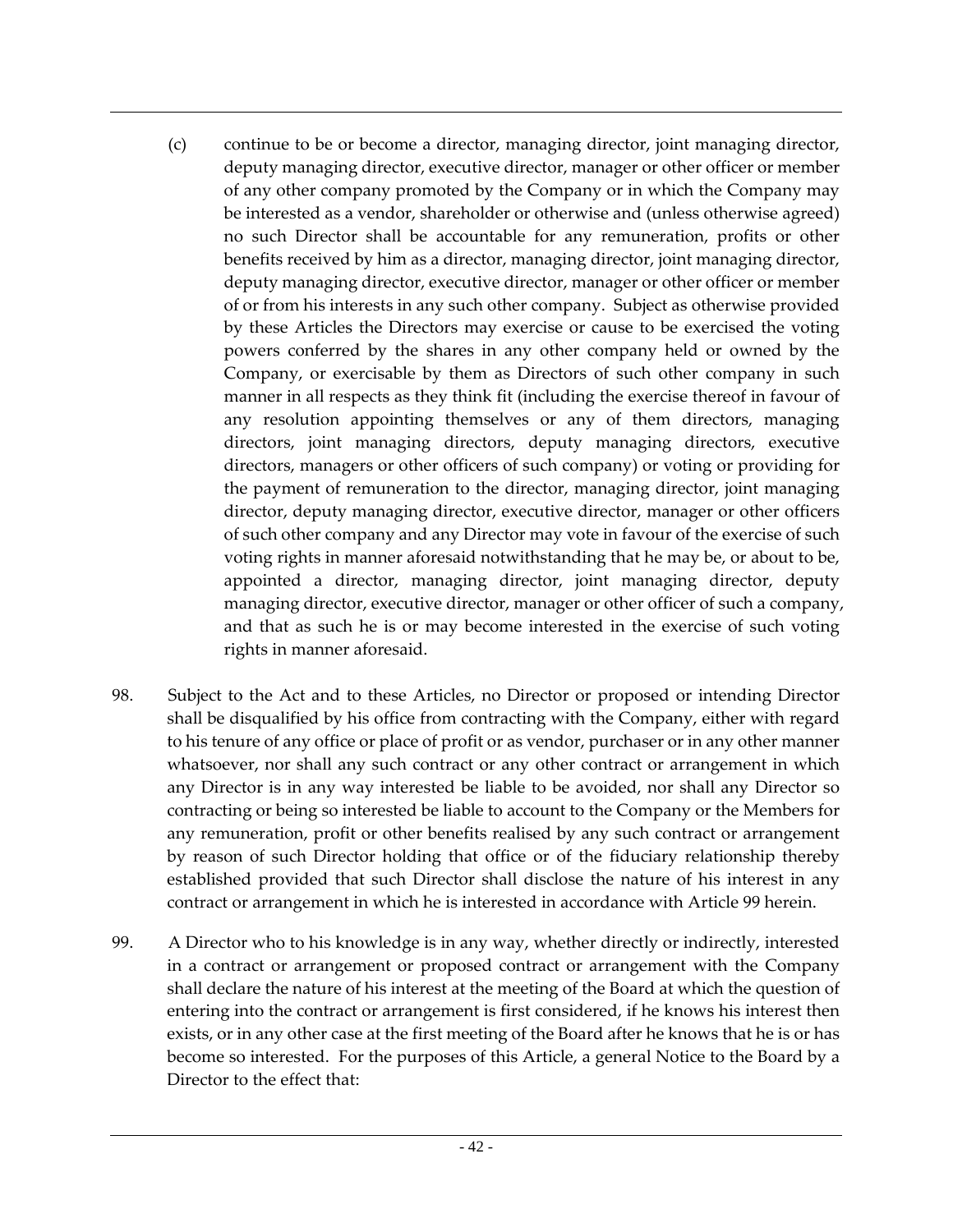(c) continue to be or become a director, managing director, joint managing director, deputy managing director, executive director, manager or other officer or member of any other company promoted by the Company or in which the Company may be interested as a vendor, shareholder or otherwise and (unless otherwise agreed) no such Director shall be accountable for any remuneration, profits or other benefits received by him as a director, managing director, joint managing director, deputy managing director, executive director, manager or other officer or member of or from his interests in any such other company. Subject as otherwise provided by these Articles the Directors may exercise or cause to be exercised the voting powers conferred by the shares in any other company held or owned by the Company, or exercisable by them as Directors of such other company in such manner in all respects as they think fit (including the exercise thereof in favour of any resolution appointing themselves or any of them directors, managing directors, joint managing directors, deputy managing directors, executive directors, managers or other officers of such company) or voting or providing for the payment of remuneration to the director, managing director, joint managing director, deputy managing director, executive director, manager or other officers of such other company and any Director may vote in favour of the exercise of such voting rights in manner aforesaid notwithstanding that he may be, or about to be, appointed a director, managing director, joint managing director, deputy managing director, executive director, manager or other officer of such a company, and that as such he is or may become interested in the exercise of such voting rights in manner aforesaid.

98. Subject to the Act and to these Articles, no Director or proposed or intending Director shall be disqualified by his office from contracting with the Company, either with regard to his tenure of any office or place of profit or as vendor, purchaser or in any other manner whatsoever, nor shall any such contract or any other contract or arrangement in which any Director is in any way interested be liable to be avoided, nor shall any Director so contracting or being so interested be liable to account to the Company or the Members for any remuneration, profit or other benefits realised by any such contract or arrangement by reason of such Director holding that office or of the fiduciary relationship thereby established provided that such Director shall disclose the nature of his interest in any contract or arrangement in which he is interested in accordance with Article 99 herein.

99. A Director who to his knowledge is in any way, whether directly or indirectly, interested in a contract or arrangement or proposed contract or arrangement with the Company shall declare the nature of his interest at the meeting of the Board at which the question of entering into the contract or arrangement is first considered, if he knows his interest then exists, or in any other case at the first meeting of the Board after he knows that he is or has become so interested. For the purposes of this Article, a general Notice to the Board by a Director to the effect that: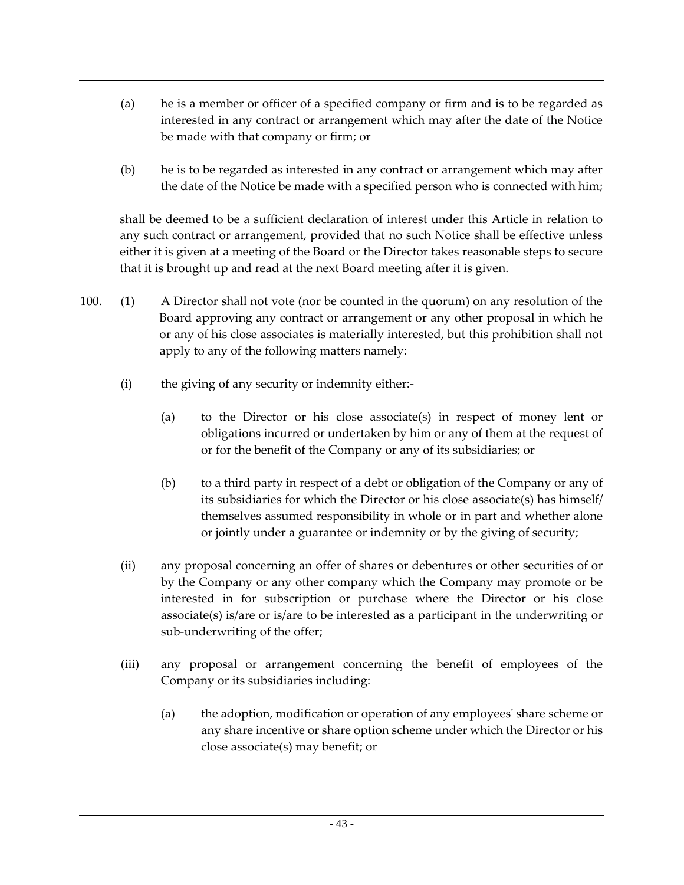(a) he is a member or officer of a specified company or firm and is to be regarded as interested in any contract or arrangement which may after the date of the Notice be made with that company or firm; or

(b) he is to be regarded as interested in any contract or arrangement which may after the date of the Notice be made with a specified person who is connected with him;

shall be deemed to be a sufficient declaration of interest under this Article in relation to any such contract or arrangement, provided that no such Notice shall be effective unless either it is given at a meeting of the Board or the Director takes reasonable steps to secure that it is brought up and read at the next Board meeting after it is given.

100. (1) A Director shall not vote (nor be counted in the quorum) on any resolution of the Board approving any contract or arrangement or any other proposal in which he or any of his close associates is materially interested, but this prohibition shall not apply to any of the following matters namely:

(i) the giving of any security or indemnity either:-

(a) to the Director or his close associate(s) in respect of money lent or obligations incurred or undertaken by him or any of them at the request of or for the benefit of the Company or any of its subsidiaries; or

(b) to a third party in respect of a debt or obligation of the Company or any of its subsidiaries for which the Director or his close associate(s) has himself/ themselves assumed responsibility in whole or in part and whether alone or jointly under a guarantee or indemnity or by the giving of security;

(ii) any proposal concerning an offer of shares or debentures or other securities of or by the Company or any other company which the Company may promote or be interested in for subscription or purchase where the Director or his close associate(s) is/are or is/are to be interested as a participant in the underwriting or sub-underwriting of the offer;

(iii) any proposal or arrangement concerning the benefit of employees of the Company or its subsidiaries including:

(a) the adoption, modification or operation of any employees' share scheme or any share incentive or share option scheme under which the Director or his close associate(s) may benefit; or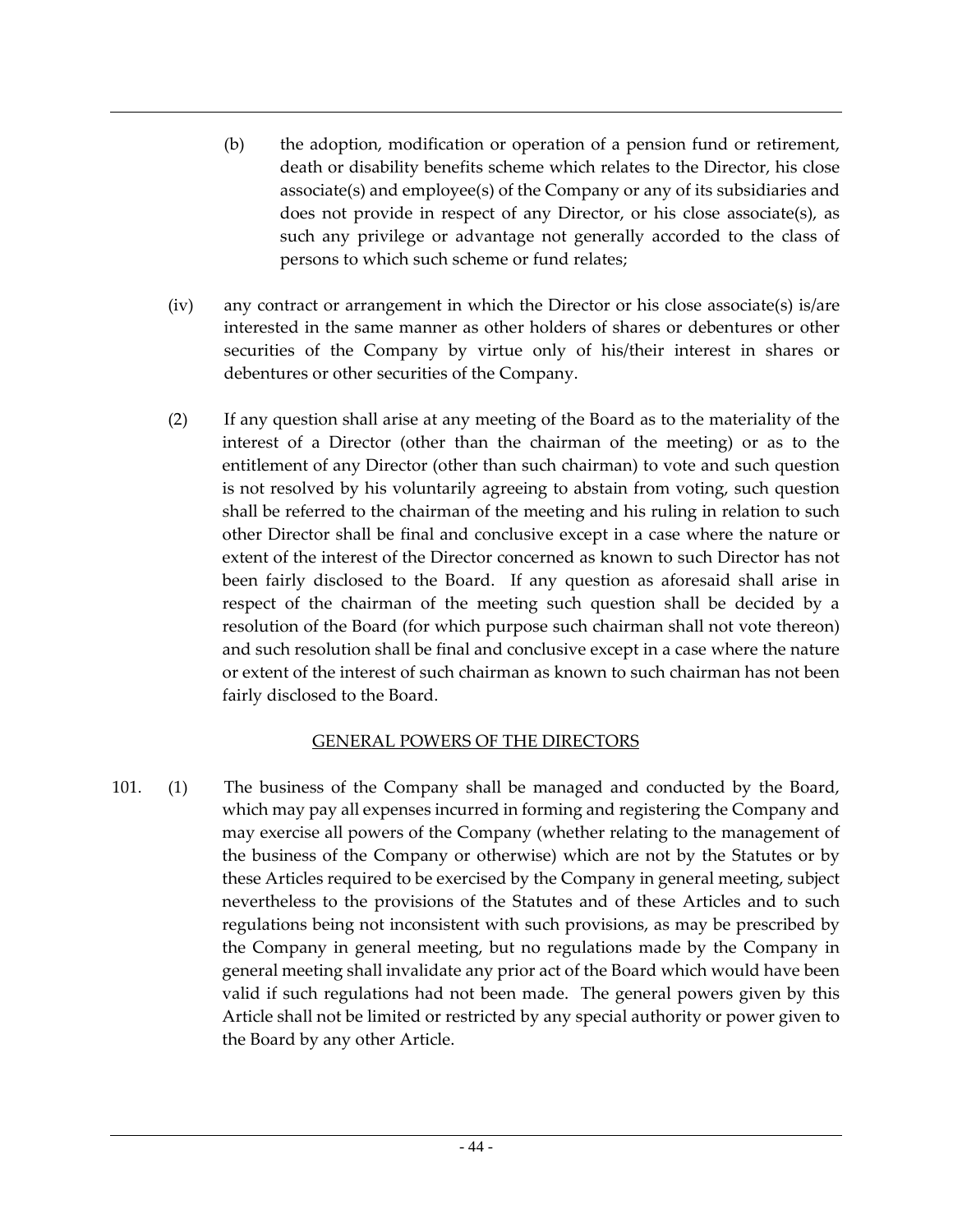(b) the adoption, modification or operation of a pension fund or retirement, death or disability benefits scheme which relates to the Director, his close associate(s) and employee(s) of the Company or any of its subsidiaries and does not provide in respect of any Director, or his close associate(s), as such any privilege or advantage not generally accorded to the class of persons to which such scheme or fund relates;

(iv) any contract or arrangement in which the Director or his close associate(s) is/are interested in the same manner as other holders of shares or debentures or other securities of the Company by virtue only of his/their interest in shares or debentures or other securities of the Company.

(2) If any question shall arise at any meeting of the Board as to the materiality of the interest of a Director (other than the chairman of the meeting) or as to the entitlement of any Director (other than such chairman) to vote and such question is not resolved by his voluntarily agreeing to abstain from voting, such question shall be referred to the chairman of the meeting and his ruling in relation to such other Director shall be final and conclusive except in a case where the nature or extent of the interest of the Director concerned as known to such Director has not been fairly disclosed to the Board. If any question as aforesaid shall arise in respect of the chairman of the meeting such question shall be decided by a resolution of the Board (for which purpose such chairman shall not vote thereon) and such resolution shall be final and conclusive except in a case where the nature or extent of the interest of such chairman as known to such chairman has not been fairly disclosed to the Board.

## GENERAL POWERS OF THE DIRECTORS

101. (1) The business of the Company shall be managed and conducted by the Board, which may pay all expenses incurred in forming and registering the Company and may exercise all powers of the Company (whether relating to the management of the business of the Company or otherwise) which are not by the Statutes or by these Articles required to be exercised by the Company in general meeting, subject nevertheless to the provisions of the Statutes and of these Articles and to such regulations being not inconsistent with such provisions, as may be prescribed by the Company in general meeting, but no regulations made by the Company in general meeting shall invalidate any prior act of the Board which would have been valid if such regulations had not been made. The general powers given by this Article shall not be limited or restricted by any special authority or power given to the Board by any other Article.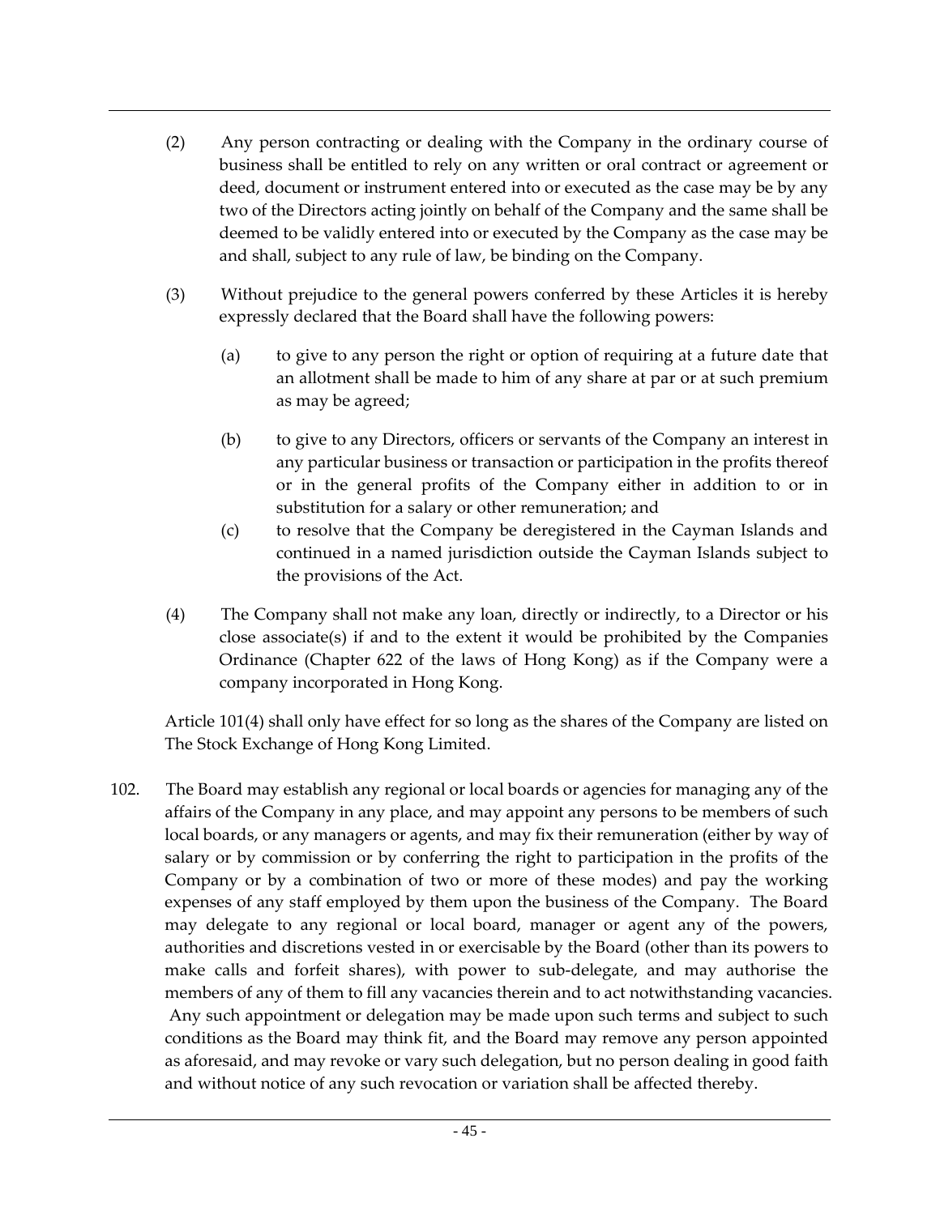(2) Any person contracting or dealing with the Company in the ordinary course of business shall be entitled to rely on any written or oral contract or agreement or deed, document or instrument entered into or executed as the case may be by any two of the Directors acting jointly on behalf of the Company and the same shall be deemed to be validly entered into or executed by the Company as the case may be and shall, subject to any rule of law, be binding on the Company.

(3) Without prejudice to the general powers conferred by these Articles it is hereby expressly declared that the Board shall have the following powers:

(a) to give to any person the right or option of requiring at a future date that an allotment shall be made to him of any share at par or at such premium as may be agreed;

(b) to give to any Directors, officers or servants of the Company an interest in any particular business or transaction or participation in the profits thereof or in the general profits of the Company either in addition to or in substitution for a salary or other remuneration; and

(c) to resolve that the Company be deregistered in the Cayman Islands and continued in a named jurisdiction outside the Cayman Islands subject to the provisions of the Act.

(4) The Company shall not make any loan, directly or indirectly, to a Director or his close associate(s) if and to the extent it would be prohibited by the Companies Ordinance (Chapter 622 of the laws of Hong Kong) as if the Company were a company incorporated in Hong Kong.

Article 101(4) shall only have effect for so long as the shares of the Company are listed on The Stock Exchange of Hong Kong Limited.

102. The Board may establish any regional or local boards or agencies for managing any of the affairs of the Company in any place, and may appoint any persons to be members of such local boards, or any managers or agents, and may fix their remuneration (either by way of salary or by commission or by conferring the right to participation in the profits of the Company or by a combination of two or more of these modes) and pay the working expenses of any staff employed by them upon the business of the Company. The Board may delegate to any regional or local board, manager or agent any of the powers, authorities and discretions vested in or exercisable by the Board (other than its powers to make calls and forfeit shares), with power to sub-delegate, and may authorise the members of any of them to fill any vacancies therein and to act notwithstanding vacancies. Any such appointment or delegation may be made upon such terms and subject to such conditions as the Board may think fit, and the Board may remove any person appointed as aforesaid, and may revoke or vary such delegation, but no person dealing in good faith and without notice of any such revocation or variation shall be affected thereby.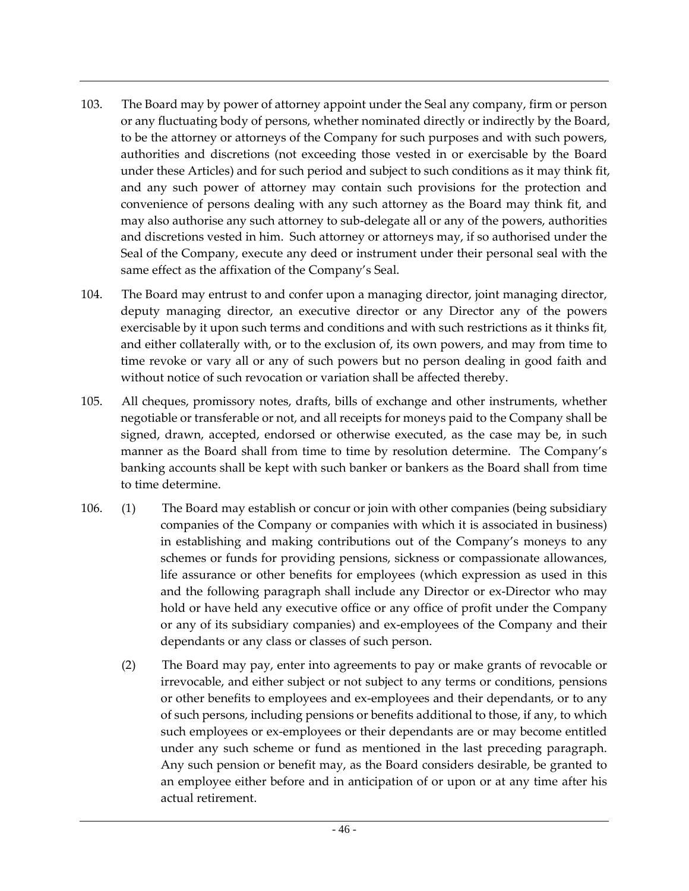103. The Board may by power of attorney appoint under the Seal any company, firm or person or any fluctuating body of persons, whether nominated directly or indirectly by the Board, to be the attorney or attorneys of the Company for such purposes and with such powers, authorities and discretions (not exceeding those vested in or exercisable by the Board under these Articles) and for such period and subject to such conditions as it may think fit, and any such power of attorney may contain such provisions for the protection and convenience of persons dealing with any such attorney as the Board may think fit, and may also authorise any such attorney to sub-delegate all or any of the powers, authorities and discretions vested in him. Such attorney or attorneys may, if so authorised under the Seal of the Company, execute any deed or instrument under their personal seal with the same effect as the affixation of the Company's Seal.

104. The Board may entrust to and confer upon a managing director, joint managing director, deputy managing director, an executive director or any Director any of the powers exercisable by it upon such terms and conditions and with such restrictions as it thinks fit, and either collaterally with, or to the exclusion of, its own powers, and may from time to time revoke or vary all or any of such powers but no person dealing in good faith and without notice of such revocation or variation shall be affected thereby.

105. All cheques, promissory notes, drafts, bills of exchange and other instruments, whether negotiable or transferable or not, and all receipts for moneys paid to the Company shall be signed, drawn, accepted, endorsed or otherwise executed, as the case may be, in such manner as the Board shall from time to time by resolution determine. The Company's banking accounts shall be kept with such banker or bankers as the Board shall from time to time determine.

106. (1) The Board may establish or concur or join with other companies (being subsidiary companies of the Company or companies with which it is associated in business) in establishing and making contributions out of the Company's moneys to any schemes or funds for providing pensions, sickness or compassionate allowances, life assurance or other benefits for employees (which expression as used in this and the following paragraph shall include any Director or ex-Director who may hold or have held any executive office or any office of profit under the Company or any of its subsidiary companies) and ex-employees of the Company and their dependants or any class or classes of such person.

(2) The Board may pay, enter into agreements to pay or make grants of revocable or irrevocable, and either subject or not subject to any terms or conditions, pensions or other benefits to employees and ex-employees and their dependants, or to any of such persons, including pensions or benefits additional to those, if any, to which such employees or ex-employees or their dependants are or may become entitled under any such scheme or fund as mentioned in the last preceding paragraph. Any such pension or benefit may, as the Board considers desirable, be granted to an employee either before and in anticipation of or upon or at any time after his actual retirement.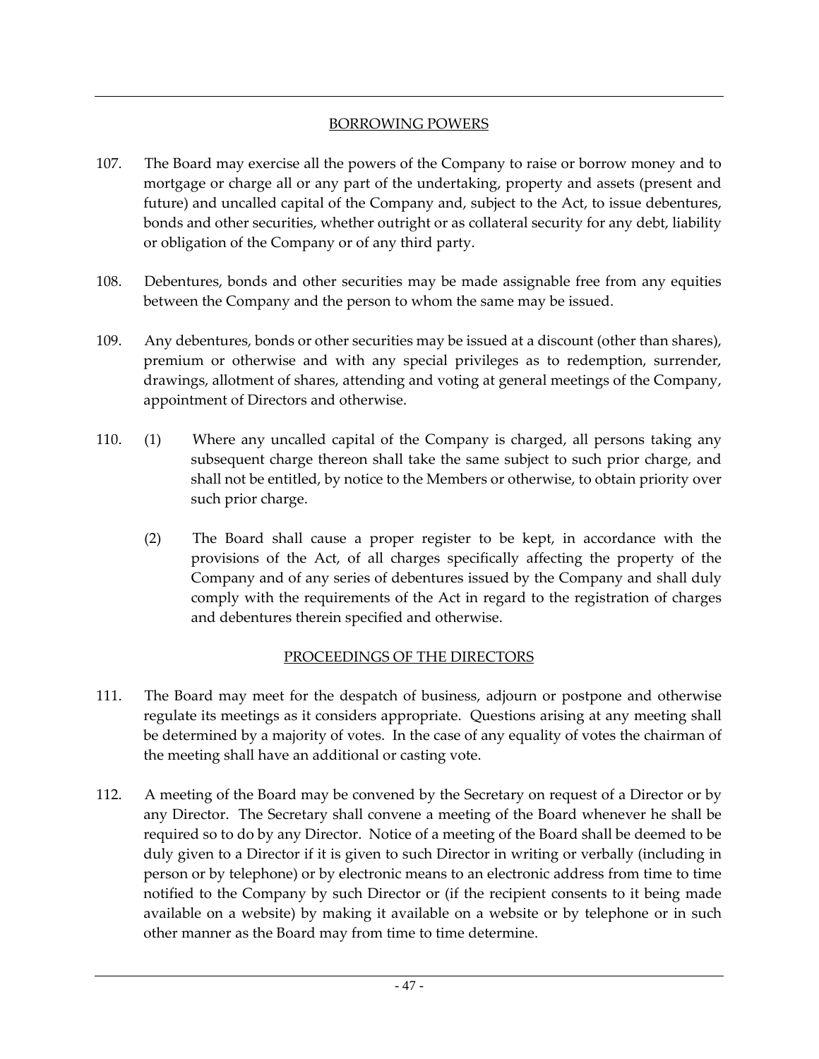## BORROWING POWERS

107. The Board may exercise all the powers of the Company to raise or borrow money and to mortgage or charge all or any part of the undertaking, property and assets (present and future) and uncalled capital of the Company and, subject to the Act, to issue debentures, bonds and other securities, whether outright or as collateral security for any debt, liability or obligation of the Company or of any third party.

108. Debentures, bonds and other securities may be made assignable free from any equities between the Company and the person to whom the same may be issued.

109. Any debentures, bonds or other securities may be issued at a discount (other than shares), premium or otherwise and with any special privileges as to redemption, surrender, drawings, allotment of shares, attending and voting at general meetings of the Company, appointment of Directors and otherwise.

110. (1) Where any uncalled capital of the Company is charged, all persons taking any subsequent charge thereon shall take the same subject to such prior charge, and shall not be entitled, by notice to the Members or otherwise, to obtain priority over such prior charge.

(2) The Board shall cause a proper register to be kept, in accordance with the provisions of the Act, of all charges specifically affecting the property of the Company and of any series of debentures issued by the Company and shall duly comply with the requirements of the Act in regard to the registration of charges and debentures therein specified and otherwise.

## PROCEEDINGS OF THE DIRECTORS

111. The Board may meet for the despatch of business, adjourn or postpone and otherwise regulate its meetings as it considers appropriate. Questions arising at any meeting shall be determined by a majority of votes. In the case of any equality of votes the chairman of the meeting shall have an additional or casting vote.

112. A meeting of the Board may be convened by the Secretary on request of a Director or by any Director. The Secretary shall convene a meeting of the Board whenever he shall be required so to do by any Director. Notice of a meeting of the Board shall be deemed to be duly given to a Director if it is given to such Director in writing or verbally (including in person or by telephone) or by electronic means to an electronic address from time to time notified to the Company by such Director or (if the recipient consents to it being made available on a website) by making it available on a website or by telephone or in such other manner as the Board may from time to time determine.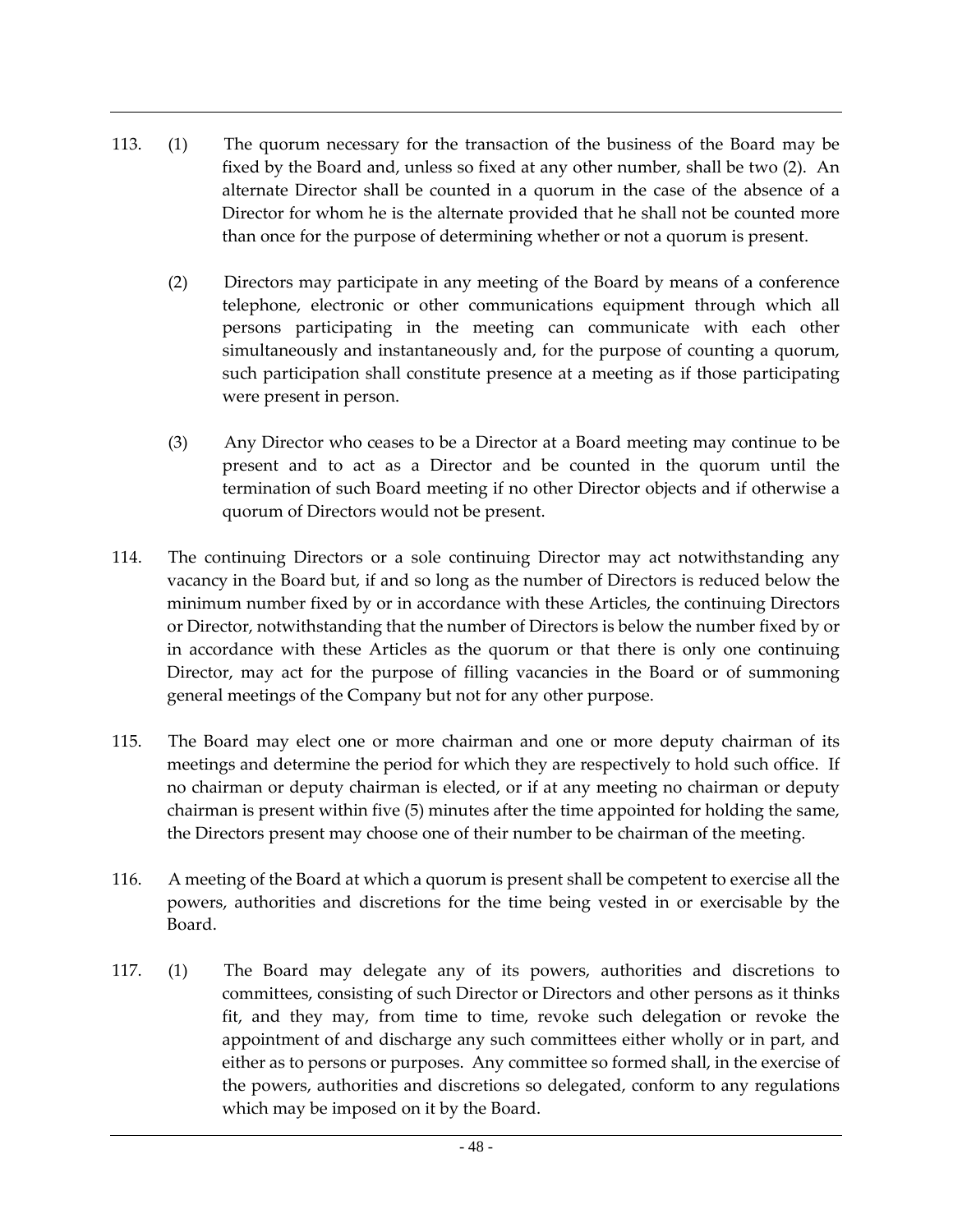113. (1) The quorum necessary for the transaction of the business of the Board may be fixed by the Board and, unless so fixed at any other number, shall be two (2). An alternate Director shall be counted in a quorum in the case of the absence of a Director for whom he is the alternate provided that he shall not be counted more than once for the purpose of determining whether or not a quorum is present.

(2) Directors may participate in any meeting of the Board by means of a conference telephone, electronic or other communications equipment through which all persons participating in the meeting can communicate with each other simultaneously and instantaneously and, for the purpose of counting a quorum, such participation shall constitute presence at a meeting as if those participating were present in person.

(3) Any Director who ceases to be a Director at a Board meeting may continue to be present and to act as a Director and be counted in the quorum until the termination of such Board meeting if no other Director objects and if otherwise a quorum of Directors would not be present.

114. The continuing Directors or a sole continuing Director may act notwithstanding any vacancy in the Board but, if and so long as the number of Directors is reduced below the minimum number fixed by or in accordance with these Articles, the continuing Directors or Director, notwithstanding that the number of Directors is below the number fixed by or in accordance with these Articles as the quorum or that there is only one continuing Director, may act for the purpose of filling vacancies in the Board or of summoning general meetings of the Company but not for any other purpose.

115. The Board may elect one or more chairman and one or more deputy chairman of its meetings and determine the period for which they are respectively to hold such office. If no chairman or deputy chairman is elected, or if at any meeting no chairman or deputy chairman is present within five (5) minutes after the time appointed for holding the same, the Directors present may choose one of their number to be chairman of the meeting.

116. A meeting of the Board at which a quorum is present shall be competent to exercise all the powers, authorities and discretions for the time being vested in or exercisable by the Board.

117. (1) The Board may delegate any of its powers, authorities and discretions to committees, consisting of such Director or Directors and other persons as it thinks fit, and they may, from time to time, revoke such delegation or revoke the appointment of and discharge any such committees either wholly or in part, and either as to persons or purposes. Any committee so formed shall, in the exercise of the powers, authorities and discretions so delegated, conform to any regulations which may be imposed on it by the Board.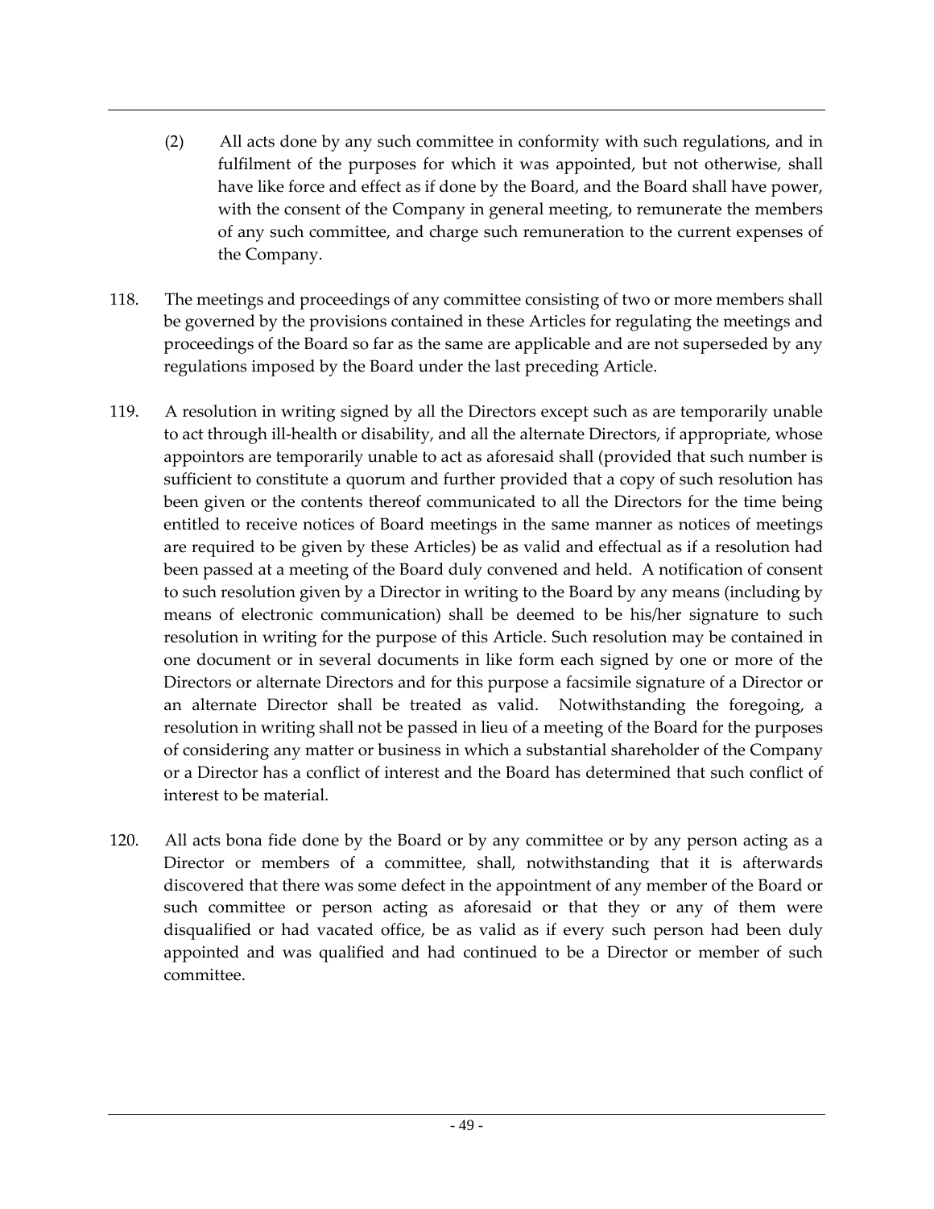(2) All acts done by any such committee in conformity with such regulations, and in fulfilment of the purposes for which it was appointed, but not otherwise, shall have like force and effect as if done by the Board, and the Board shall have power, with the consent of the Company in general meeting, to remunerate the members of any such committee, and charge such remuneration to the current expenses of the Company.

118. The meetings and proceedings of any committee consisting of two or more members shall be governed by the provisions contained in these Articles for regulating the meetings and proceedings of the Board so far as the same are applicable and are not superseded by any regulations imposed by the Board under the last preceding Article.

119. A resolution in writing signed by all the Directors except such as are temporarily unable to act through ill-health or disability, and all the alternate Directors, if appropriate, whose appointors are temporarily unable to act as aforesaid shall (provided that such number is sufficient to constitute a quorum and further provided that a copy of such resolution has been given or the contents thereof communicated to all the Directors for the time being entitled to receive notices of Board meetings in the same manner as notices of meetings are required to be given by these Articles) be as valid and effectual as if a resolution had been passed at a meeting of the Board duly convened and held. A notification of consent to such resolution given by a Director in writing to the Board by any means (including by means of electronic communication) shall be deemed to be his/her signature to such resolution in writing for the purpose of this Article. Such resolution may be contained in one document or in several documents in like form each signed by one or more of the Directors or alternate Directors and for this purpose a facsimile signature of a Director or an alternate Director shall be treated as valid. Notwithstanding the foregoing, a resolution in writing shall not be passed in lieu of a meeting of the Board for the purposes of considering any matter or business in which a substantial shareholder of the Company or a Director has a conflict of interest and the Board has determined that such conflict of interest to be material.

120. All acts bona fide done by the Board or by any committee or by any person acting as a Director or members of a committee, shall, notwithstanding that it is afterwards discovered that there was some defect in the appointment of any member of the Board or such committee or person acting as aforesaid or that they or any of them were disqualified or had vacated office, be as valid as if every such person had been duly appointed and was qualified and had continued to be a Director or member of such committee.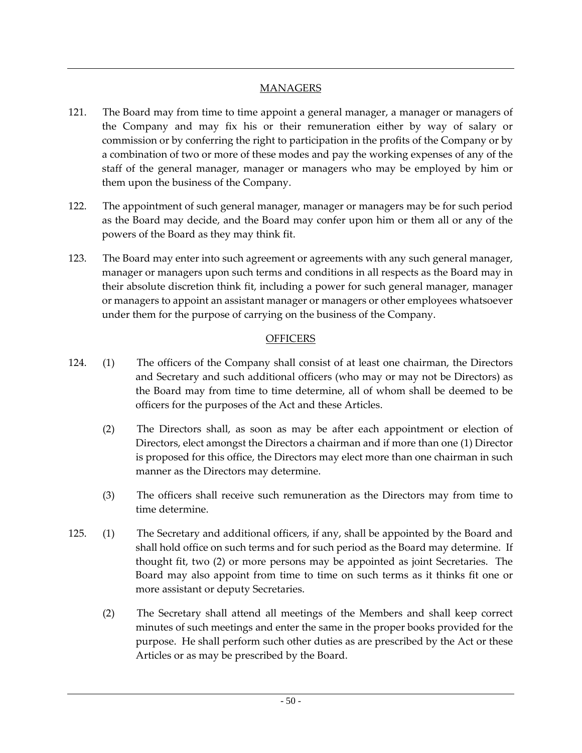## MANAGERS

121. The Board may from time to time appoint a general manager, a manager or managers of the Company and may fix his or their remuneration either by way of salary or commission or by conferring the right to participation in the profits of the Company or by a combination of two or more of these modes and pay the working expenses of any of the staff of the general manager, manager or managers who may be employed by him or them upon the business of the Company.

122. The appointment of such general manager, manager or managers may be for such period as the Board may decide, and the Board may confer upon him or them all or any of the powers of the Board as they may think fit.

123. The Board may enter into such agreement or agreements with any such general manager, manager or managers upon such terms and conditions in all respects as the Board may in their absolute discretion think fit, including a power for such general manager, manager or managers to appoint an assistant manager or managers or other employees whatsoever under them for the purpose of carrying on the business of the Company.

## OFFICERS

124. (1) The officers of the Company shall consist of at least one chairman, the Directors and Secretary and such additional officers (who may or may not be Directors) as the Board may from time to time determine, all of whom shall be deemed to be officers for the purposes of the Act and these Articles.

(2) The Directors shall, as soon as may be after each appointment or election of Directors, elect amongst the Directors a chairman and if more than one (1) Director is proposed for this office, the Directors may elect more than one chairman in such manner as the Directors may determine.

(3) The officers shall receive such remuneration as the Directors may from time to time determine.

125. (1) The Secretary and additional officers, if any, shall be appointed by the Board and shall hold office on such terms and for such period as the Board may determine. If thought fit, two (2) or more persons may be appointed as joint Secretaries. The Board may also appoint from time to time on such terms as it thinks fit one or more assistant or deputy Secretaries.

(2) The Secretary shall attend all meetings of the Members and shall keep correct minutes of such meetings and enter the same in the proper books provided for the purpose. He shall perform such other duties as are prescribed by the Act or these Articles or as may be prescribed by the Board.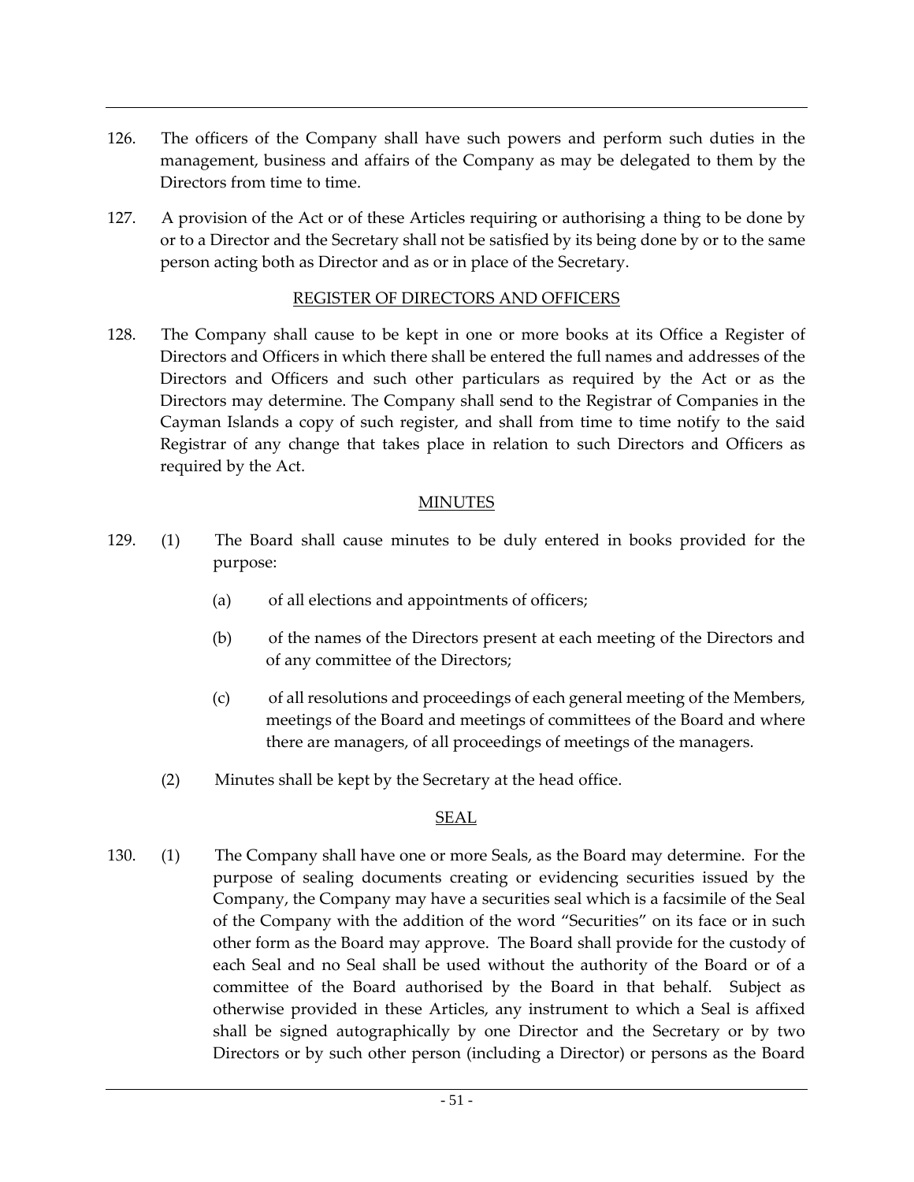126. The officers of the Company shall have such powers and perform such duties in the management, business and affairs of the Company as may be delegated to them by the Directors from time to time.

127. A provision of the Act or of these Articles requiring or authorising a thing to be done by or to a Director and the Secretary shall not be satisfied by its being done by or to the same person acting both as Director and as or in place of the Secretary.

## REGISTER OF DIRECTORS AND OFFICERS

128. The Company shall cause to be kept in one or more books at its Office a Register of Directors and Officers in which there shall be entered the full names and addresses of the Directors and Officers and such other particulars as required by the Act or as the Directors may determine. The Company shall send to the Registrar of Companies in the Cayman Islands a copy of such register, and shall from time to time notify to the said Registrar of any change that takes place in relation to such Directors and Officers as required by the Act.

## MINUTES

129. (1) The Board shall cause minutes to be duly entered in books provided for the purpose:

   (a) of all elections and appointments of officers;

   (b) of the names of the Directors present at each meeting of the Directors and of any committee of the Directors;

   (c) of all resolutions and proceedings of each general meeting of the Members, meetings of the Board and meetings of committees of the Board and where there are managers, of all proceedings of meetings of the managers.

   (2) Minutes shall be kept by the Secretary at the head office.

## SEAL

130. (1) The Company shall have one or more Seals, as the Board may determine. For the purpose of sealing documents creating or evidencing securities issued by the Company, the Company may have a securities seal which is a facsimile of the Seal of the Company with the addition of the word "Securities" on its face or in such other form as the Board may approve. The Board shall provide for the custody of each Seal and no Seal shall be used without the authority of the Board or of a committee of the Board authorised by the Board in that behalf. Subject as otherwise provided in these Articles, any instrument to which a Seal is affixed shall be signed autographically by one Director and the Secretary or by two Directors or by such other person (including a Director) or persons as the Board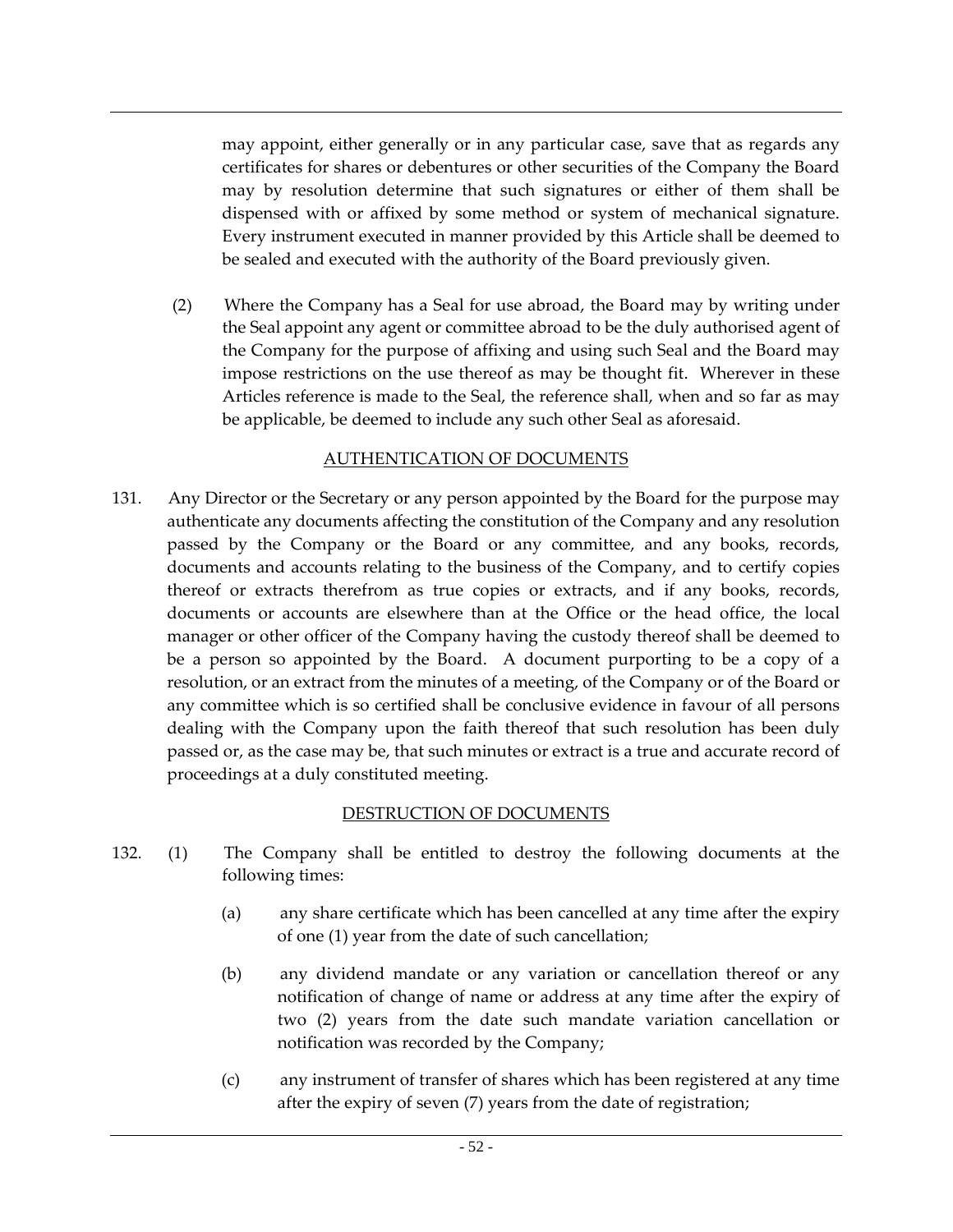may appoint, either generally or in any particular case, save that as regards any certificates for shares or debentures or other securities of the Company the Board may by resolution determine that such signatures or either of them shall be dispensed with or affixed by some method or system of mechanical signature. Every instrument executed in manner provided by this Article shall be deemed to be sealed and executed with the authority of the Board previously given.

(2) Where the Company has a Seal for use abroad, the Board may by writing under the Seal appoint any agent or committee abroad to be the duly authorised agent of the Company for the purpose of affixing and using such Seal and the Board may impose restrictions on the use thereof as may be thought fit. Wherever in these Articles reference is made to the Seal, the reference shall, when and so far as may be applicable, be deemed to include any such other Seal as aforesaid.

## AUTHENTICATION OF DOCUMENTS

131. Any Director or the Secretary or any person appointed by the Board for the purpose may authenticate any documents affecting the constitution of the Company and any resolution passed by the Company or the Board or any committee, and any books, records, documents and accounts relating to the business of the Company, and to certify copies thereof or extracts therefrom as true copies or extracts, and if any books, records, documents or accounts are elsewhere than at the Office or the head office, the local manager or other officer of the Company having the custody thereof shall be deemed to be a person so appointed by the Board. A document purporting to be a copy of a resolution, or an extract from the minutes of a meeting, of the Company or of the Board or any committee which is so certified shall be conclusive evidence in favour of all persons dealing with the Company upon the faith thereof that such resolution has been duly passed or, as the case may be, that such minutes or extract is a true and accurate record of proceedings at a duly constituted meeting.

## DESTRUCTION OF DOCUMENTS

132. (1) The Company shall be entitled to destroy the following documents at the following times:

(a) any share certificate which has been cancelled at any time after the expiry of one (1) year from the date of such cancellation;

(b) any dividend mandate or any variation or cancellation thereof or any notification of change of name or address at any time after the expiry of two (2) years from the date such mandate variation cancellation or notification was recorded by the Company;

(c) any instrument of transfer of shares which has been registered at any time after the expiry of seven (7) years from the date of registration;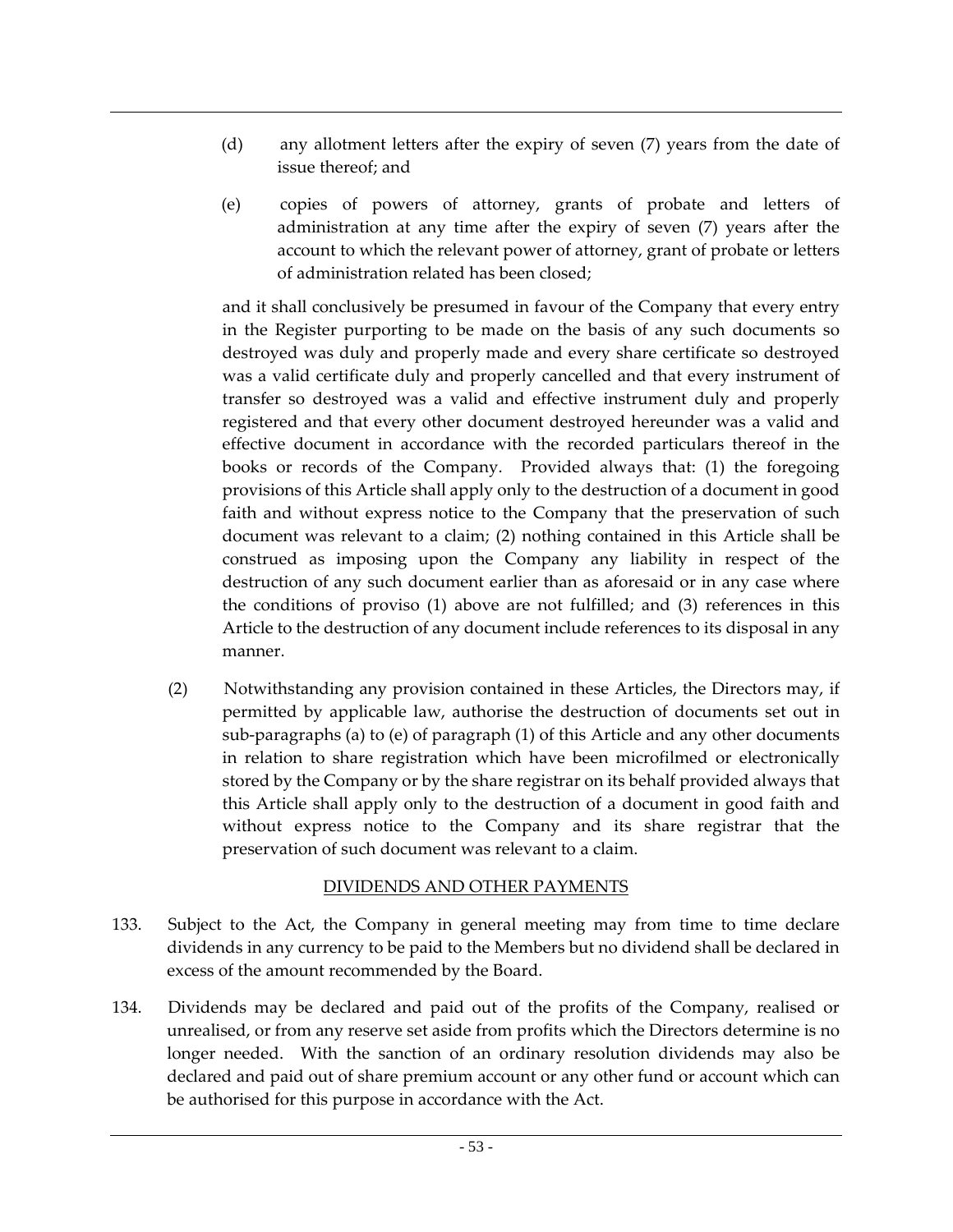(d) any allotment letters after the expiry of seven (7) years from the date of issue thereof; and

(e) copies of powers of attorney, grants of probate and letters of administration at any time after the expiry of seven (7) years after the account to which the relevant power of attorney, grant of probate or letters of administration related has been closed;

and it shall conclusively be presumed in favour of the Company that every entry in the Register purporting to be made on the basis of any such documents so destroyed was duly and properly made and every share certificate so destroyed was a valid certificate duly and properly cancelled and that every instrument of transfer so destroyed was a valid and effective instrument duly and properly registered and that every other document destroyed hereunder was a valid and effective document in accordance with the recorded particulars thereof in the books or records of the Company. Provided always that: (1) the foregoing provisions of this Article shall apply only to the destruction of a document in good faith and without express notice to the Company that the preservation of such document was relevant to a claim; (2) nothing contained in this Article shall be construed as imposing upon the Company any liability in respect of the destruction of any such document earlier than as aforesaid or in any case where the conditions of proviso (1) above are not fulfilled; and (3) references in this Article to the destruction of any document include references to its disposal in any manner.

(2) Notwithstanding any provision contained in these Articles, the Directors may, if permitted by applicable law, authorise the destruction of documents set out in sub-paragraphs (a) to (e) of paragraph (1) of this Article and any other documents in relation to share registration which have been microfilmed or electronically stored by the Company or by the share registrar on its behalf provided always that this Article shall apply only to the destruction of a document in good faith and without express notice to the Company and its share registrar that the preservation of such document was relevant to a claim.

## DIVIDENDS AND OTHER PAYMENTS

133. Subject to the Act, the Company in general meeting may from time to time declare dividends in any currency to be paid to the Members but no dividend shall be declared in excess of the amount recommended by the Board.

134. Dividends may be declared and paid out of the profits of the Company, realised or unrealised, or from any reserve set aside from profits which the Directors determine is no longer needed. With the sanction of an ordinary resolution dividends may also be declared and paid out of share premium account or any other fund or account which can be authorised for this purpose in accordance with the Act.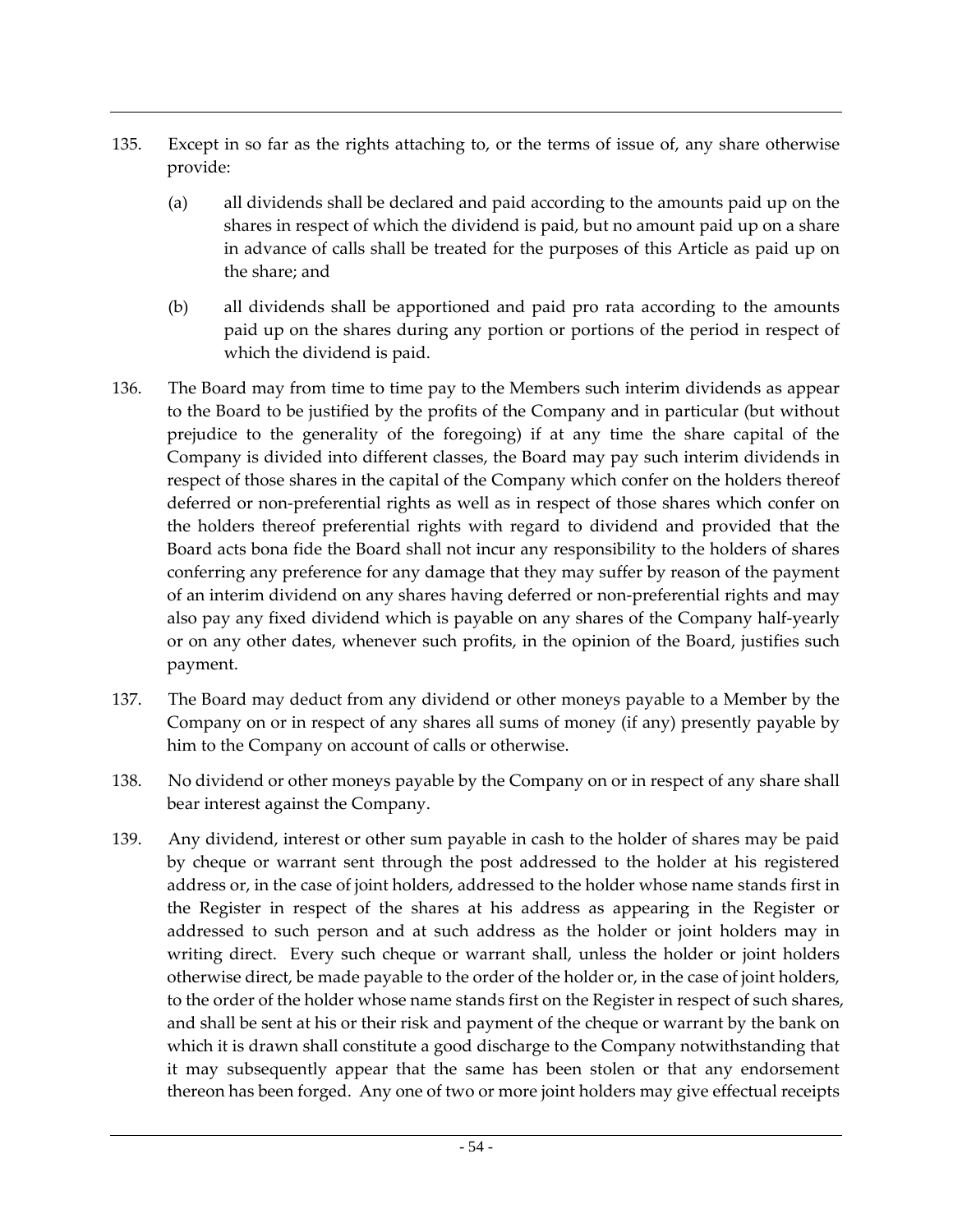135. Except in so far as the rights attaching to, or the terms of issue of, any share otherwise provide:

    (a) all dividends shall be declared and paid according to the amounts paid up on the shares in respect of which the dividend is paid, but no amount paid up on a share in advance of calls shall be treated for the purposes of this Article as paid up on the share; and

    (b) all dividends shall be apportioned and paid pro rata according to the amounts paid up on the shares during any portion or portions of the period in respect of which the dividend is paid.

136. The Board may from time to time pay to the Members such interim dividends as appear to the Board to be justified by the profits of the Company and in particular (but without prejudice to the generality of the foregoing) if at any time the share capital of the Company is divided into different classes, the Board may pay such interim dividends in respect of those shares in the capital of the Company which confer on the holders thereof deferred or non-preferential rights as well as in respect of those shares which confer on the holders thereof preferential rights with regard to dividend and provided that the Board acts bona fide the Board shall not incur any responsibility to the holders of shares conferring any preference for any damage that they may suffer by reason of the payment of an interim dividend on any shares having deferred or non-preferential rights and may also pay any fixed dividend which is payable on any shares of the Company half-yearly or on any other dates, whenever such profits, in the opinion of the Board, justifies such payment.

137. The Board may deduct from any dividend or other moneys payable to a Member by the Company on or in respect of any shares all sums of money (if any) presently payable by him to the Company on account of calls or otherwise.

138. No dividend or other moneys payable by the Company on or in respect of any share shall bear interest against the Company.

139. Any dividend, interest or other sum payable in cash to the holder of shares may be paid by cheque or warrant sent through the post addressed to the holder at his registered address or, in the case of joint holders, addressed to the holder whose name stands first in the Register in respect of the shares at his address as appearing in the Register or addressed to such person and at such address as the holder or joint holders may in writing direct. Every such cheque or warrant shall, unless the holder or joint holders otherwise direct, be made payable to the order of the holder or, in the case of joint holders, to the order of the holder whose name stands first on the Register in respect of such shares, and shall be sent at his or their risk and payment of the cheque or warrant by the bank on which it is drawn shall constitute a good discharge to the Company notwithstanding that it may subsequently appear that the same has been stolen or that any endorsement thereon has been forged. Any one of two or more joint holders may give effectual receipts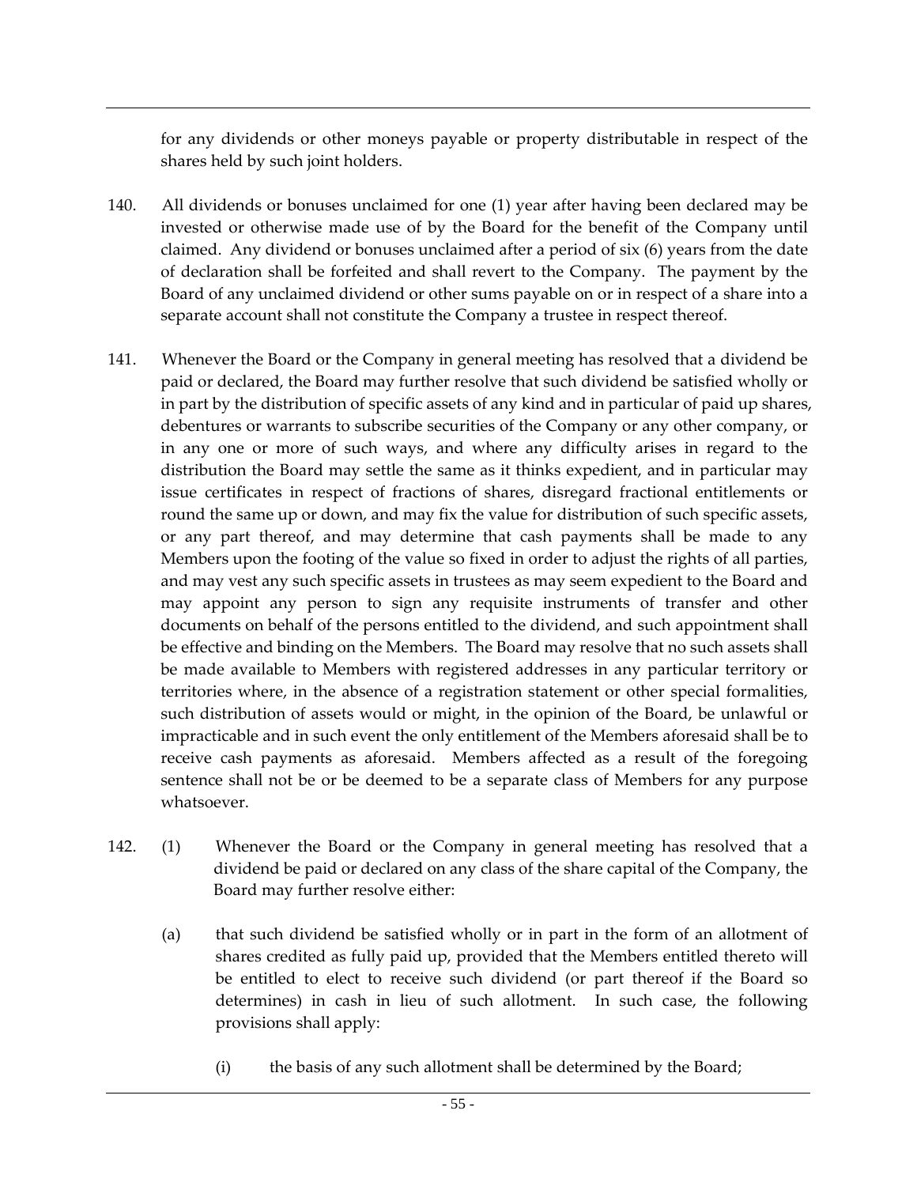for any dividends or other moneys payable or property distributable in respect of the shares held by such joint holders.

140. All dividends or bonuses unclaimed for one (1) year after having been declared may be invested or otherwise made use of by the Board for the benefit of the Company until claimed. Any dividend or bonuses unclaimed after a period of six (6) years from the date of declaration shall be forfeited and shall revert to the Company. The payment by the Board of any unclaimed dividend or other sums payable on or in respect of a share into a separate account shall not constitute the Company a trustee in respect thereof.

141. Whenever the Board or the Company in general meeting has resolved that a dividend be paid or declared, the Board may further resolve that such dividend be satisfied wholly or in part by the distribution of specific assets of any kind and in particular of paid up shares, debentures or warrants to subscribe securities of the Company or any other company, or in any one or more of such ways, and where any difficulty arises in regard to the distribution the Board may settle the same as it thinks expedient, and in particular may issue certificates in respect of fractions of shares, disregard fractional entitlements or round the same up or down, and may fix the value for distribution of such specific assets, or any part thereof, and may determine that cash payments shall be made to any Members upon the footing of the value so fixed in order to adjust the rights of all parties, and may vest any such specific assets in trustees as may seem expedient to the Board and may appoint any person to sign any requisite instruments of transfer and other documents on behalf of the persons entitled to the dividend, and such appointment shall be effective and binding on the Members. The Board may resolve that no such assets shall be made available to Members with registered addresses in any particular territory or territories where, in the absence of a registration statement or other special formalities, such distribution of assets would or might, in the opinion of the Board, be unlawful or impracticable and in such event the only entitlement of the Members aforesaid shall be to receive cash payments as aforesaid. Members affected as a result of the foregoing sentence shall not be or be deemed to be a separate class of Members for any purpose whatsoever.

142. (1) Whenever the Board or the Company in general meeting has resolved that a dividend be paid or declared on any class of the share capital of the Company, the Board may further resolve either:

(a) that such dividend be satisfied wholly or in part in the form of an allotment of shares credited as fully paid up, provided that the Members entitled thereto will be entitled to elect to receive such dividend (or part thereof if the Board so determines) in cash in lieu of such allotment. In such case, the following provisions shall apply:

(i) the basis of any such allotment shall be determined by the Board;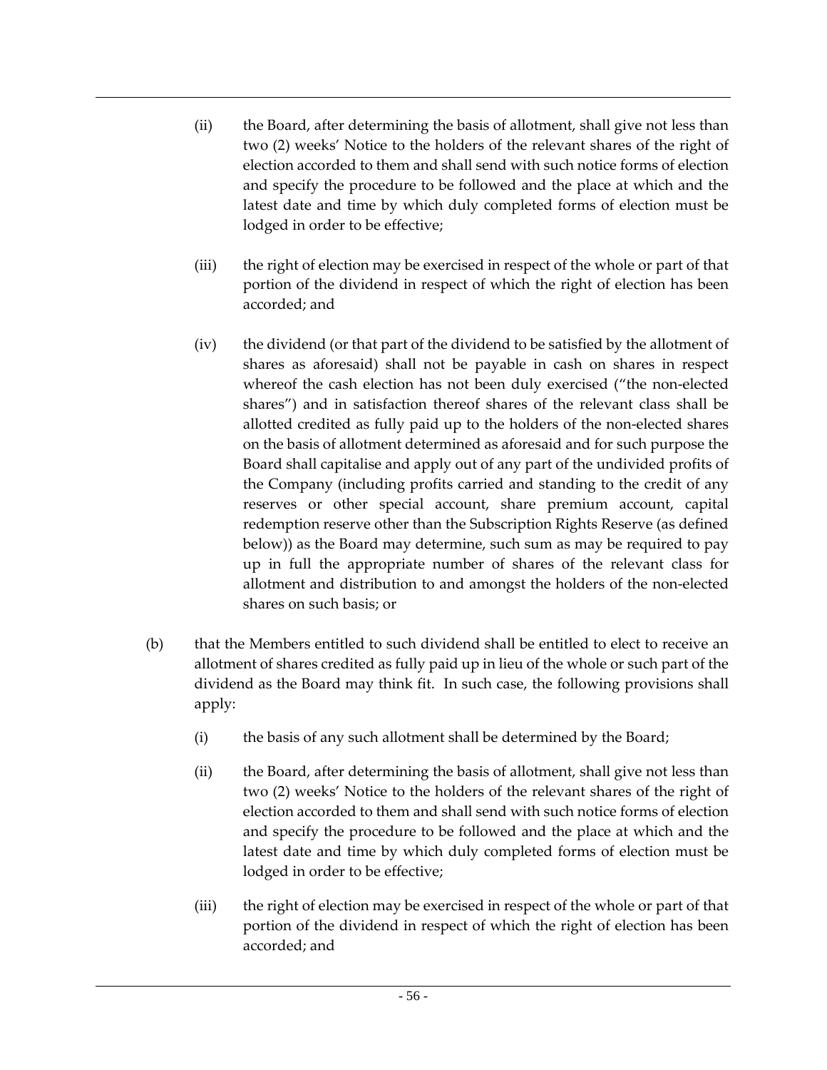(ii) the Board, after determining the basis of allotment, shall give not less than two (2) weeks' Notice to the holders of the relevant shares of the right of election accorded to them and shall send with such notice forms of election and specify the procedure to be followed and the place at which and the latest date and time by which duly completed forms of election must be lodged in order to be effective;

(iii) the right of election may be exercised in respect of the whole or part of that portion of the dividend in respect of which the right of election has been accorded; and

(iv) the dividend (or that part of the dividend to be satisfied by the allotment of shares as aforesaid) shall not be payable in cash on shares in respect whereof the cash election has not been duly exercised ("the non-elected shares") and in satisfaction thereof shares of the relevant class shall be allotted credited as fully paid up to the holders of the non-elected shares on the basis of allotment determined as aforesaid and for such purpose the Board shall capitalise and apply out of any part of the undivided profits of the Company (including profits carried and standing to the credit of any reserves or other special account, share premium account, capital redemption reserve other than the Subscription Rights Reserve (as defined below)) as the Board may determine, such sum as may be required to pay up in full the appropriate number of shares of the relevant class for allotment and distribution to and amongst the holders of the non-elected shares on such basis; or

(b) that the Members entitled to such dividend shall be entitled to elect to receive an allotment of shares credited as fully paid up in lieu of the whole or such part of the dividend as the Board may think fit. In such case, the following provisions shall apply:

(i) the basis of any such allotment shall be determined by the Board;

(ii) the Board, after determining the basis of allotment, shall give not less than two (2) weeks' Notice to the holders of the relevant shares of the right of election accorded to them and shall send with such notice forms of election and specify the procedure to be followed and the place at which and the latest date and time by which duly completed forms of election must be lodged in order to be effective;

(iii) the right of election may be exercised in respect of the whole or part of that portion of the dividend in respect of which the right of election has been accorded; and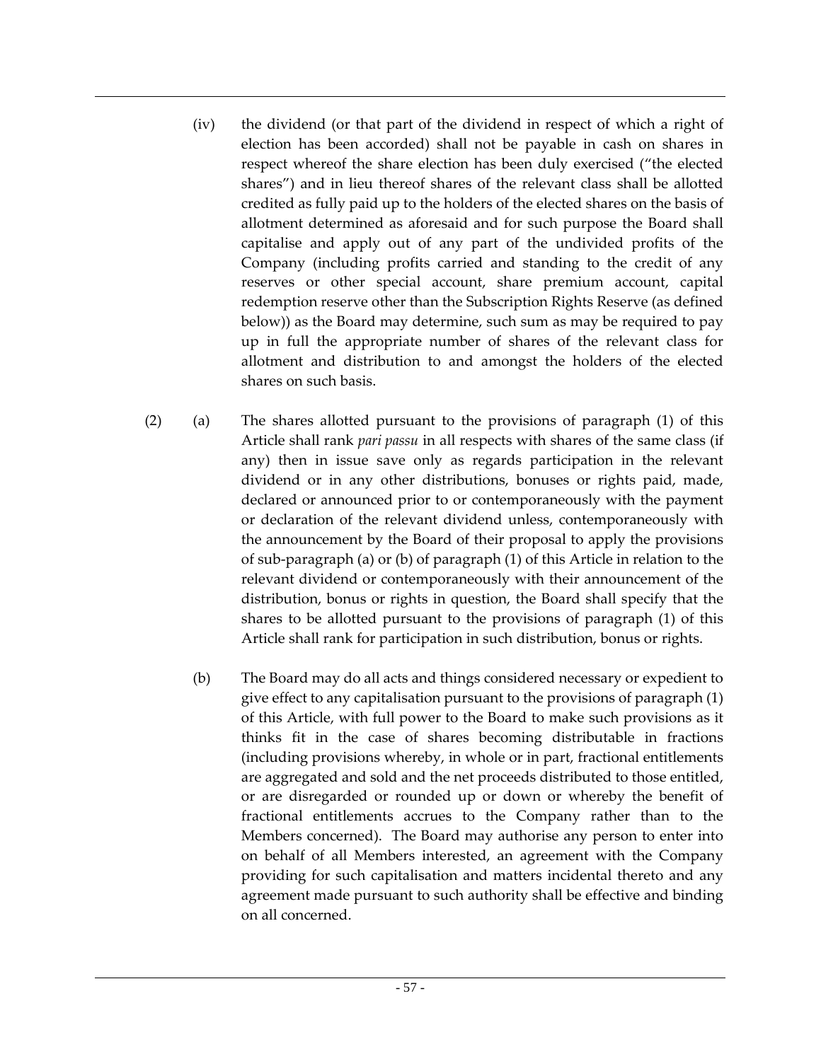(iv) the dividend (or that part of the dividend in respect of which a right of election has been accorded) shall not be payable in cash on shares in respect whereof the share election has been duly exercised ("the elected shares") and in lieu thereof shares of the relevant class shall be allotted credited as fully paid up to the holders of the elected shares on the basis of allotment determined as aforesaid and for such purpose the Board shall capitalise and apply out of any part of the undivided profits of the Company (including profits carried and standing to the credit of any reserves or other special account, share premium account, capital redemption reserve other than the Subscription Rights Reserve (as defined below)) as the Board may determine, such sum as may be required to pay up in full the appropriate number of shares of the relevant class for allotment and distribution to and amongst the holders of the elected shares on such basis.

(2) (a) The shares allotted pursuant to the provisions of paragraph (1) of this Article shall rank *pari passu* in all respects with shares of the same class (if any) then in issue save only as regards participation in the relevant dividend or in any other distributions, bonuses or rights paid, made, declared or announced prior to or contemporaneously with the payment or declaration of the relevant dividend unless, contemporaneously with the announcement by the Board of their proposal to apply the provisions of sub-paragraph (a) or (b) of paragraph (1) of this Article in relation to the relevant dividend or contemporaneously with their announcement of the distribution, bonus or rights in question, the Board shall specify that the shares to be allotted pursuant to the provisions of paragraph (1) of this Article shall rank for participation in such distribution, bonus or rights.

(b) The Board may do all acts and things considered necessary or expedient to give effect to any capitalisation pursuant to the provisions of paragraph (1) of this Article, with full power to the Board to make such provisions as it thinks fit in the case of shares becoming distributable in fractions (including provisions whereby, in whole or in part, fractional entitlements are aggregated and sold and the net proceeds distributed to those entitled, or are disregarded or rounded up or down or whereby the benefit of fractional entitlements accrues to the Company rather than to the Members concerned). The Board may authorise any person to enter into on behalf of all Members interested, an agreement with the Company providing for such capitalisation and matters incidental thereto and any agreement made pursuant to such authority shall be effective and binding on all concerned.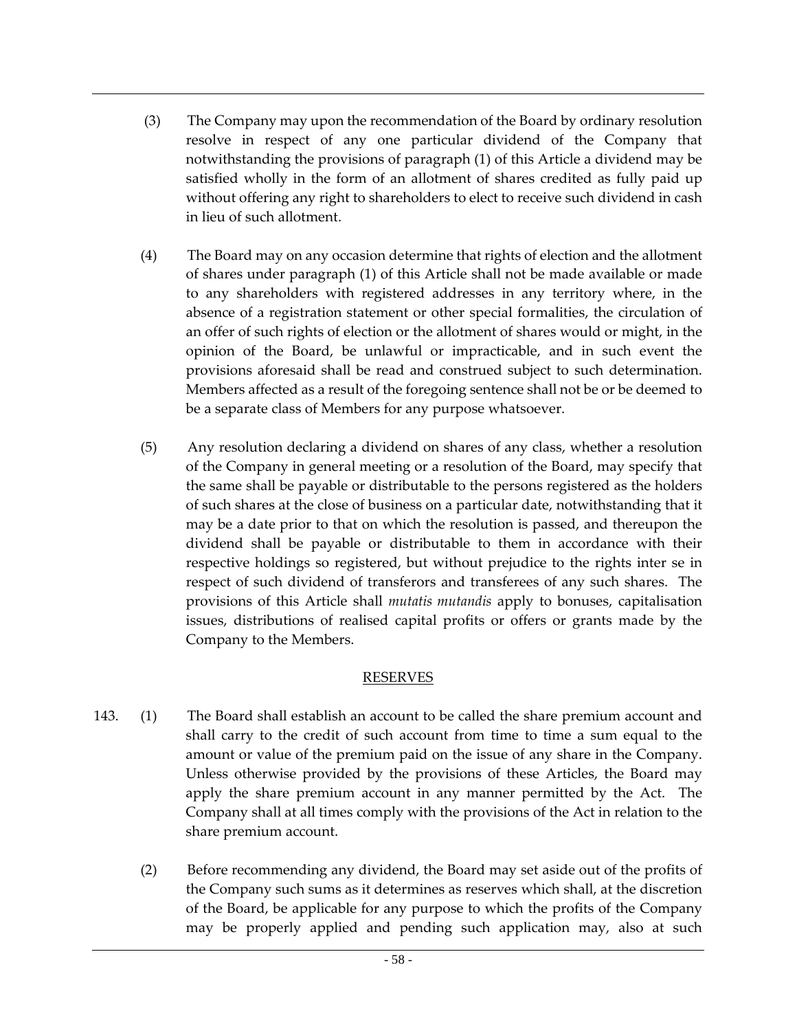(3) The Company may upon the recommendation of the Board by ordinary resolution resolve in respect of any one particular dividend of the Company that notwithstanding the provisions of paragraph (1) of this Article a dividend may be satisfied wholly in the form of an allotment of shares credited as fully paid up without offering any right to shareholders to elect to receive such dividend in cash in lieu of such allotment.

(4) The Board may on any occasion determine that rights of election and the allotment of shares under paragraph (1) of this Article shall not be made available or made to any shareholders with registered addresses in any territory where, in the absence of a registration statement or other special formalities, the circulation of an offer of such rights of election or the allotment of shares would or might, in the opinion of the Board, be unlawful or impracticable, and in such event the provisions aforesaid shall be read and construed subject to such determination. Members affected as a result of the foregoing sentence shall not be or be deemed to be a separate class of Members for any purpose whatsoever.

(5) Any resolution declaring a dividend on shares of any class, whether a resolution of the Company in general meeting or a resolution of the Board, may specify that the same shall be payable or distributable to the persons registered as the holders of such shares at the close of business on a particular date, notwithstanding that it may be a date prior to that on which the resolution is passed, and thereupon the dividend shall be payable or distributable to them in accordance with their respective holdings so registered, but without prejudice to the rights inter se in respect of such dividend of transferors and transferees of any such shares. The provisions of this Article shall *mutatis mutandis* apply to bonuses, capitalisation issues, distributions of realised capital profits or offers or grants made by the Company to the Members.

## RESERVES

143. (1) The Board shall establish an account to be called the share premium account and shall carry to the credit of such account from time to time a sum equal to the amount or value of the premium paid on the issue of any share in the Company. Unless otherwise provided by the provisions of these Articles, the Board may apply the share premium account in any manner permitted by the Act. The Company shall at all times comply with the provisions of the Act in relation to the share premium account.

(2) Before recommending any dividend, the Board may set aside out of the profits of the Company such sums as it determines as reserves which shall, at the discretion of the Board, be applicable for any purpose to which the profits of the Company may be properly applied and pending such application may, also at such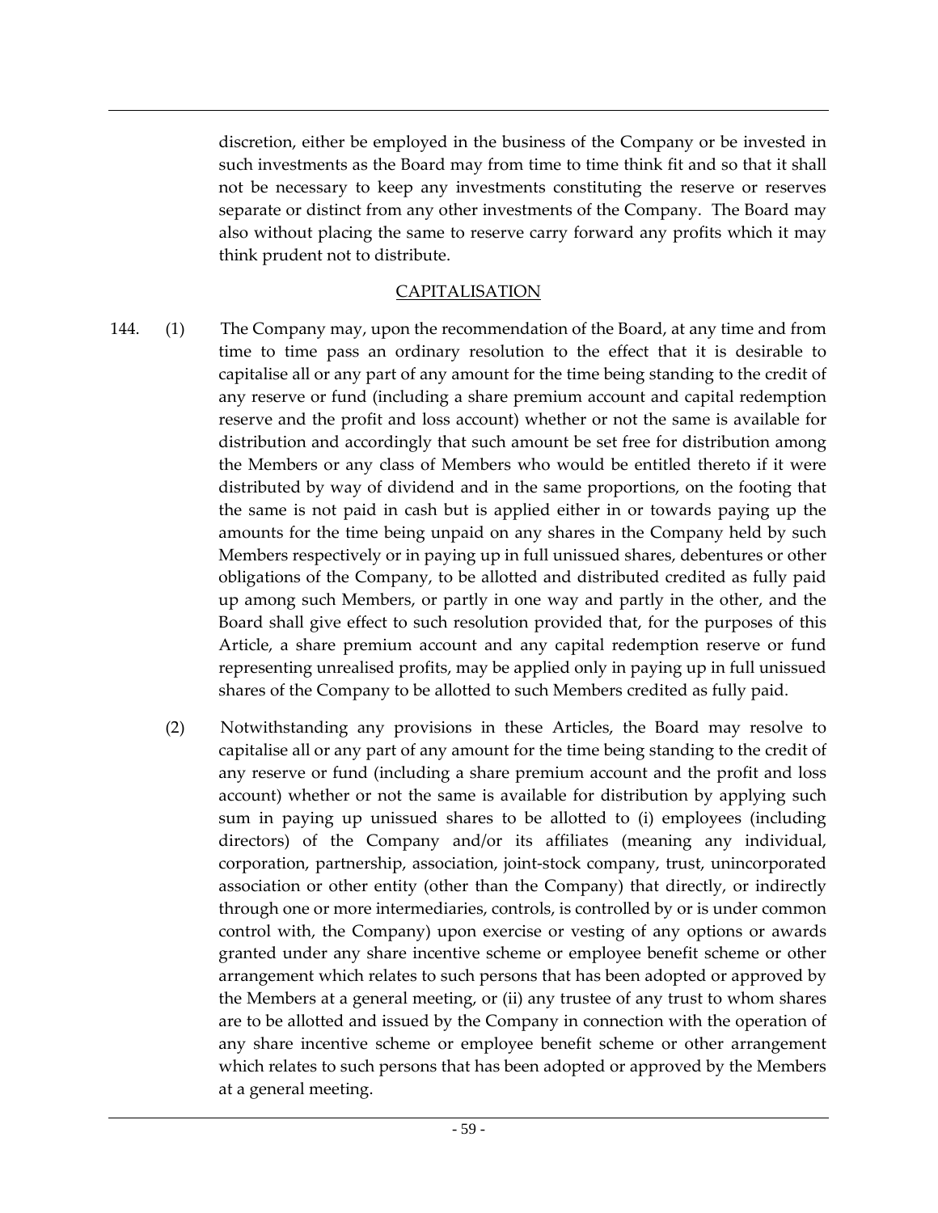discretion, either be employed in the business of the Company or be invested in such investments as the Board may from time to time think fit and so that it shall not be necessary to keep any investments constituting the reserve or reserves separate or distinct from any other investments of the Company. The Board may also without placing the same to reserve carry forward any profits which it may think prudent not to distribute.

## CAPITALISATION

144. (1) The Company may, upon the recommendation of the Board, at any time and from time to time pass an ordinary resolution to the effect that it is desirable to capitalise all or any part of any amount for the time being standing to the credit of any reserve or fund (including a share premium account and capital redemption reserve and the profit and loss account) whether or not the same is available for distribution and accordingly that such amount be set free for distribution among the Members or any class of Members who would be entitled thereto if it were distributed by way of dividend and in the same proportions, on the footing that the same is not paid in cash but is applied either in or towards paying up the amounts for the time being unpaid on any shares in the Company held by such Members respectively or in paying up in full unissued shares, debentures or other obligations of the Company, to be allotted and distributed credited as fully paid up among such Members, or partly in one way and partly in the other, and the Board shall give effect to such resolution provided that, for the purposes of this Article, a share premium account and any capital redemption reserve or fund representing unrealised profits, may be applied only in paying up in full unissued shares of the Company to be allotted to such Members credited as fully paid.

(2) Notwithstanding any provisions in these Articles, the Board may resolve to capitalise all or any part of any amount for the time being standing to the credit of any reserve or fund (including a share premium account and the profit and loss account) whether or not the same is available for distribution by applying such sum in paying up unissued shares to be allotted to (i) employees (including directors) of the Company and/or its affiliates (meaning any individual, corporation, partnership, association, joint-stock company, trust, unincorporated association or other entity (other than the Company) that directly, or indirectly through one or more intermediaries, controls, is controlled by or is under common control with, the Company) upon exercise or vesting of any options or awards granted under any share incentive scheme or employee benefit scheme or other arrangement which relates to such persons that has been adopted or approved by the Members at a general meeting, or (ii) any trustee of any trust to whom shares are to be allotted and issued by the Company in connection with the operation of any share incentive scheme or employee benefit scheme or other arrangement which relates to such persons that has been adopted or approved by the Members at a general meeting.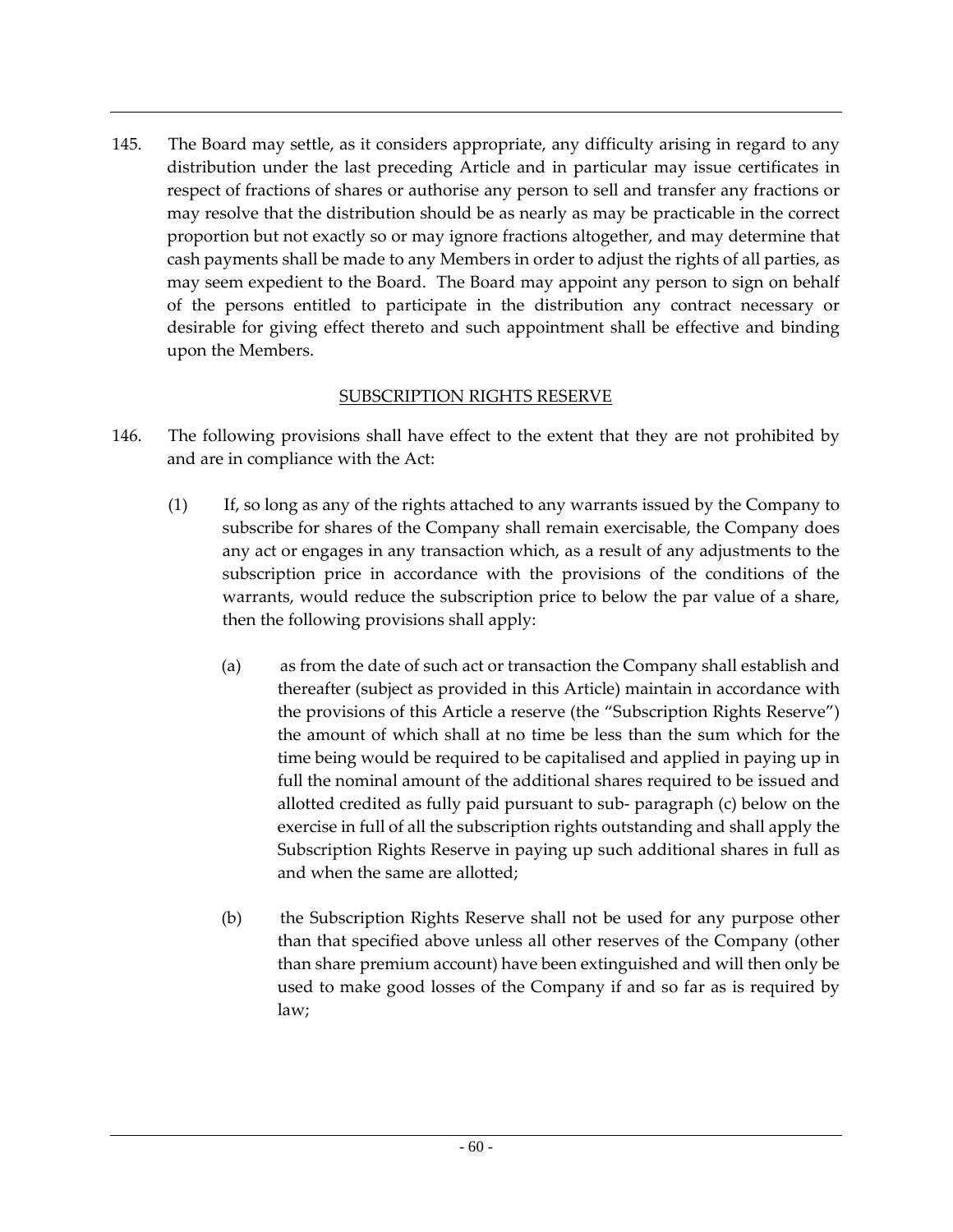145. The Board may settle, as it considers appropriate, any difficulty arising in regard to any distribution under the last preceding Article and in particular may issue certificates in respect of fractions of shares or authorise any person to sell and transfer any fractions or may resolve that the distribution should be as nearly as may be practicable in the correct proportion but not exactly so or may ignore fractions altogether, and may determine that cash payments shall be made to any Members in order to adjust the rights of all parties, as may seem expedient to the Board. The Board may appoint any person to sign on behalf of the persons entitled to participate in the distribution any contract necessary or desirable for giving effect thereto and such appointment shall be effective and binding upon the Members.

## SUBSCRIPTION RIGHTS RESERVE

146. The following provisions shall have effect to the extent that they are not prohibited by and are in compliance with the Act:

    (1) If, so long as any of the rights attached to any warrants issued by the Company to subscribe for shares of the Company shall remain exercisable, the Company does any act or engages in any transaction which, as a result of any adjustments to the subscription price in accordance with the provisions of the conditions of the warrants, would reduce the subscription price to below the par value of a share, then the following provisions shall apply:

        (a) as from the date of such act or transaction the Company shall establish and thereafter (subject as provided in this Article) maintain in accordance with the provisions of this Article a reserve (the "Subscription Rights Reserve") the amount of which shall at no time be less than the sum which for the time being would be required to be capitalised and applied in paying up in full the nominal amount of the additional shares required to be issued and allotted credited as fully paid pursuant to sub- paragraph (c) below on the exercise in full of all the subscription rights outstanding and shall apply the Subscription Rights Reserve in paying up such additional shares in full as and when the same are allotted;

        (b) the Subscription Rights Reserve shall not be used for any purpose other than that specified above unless all other reserves of the Company (other than share premium account) have been extinguished and will then only be used to make good losses of the Company if and so far as is required by law;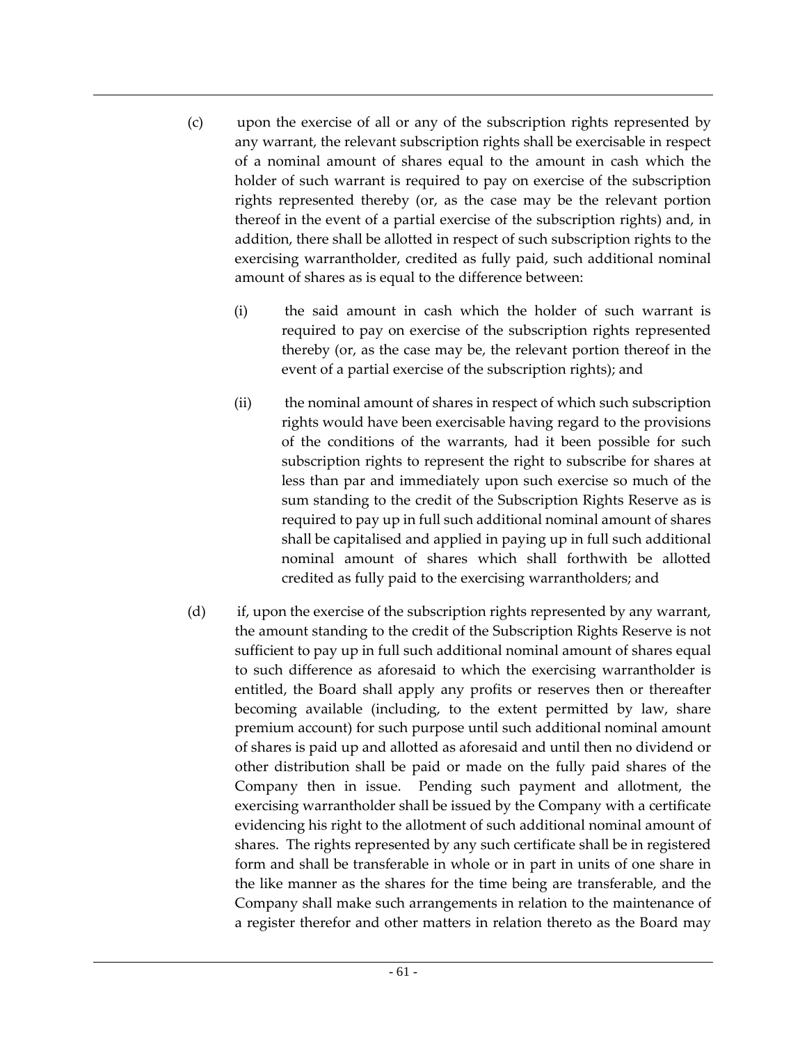(c) upon the exercise of all or any of the subscription rights represented by any warrant, the relevant subscription rights shall be exercisable in respect of a nominal amount of shares equal to the amount in cash which the holder of such warrant is required to pay on exercise of the subscription rights represented thereby (or, as the case may be the relevant portion thereof in the event of a partial exercise of the subscription rights) and, in addition, there shall be allotted in respect of such subscription rights to the exercising warrantholder, credited as fully paid, such additional nominal amount of shares as is equal to the difference between:

   (i) the said amount in cash which the holder of such warrant is required to pay on exercise of the subscription rights represented thereby (or, as the case may be, the relevant portion thereof in the event of a partial exercise of the subscription rights); and

   (ii) the nominal amount of shares in respect of which such subscription rights would have been exercisable having regard to the provisions of the conditions of the warrants, had it been possible for such subscription rights to represent the right to subscribe for shares at less than par and immediately upon such exercise so much of the sum standing to the credit of the Subscription Rights Reserve as is required to pay up in full such additional nominal amount of shares shall be capitalised and applied in paying up in full such additional nominal amount of shares which shall forthwith be allotted credited as fully paid to the exercising warrantholders; and

(d) if, upon the exercise of the subscription rights represented by any warrant, the amount standing to the credit of the Subscription Rights Reserve is not sufficient to pay up in full such additional nominal amount of shares equal to such difference as aforesaid to which the exercising warrantholder is entitled, the Board shall apply any profits or reserves then or thereafter becoming available (including, to the extent permitted by law, share premium account) for such purpose until such additional nominal amount of shares is paid up and allotted as aforesaid and until then no dividend or other distribution shall be paid or made on the fully paid shares of the Company then in issue. Pending such payment and allotment, the exercising warrantholder shall be issued by the Company with a certificate evidencing his right to the allotment of such additional nominal amount of shares. The rights represented by any such certificate shall be in registered form and shall be transferable in whole or in part in units of one share in the like manner as the shares for the time being are transferable, and the Company shall make such arrangements in relation to the maintenance of a register therefor and other matters in relation thereto as the Board may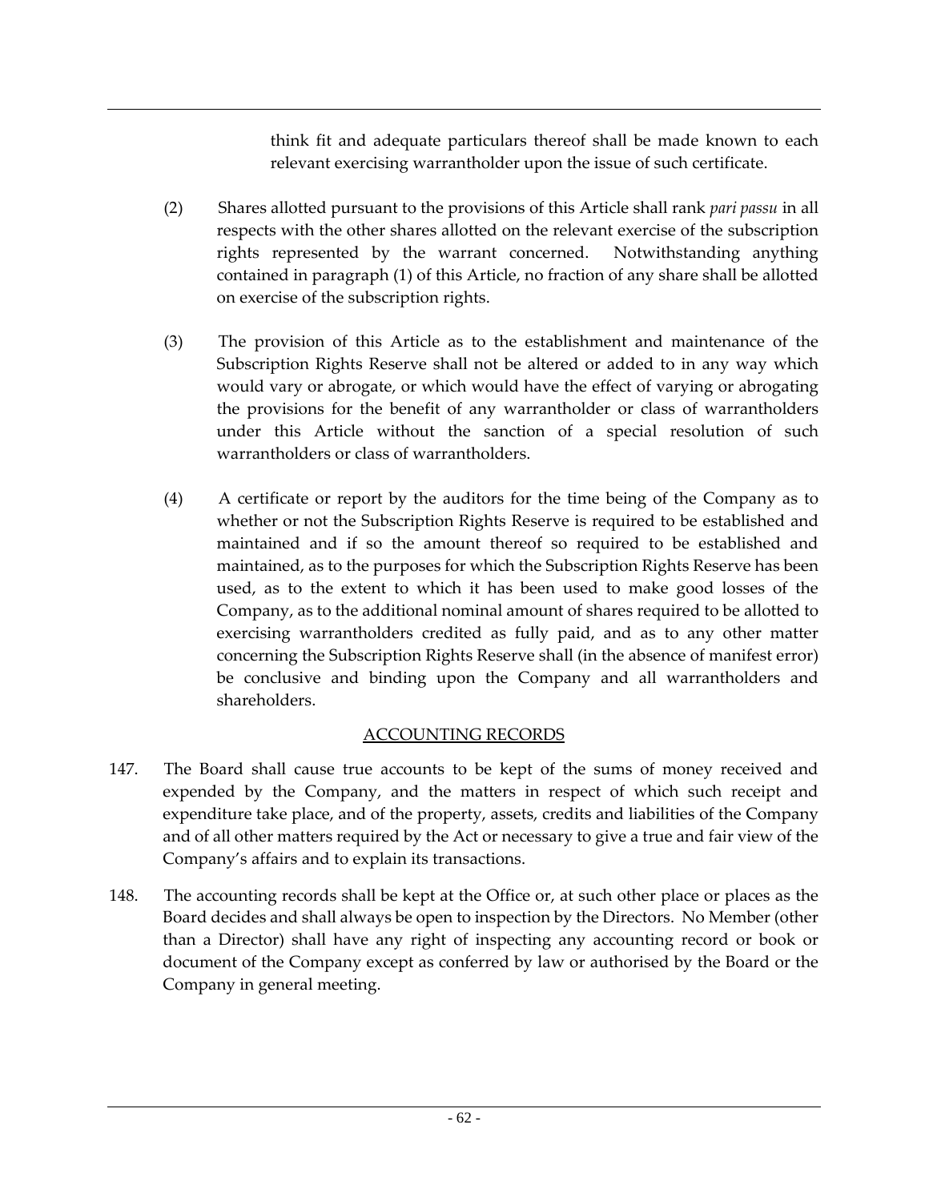think fit and adequate particulars thereof shall be made known to each relevant exercising warrantholder upon the issue of such certificate.

(2) Shares allotted pursuant to the provisions of this Article shall rank *pari passu* in all respects with the other shares allotted on the relevant exercise of the subscription rights represented by the warrant concerned. Notwithstanding anything contained in paragraph (1) of this Article, no fraction of any share shall be allotted on exercise of the subscription rights.

(3) The provision of this Article as to the establishment and maintenance of the Subscription Rights Reserve shall not be altered or added to in any way which would vary or abrogate, or which would have the effect of varying or abrogating the provisions for the benefit of any warrantholder or class of warrantholders under this Article without the sanction of a special resolution of such warrantholders or class of warrantholders.

(4) A certificate or report by the auditors for the time being of the Company as to whether or not the Subscription Rights Reserve is required to be established and maintained and if so the amount thereof so required to be established and maintained, as to the purposes for which the Subscription Rights Reserve has been used, as to the extent to which it has been used to make good losses of the Company, as to the additional nominal amount of shares required to be allotted to exercising warrantholders credited as fully paid, and as to any other matter concerning the Subscription Rights Reserve shall (in the absence of manifest error) be conclusive and binding upon the Company and all warrantholders and shareholders.

## ACCOUNTING RECORDS

147. The Board shall cause true accounts to be kept of the sums of money received and expended by the Company, and the matters in respect of which such receipt and expenditure take place, and of the property, assets, credits and liabilities of the Company and of all other matters required by the Act or necessary to give a true and fair view of the Company's affairs and to explain its transactions.

148. The accounting records shall be kept at the Office or, at such other place or places as the Board decides and shall always be open to inspection by the Directors. No Member (other than a Director) shall have any right of inspecting any accounting record or book or document of the Company except as conferred by law or authorised by the Board or the Company in general meeting.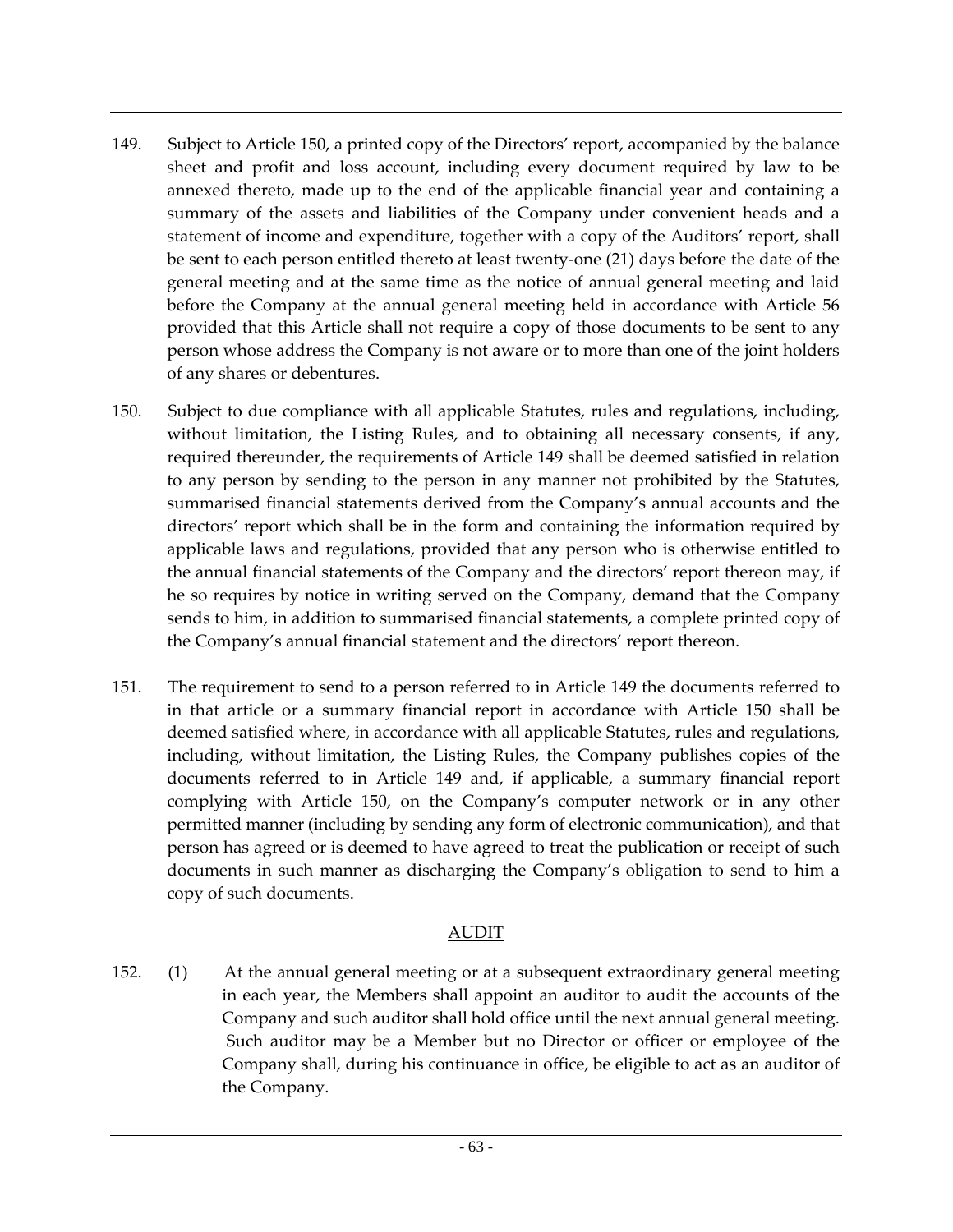149. Subject to Article 150, a printed copy of the Directors' report, accompanied by the balance sheet and profit and loss account, including every document required by law to be annexed thereto, made up to the end of the applicable financial year and containing a summary of the assets and liabilities of the Company under convenient heads and a statement of income and expenditure, together with a copy of the Auditors' report, shall be sent to each person entitled thereto at least twenty-one (21) days before the date of the general meeting and at the same time as the notice of annual general meeting and laid before the Company at the annual general meeting held in accordance with Article 56 provided that this Article shall not require a copy of those documents to be sent to any person whose address the Company is not aware or to more than one of the joint holders of any shares or debentures.

150. Subject to due compliance with all applicable Statutes, rules and regulations, including, without limitation, the Listing Rules, and to obtaining all necessary consents, if any, required thereunder, the requirements of Article 149 shall be deemed satisfied in relation to any person by sending to the person in any manner not prohibited by the Statutes, summarised financial statements derived from the Company's annual accounts and the directors' report which shall be in the form and containing the information required by applicable laws and regulations, provided that any person who is otherwise entitled to the annual financial statements of the Company and the directors' report thereon may, if he so requires by notice in writing served on the Company, demand that the Company sends to him, in addition to summarised financial statements, a complete printed copy of the Company's annual financial statement and the directors' report thereon.

151. The requirement to send to a person referred to in Article 149 the documents referred to in that article or a summary financial report in accordance with Article 150 shall be deemed satisfied where, in accordance with all applicable Statutes, rules and regulations, including, without limitation, the Listing Rules, the Company publishes copies of the documents referred to in Article 149 and, if applicable, a summary financial report complying with Article 150, on the Company's computer network or in any other permitted manner (including by sending any form of electronic communication), and that person has agreed or is deemed to have agreed to treat the publication or receipt of such documents in such manner as discharging the Company's obligation to send to him a copy of such documents.

## AUDIT

152. (1) At the annual general meeting or at a subsequent extraordinary general meeting in each year, the Members shall appoint an auditor to audit the accounts of the Company and such auditor shall hold office until the next annual general meeting. Such auditor may be a Member but no Director or officer or employee of the Company shall, during his continuance in office, be eligible to act as an auditor of the Company.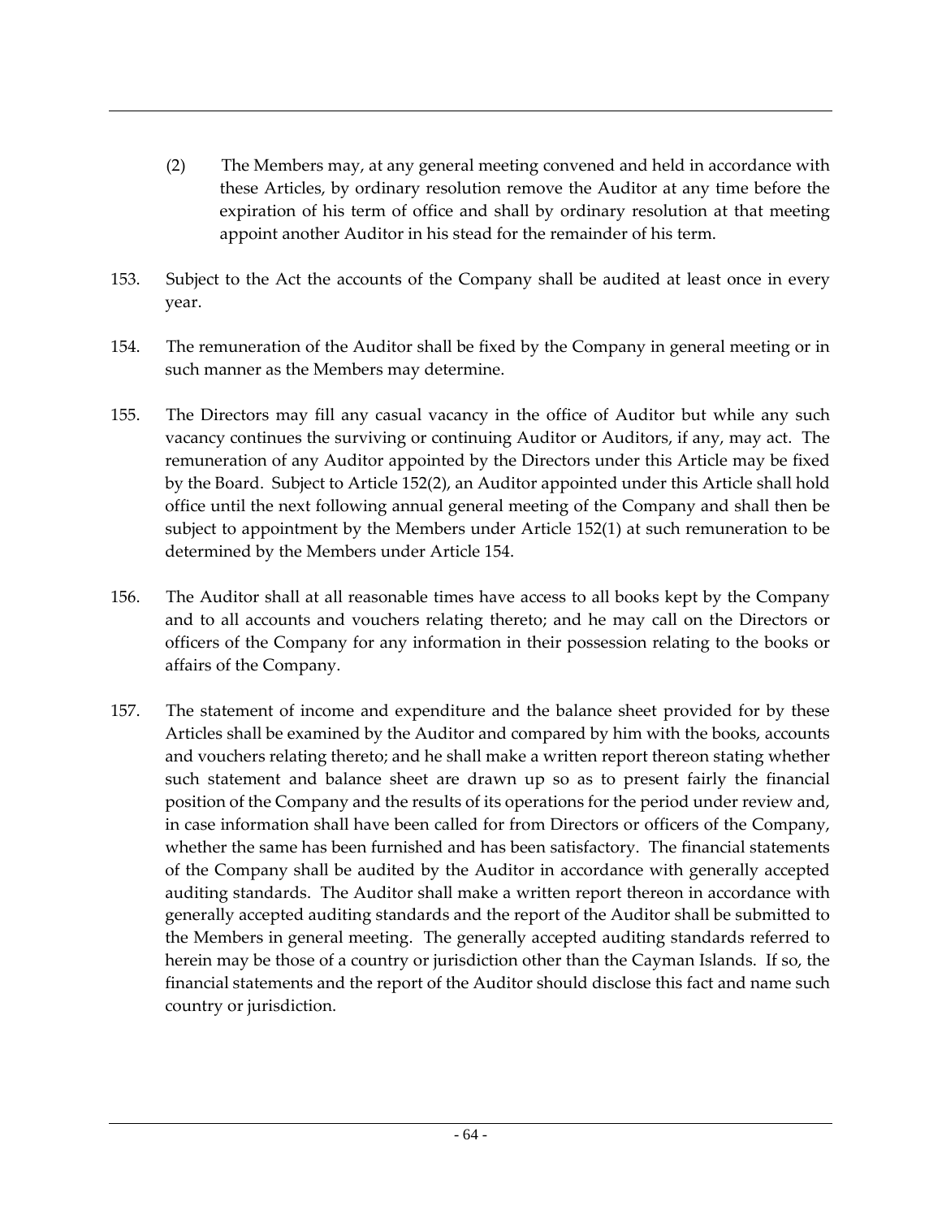(2) The Members may, at any general meeting convened and held in accordance with these Articles, by ordinary resolution remove the Auditor at any time before the expiration of his term of office and shall by ordinary resolution at that meeting appoint another Auditor in his stead for the remainder of his term.

153. Subject to the Act the accounts of the Company shall be audited at least once in every year.

154. The remuneration of the Auditor shall be fixed by the Company in general meeting or in such manner as the Members may determine.

155. The Directors may fill any casual vacancy in the office of Auditor but while any such vacancy continues the surviving or continuing Auditor or Auditors, if any, may act. The remuneration of any Auditor appointed by the Directors under this Article may be fixed by the Board. Subject to Article 152(2), an Auditor appointed under this Article shall hold office until the next following annual general meeting of the Company and shall then be subject to appointment by the Members under Article 152(1) at such remuneration to be determined by the Members under Article 154.

156. The Auditor shall at all reasonable times have access to all books kept by the Company and to all accounts and vouchers relating thereto; and he may call on the Directors or officers of the Company for any information in their possession relating to the books or affairs of the Company.

157. The statement of income and expenditure and the balance sheet provided for by these Articles shall be examined by the Auditor and compared by him with the books, accounts and vouchers relating thereto; and he shall make a written report thereon stating whether such statement and balance sheet are drawn up so as to present fairly the financial position of the Company and the results of its operations for the period under review and, in case information shall have been called for from Directors or officers of the Company, whether the same has been furnished and has been satisfactory. The financial statements of the Company shall be audited by the Auditor in accordance with generally accepted auditing standards. The Auditor shall make a written report thereon in accordance with generally accepted auditing standards and the report of the Auditor shall be submitted to the Members in general meeting. The generally accepted auditing standards referred to herein may be those of a country or jurisdiction other than the Cayman Islands. If so, the financial statements and the report of the Auditor should disclose this fact and name such country or jurisdiction.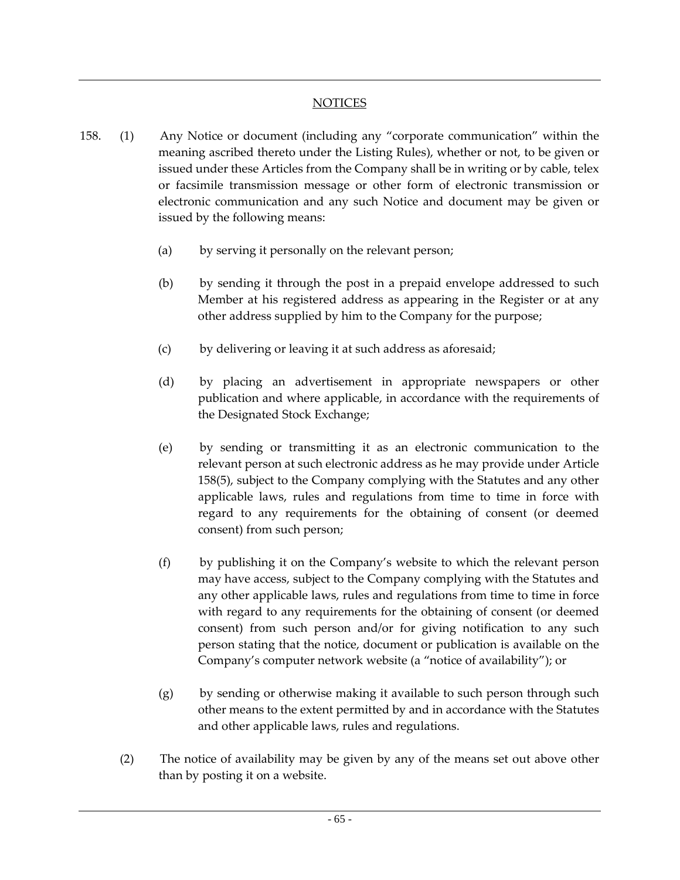## NOTICES

158. (1) Any Notice or document (including any "corporate communication" within the meaning ascribed thereto under the Listing Rules), whether or not, to be given or issued under these Articles from the Company shall be in writing or by cable, telex or facsimile transmission message or other form of electronic transmission or electronic communication and any such Notice and document may be given or issued by the following means:

   (a) by serving it personally on the relevant person;

   (b) by sending it through the post in a prepaid envelope addressed to such Member at his registered address as appearing in the Register or at any other address supplied by him to the Company for the purpose;

   (c) by delivering or leaving it at such address as aforesaid;

   (d) by placing an advertisement in appropriate newspapers or other publication and where applicable, in accordance with the requirements of the Designated Stock Exchange;

   (e) by sending or transmitting it as an electronic communication to the relevant person at such electronic address as he may provide under Article 158(5), subject to the Company complying with the Statutes and any other applicable laws, rules and regulations from time to time in force with regard to any requirements for the obtaining of consent (or deemed consent) from such person;

   (f) by publishing it on the Company's website to which the relevant person may have access, subject to the Company complying with the Statutes and any other applicable laws, rules and regulations from time to time in force with regard to any requirements for the obtaining of consent (or deemed consent) from such person and/or for giving notification to any such person stating that the notice, document or publication is available on the Company's computer network website (a "notice of availability"); or

   (g) by sending or otherwise making it available to such person through such other means to the extent permitted by and in accordance with the Statutes and other applicable laws, rules and regulations.

(2) The notice of availability may be given by any of the means set out above other than by posting it on a website.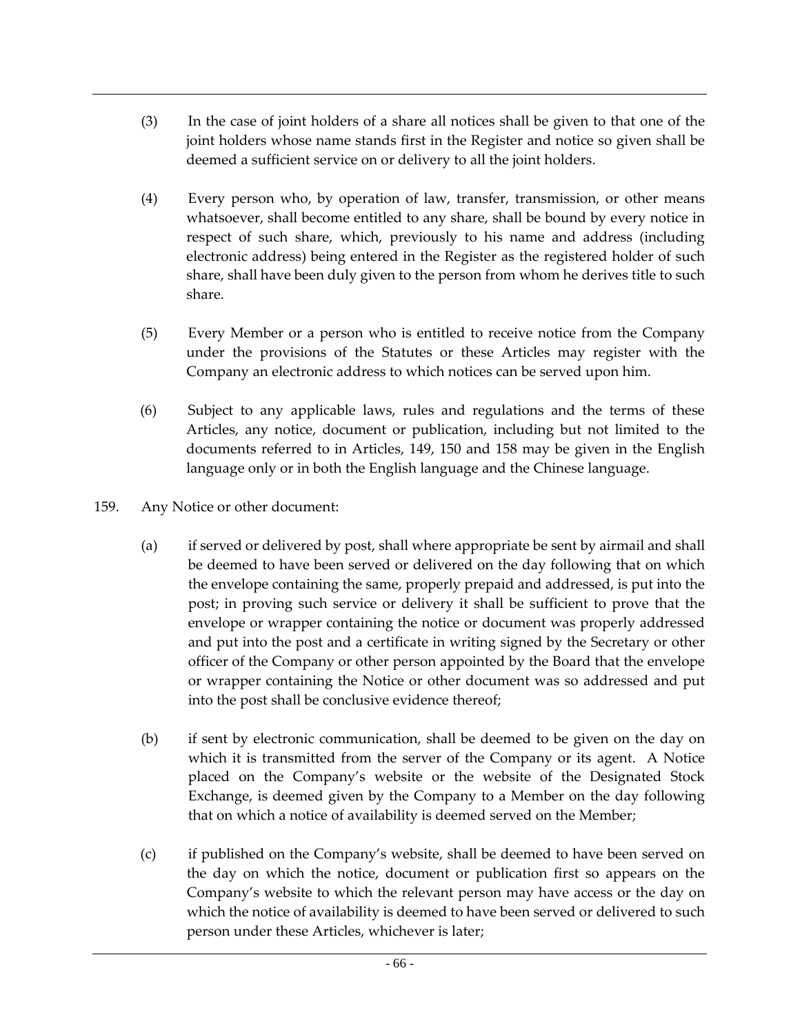(3) In the case of joint holders of a share all notices shall be given to that one of the joint holders whose name stands first in the Register and notice so given shall be deemed a sufficient service on or delivery to all the joint holders.

(4) Every person who, by operation of law, transfer, transmission, or other means whatsoever, shall become entitled to any share, shall be bound by every notice in respect of such share, which, previously to his name and address (including electronic address) being entered in the Register as the registered holder of such share, shall have been duly given to the person from whom he derives title to such share.

(5) Every Member or a person who is entitled to receive notice from the Company under the provisions of the Statutes or these Articles may register with the Company an electronic address to which notices can be served upon him.

(6) Subject to any applicable laws, rules and regulations and the terms of these Articles, any notice, document or publication, including but not limited to the documents referred to in Articles, 149, 150 and 158 may be given in the English language only or in both the English language and the Chinese language.

159. Any Notice or other document:

(a) if served or delivered by post, shall where appropriate be sent by airmail and shall be deemed to have been served or delivered on the day following that on which the envelope containing the same, properly prepaid and addressed, is put into the post; in proving such service or delivery it shall be sufficient to prove that the envelope or wrapper containing the notice or document was properly addressed and put into the post and a certificate in writing signed by the Secretary or other officer of the Company or other person appointed by the Board that the envelope or wrapper containing the Notice or other document was so addressed and put into the post shall be conclusive evidence thereof;

(b) if sent by electronic communication, shall be deemed to be given on the day on which it is transmitted from the server of the Company or its agent. A Notice placed on the Company's website or the website of the Designated Stock Exchange, is deemed given by the Company to a Member on the day following that on which a notice of availability is deemed served on the Member;

(c) if published on the Company's website, shall be deemed to have been served on the day on which the notice, document or publication first so appears on the Company's website to which the relevant person may have access or the day on which the notice of availability is deemed to have been served or delivered to such person under these Articles, whichever is later;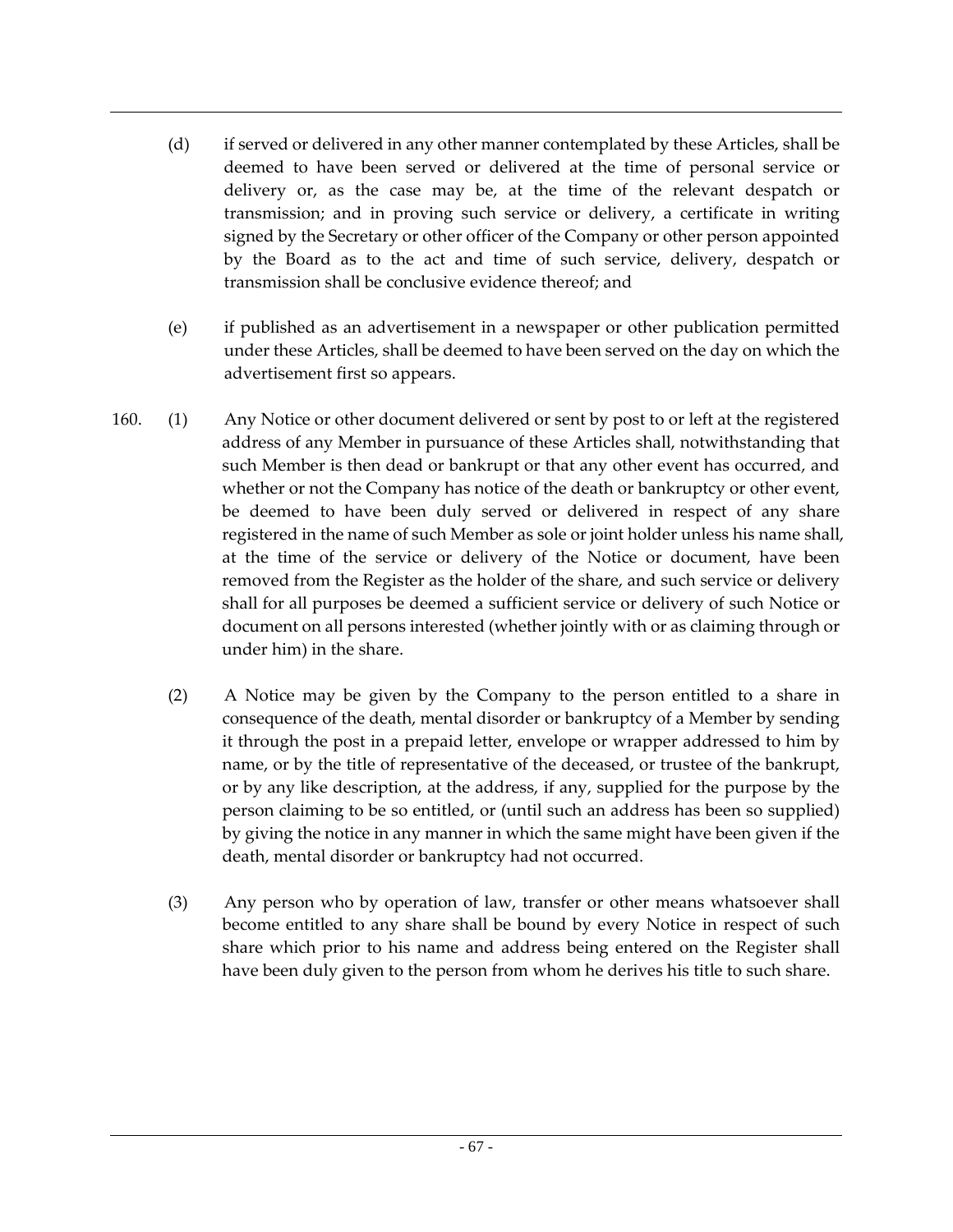(d) if served or delivered in any other manner contemplated by these Articles, shall be deemed to have been served or delivered at the time of personal service or delivery or, as the case may be, at the time of the relevant despatch or transmission; and in proving such service or delivery, a certificate in writing signed by the Secretary or other officer of the Company or other person appointed by the Board as to the act and time of such service, delivery, despatch or transmission shall be conclusive evidence thereof; and

(e) if published as an advertisement in a newspaper or other publication permitted under these Articles, shall be deemed to have been served on the day on which the advertisement first so appears.

160. (1) Any Notice or other document delivered or sent by post to or left at the registered address of any Member in pursuance of these Articles shall, notwithstanding that such Member is then dead or bankrupt or that any other event has occurred, and whether or not the Company has notice of the death or bankruptcy or other event, be deemed to have been duly served or delivered in respect of any share registered in the name of such Member as sole or joint holder unless his name shall, at the time of the service or delivery of the Notice or document, have been removed from the Register as the holder of the share, and such service or delivery shall for all purposes be deemed a sufficient service or delivery of such Notice or document on all persons interested (whether jointly with or as claiming through or under him) in the share.

(2) A Notice may be given by the Company to the person entitled to a share in consequence of the death, mental disorder or bankruptcy of a Member by sending it through the post in a prepaid letter, envelope or wrapper addressed to him by name, or by the title of representative of the deceased, or trustee of the bankrupt, or by any like description, at the address, if any, supplied for the purpose by the person claiming to be so entitled, or (until such an address has been so supplied) by giving the notice in any manner in which the same might have been given if the death, mental disorder or bankruptcy had not occurred.

(3) Any person who by operation of law, transfer or other means whatsoever shall become entitled to any share shall be bound by every Notice in respect of such share which prior to his name and address being entered on the Register shall have been duly given to the person from whom he derives his title to such share.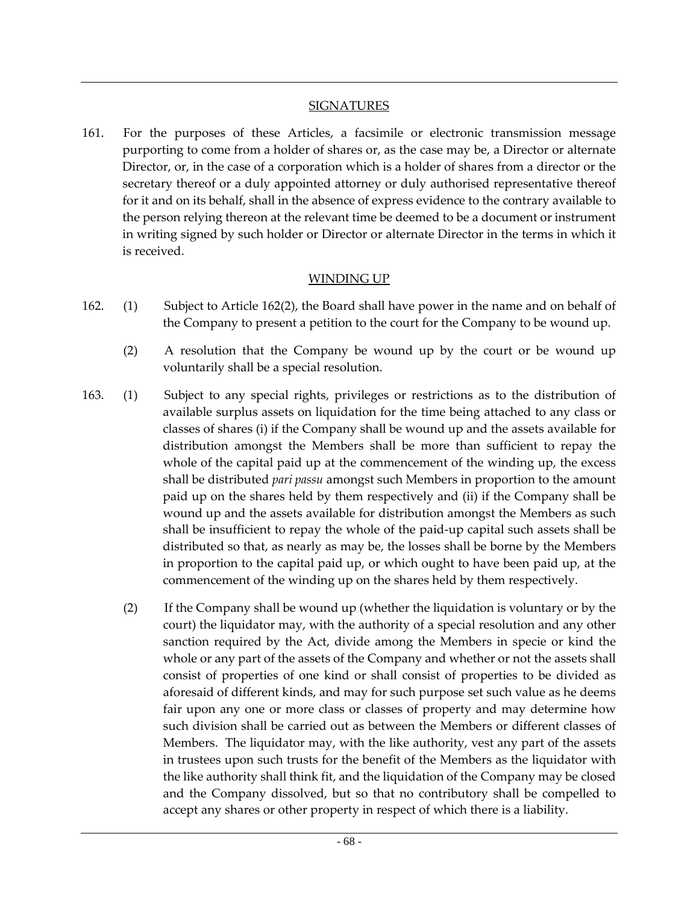## SIGNATURES

161. For the purposes of these Articles, a facsimile or electronic transmission message purporting to come from a holder of shares or, as the case may be, a Director or alternate Director, or, in the case of a corporation which is a holder of shares from a director or the secretary thereof or a duly appointed attorney or duly authorised representative thereof for it and on its behalf, shall in the absence of express evidence to the contrary available to the person relying thereon at the relevant time be deemed to be a document or instrument in writing signed by such holder or Director or alternate Director in the terms in which it is received.

## WINDING UP

162. (1) Subject to Article 162(2), the Board shall have power in the name and on behalf of the Company to present a petition to the court for the Company to be wound up.

(2) A resolution that the Company be wound up by the court or be wound up voluntarily shall be a special resolution.

163. (1) Subject to any special rights, privileges or restrictions as to the distribution of available surplus assets on liquidation for the time being attached to any class or classes of shares (i) if the Company shall be wound up and the assets available for distribution amongst the Members shall be more than sufficient to repay the whole of the capital paid up at the commencement of the winding up, the excess shall be distributed *pari passu* amongst such Members in proportion to the amount paid up on the shares held by them respectively and (ii) if the Company shall be wound up and the assets available for distribution amongst the Members as such shall be insufficient to repay the whole of the paid-up capital such assets shall be distributed so that, as nearly as may be, the losses shall be borne by the Members in proportion to the capital paid up, or which ought to have been paid up, at the commencement of the winding up on the shares held by them respectively.

(2) If the Company shall be wound up (whether the liquidation is voluntary or by the court) the liquidator may, with the authority of a special resolution and any other sanction required by the Act, divide among the Members in specie or kind the whole or any part of the assets of the Company and whether or not the assets shall consist of properties of one kind or shall consist of properties to be divided as aforesaid of different kinds, and may for such purpose set such value as he deems fair upon any one or more class or classes of property and may determine how such division shall be carried out as between the Members or different classes of Members. The liquidator may, with the like authority, vest any part of the assets in trustees upon such trusts for the benefit of the Members as the liquidator with the like authority shall think fit, and the liquidation of the Company may be closed and the Company dissolved, but so that no contributory shall be compelled to accept any shares or other property in respect of which there is a liability.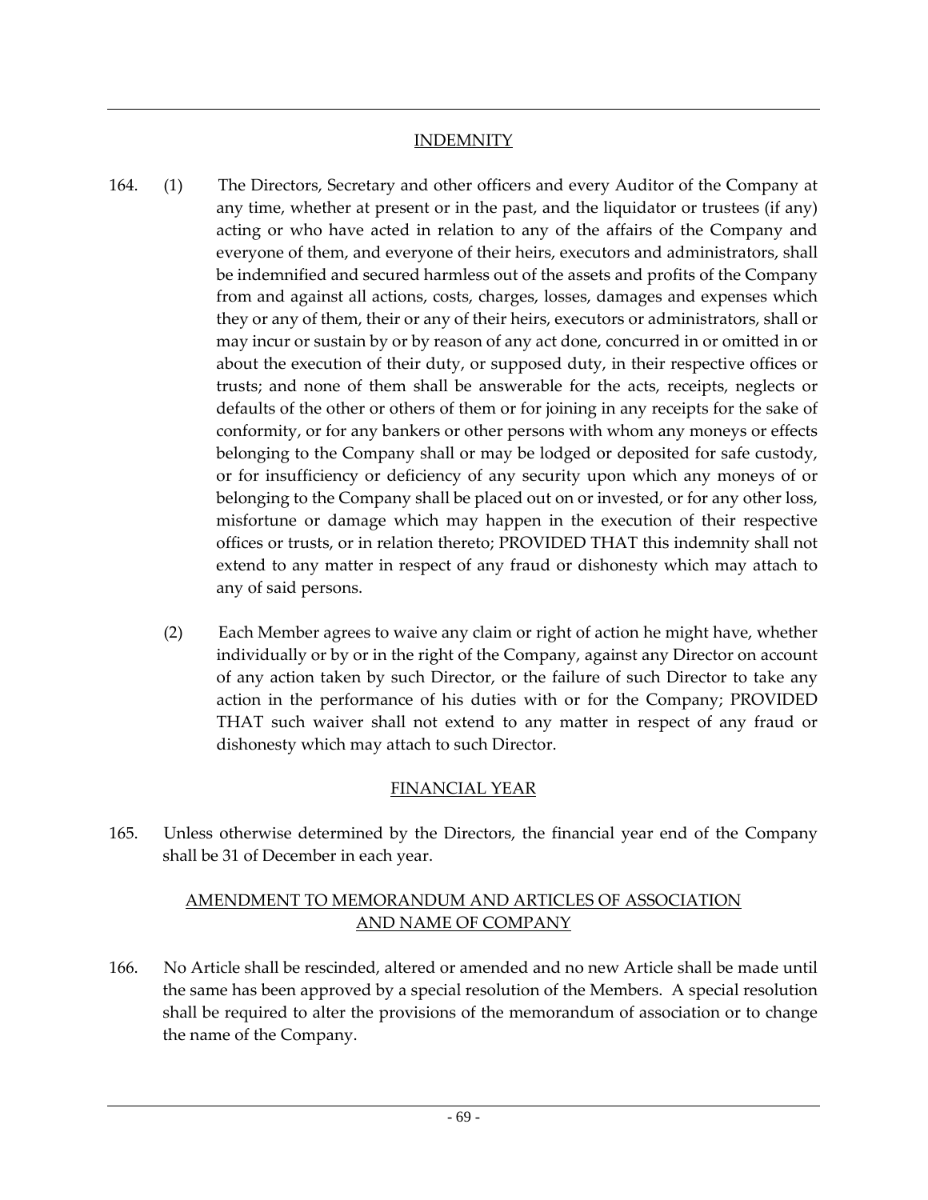## INDEMNITY

164. (1) The Directors, Secretary and other officers and every Auditor of the Company at any time, whether at present or in the past, and the liquidator or trustees (if any) acting or who have acted in relation to any of the affairs of the Company and everyone of them, and everyone of their heirs, executors and administrators, shall be indemnified and secured harmless out of the assets and profits of the Company from and against all actions, costs, charges, losses, damages and expenses which they or any of them, their or any of their heirs, executors or administrators, shall or may incur or sustain by or by reason of any act done, concurred in or omitted in or about the execution of their duty, or supposed duty, in their respective offices or trusts; and none of them shall be answerable for the acts, receipts, neglects or defaults of the other or others of them or for joining in any receipts for the sake of conformity, or for any bankers or other persons with whom any moneys or effects belonging to the Company shall or may be lodged or deposited for safe custody, or for insufficiency or deficiency of any security upon which any moneys of or belonging to the Company shall be placed out on or invested, or for any other loss, misfortune or damage which may happen in the execution of their respective offices or trusts, or in relation thereto; PROVIDED THAT this indemnity shall not extend to any matter in respect of any fraud or dishonesty which may attach to any of said persons.

(2) Each Member agrees to waive any claim or right of action he might have, whether individually or by or in the right of the Company, against any Director on account of any action taken by such Director, or the failure of such Director to take any action in the performance of his duties with or for the Company; PROVIDED THAT such waiver shall not extend to any matter in respect of any fraud or dishonesty which may attach to such Director.

## FINANCIAL YEAR

165. Unless otherwise determined by the Directors, the financial year end of the Company shall be 31 of December in each year.

## AMENDMENT TO MEMORANDUM AND ARTICLES OF ASSOCIATION AND NAME OF COMPANY

166. No Article shall be rescinded, altered or amended and no new Article shall be made until the same has been approved by a special resolution of the Members. A special resolution shall be required to alter the provisions of the memorandum of association or to change the name of the Company.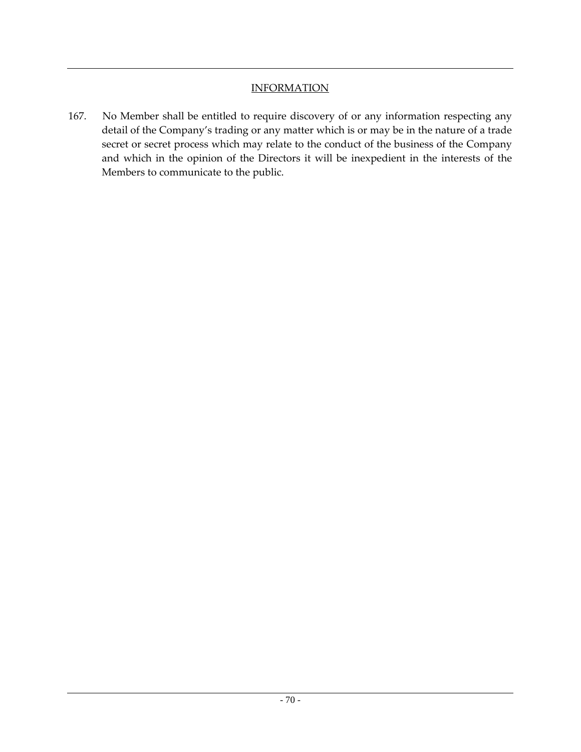## INFORMATION

167. No Member shall be entitled to require discovery of or any information respecting any detail of the Company's trading or any matter which is or may be in the nature of a trade secret or secret process which may relate to the conduct of the business of the Company and which in the opinion of the Directors it will be inexpedient in the interests of the Members to communicate to the public.